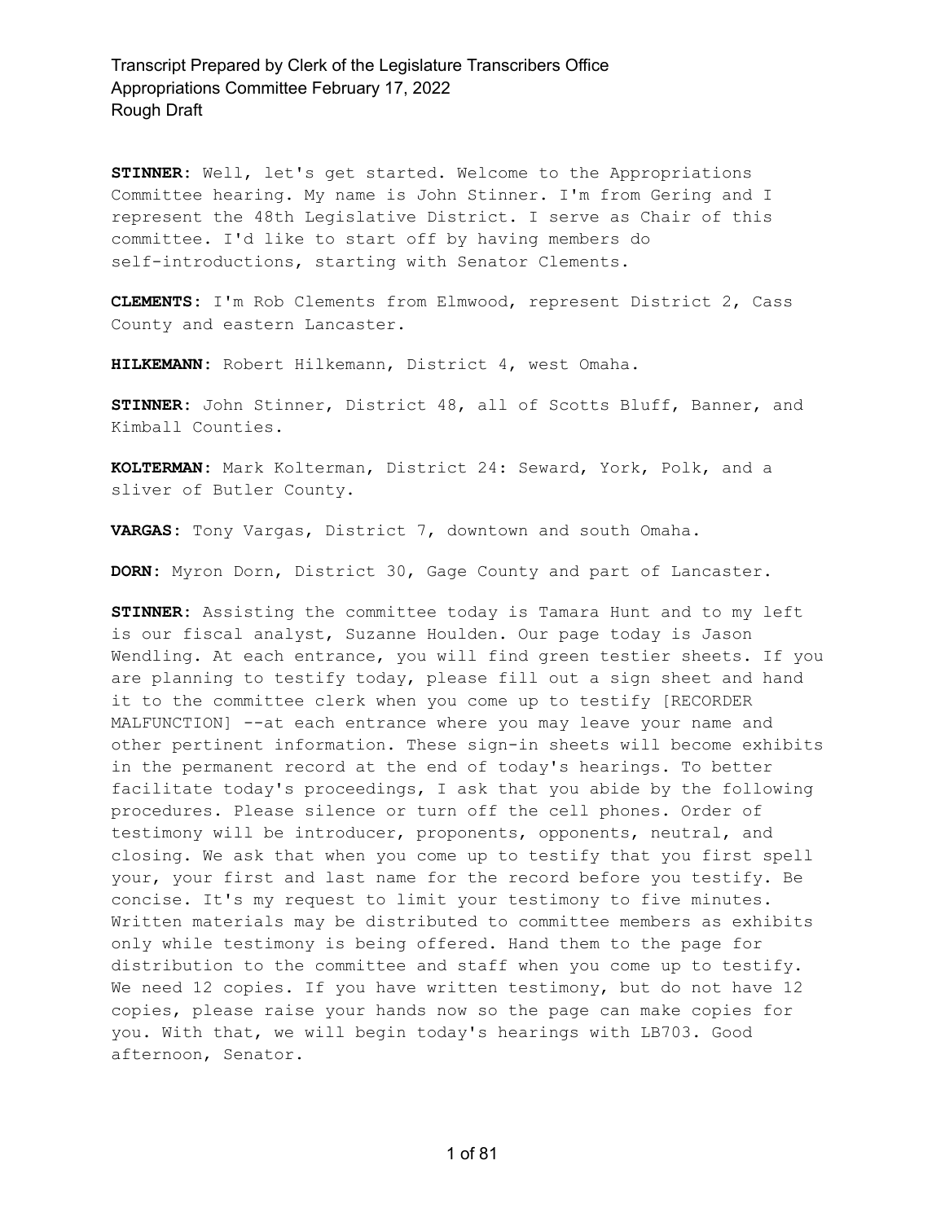**STINNER:** Well, let's get started. Welcome to the Appropriations Committee hearing. My name is John Stinner. I'm from Gering and I represent the 48th Legislative District. I serve as Chair of this committee. I'd like to start off by having members do self-introductions, starting with Senator Clements.

**CLEMENTS:** I'm Rob Clements from Elmwood, represent District 2, Cass County and eastern Lancaster.

**HILKEMANN:** Robert Hilkemann, District 4, west Omaha.

**STINNER:** John Stinner, District 48, all of Scotts Bluff, Banner, and Kimball Counties.

**KOLTERMAN:** Mark Kolterman, District 24: Seward, York, Polk, and a sliver of Butler County.

**VARGAS:** Tony Vargas, District 7, downtown and south Omaha.

**DORN:** Myron Dorn, District 30, Gage County and part of Lancaster.

**STINNER:** Assisting the committee today is Tamara Hunt and to my left is our fiscal analyst, Suzanne Houlden. Our page today is Jason Wendling. At each entrance, you will find green testier sheets. If you are planning to testify today, please fill out a sign sheet and hand it to the committee clerk when you come up to testify [RECORDER MALFUNCTION] --at each entrance where you may leave your name and other pertinent information. These sign-in sheets will become exhibits in the permanent record at the end of today's hearings. To better facilitate today's proceedings, I ask that you abide by the following procedures. Please silence or turn off the cell phones. Order of testimony will be introducer, proponents, opponents, neutral, and closing. We ask that when you come up to testify that you first spell your, your first and last name for the record before you testify. Be concise. It's my request to limit your testimony to five minutes. Written materials may be distributed to committee members as exhibits only while testimony is being offered. Hand them to the page for distribution to the committee and staff when you come up to testify. We need 12 copies. If you have written testimony, but do not have 12 copies, please raise your hands now so the page can make copies for you. With that, we will begin today's hearings with LB703. Good afternoon, Senator.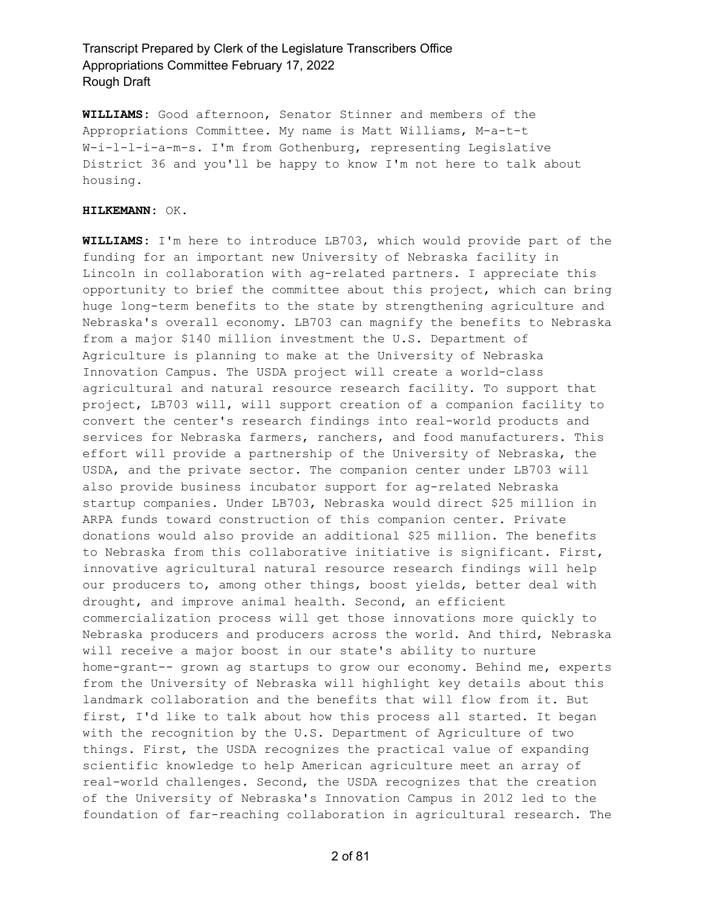**WILLIAMS:** Good afternoon, Senator Stinner and members of the Appropriations Committee. My name is Matt Williams, M-a-t-t W-i-l-l-i-a-m-s. I'm from Gothenburg, representing Legislative District 36 and you'll be happy to know I'm not here to talk about housing.

**HILKEMANN:** OK.

**WILLIAMS:** I'm here to introduce LB703, which would provide part of the funding for an important new University of Nebraska facility in Lincoln in collaboration with ag-related partners. I appreciate this opportunity to brief the committee about this project, which can bring huge long-term benefits to the state by strengthening agriculture and Nebraska's overall economy. LB703 can magnify the benefits to Nebraska from a major $140 million investment the U.S. Department of Agriculture is planning to make at the University of Nebraska Innovation Campus. The USDA project will create a world-class agricultural and natural resource research facility. To support that project, LB703 will, will support creation of a companion facility to convert the center's research findings into real-world products and services for Nebraska farmers, ranchers, and food manufacturers. This effort will provide a partnership of the University of Nebraska, the USDA, and the private sector. The companion center under LB703 will also provide business incubator support for ag-related Nebraska startup companies. Under LB703, Nebraska would direct $25 million in ARPA funds toward construction of this companion center. Private donations would also provide an additional $25 million. The benefits to Nebraska from this collaborative initiative is significant. First, innovative agricultural natural resource research findings will help our producers to, among other things, boost yields, better deal with drought, and improve animal health. Second, an efficient commercialization process will get those innovations more quickly to Nebraska producers and producers across the world. And third, Nebraska will receive a major boost in our state's ability to nurture home-grant-- grown ag startups to grow our economy. Behind me, experts from the University of Nebraska will highlight key details about this landmark collaboration and the benefits that will flow from it. But first, I'd like to talk about how this process all started. It began with the recognition by the U.S. Department of Agriculture of two things. First, the USDA recognizes the practical value of expanding scientific knowledge to help American agriculture meet an array of real-world challenges. Second, the USDA recognizes that the creation of the University of Nebraska's Innovation Campus in 2012 led to the foundation of far-reaching collaboration in agricultural research. The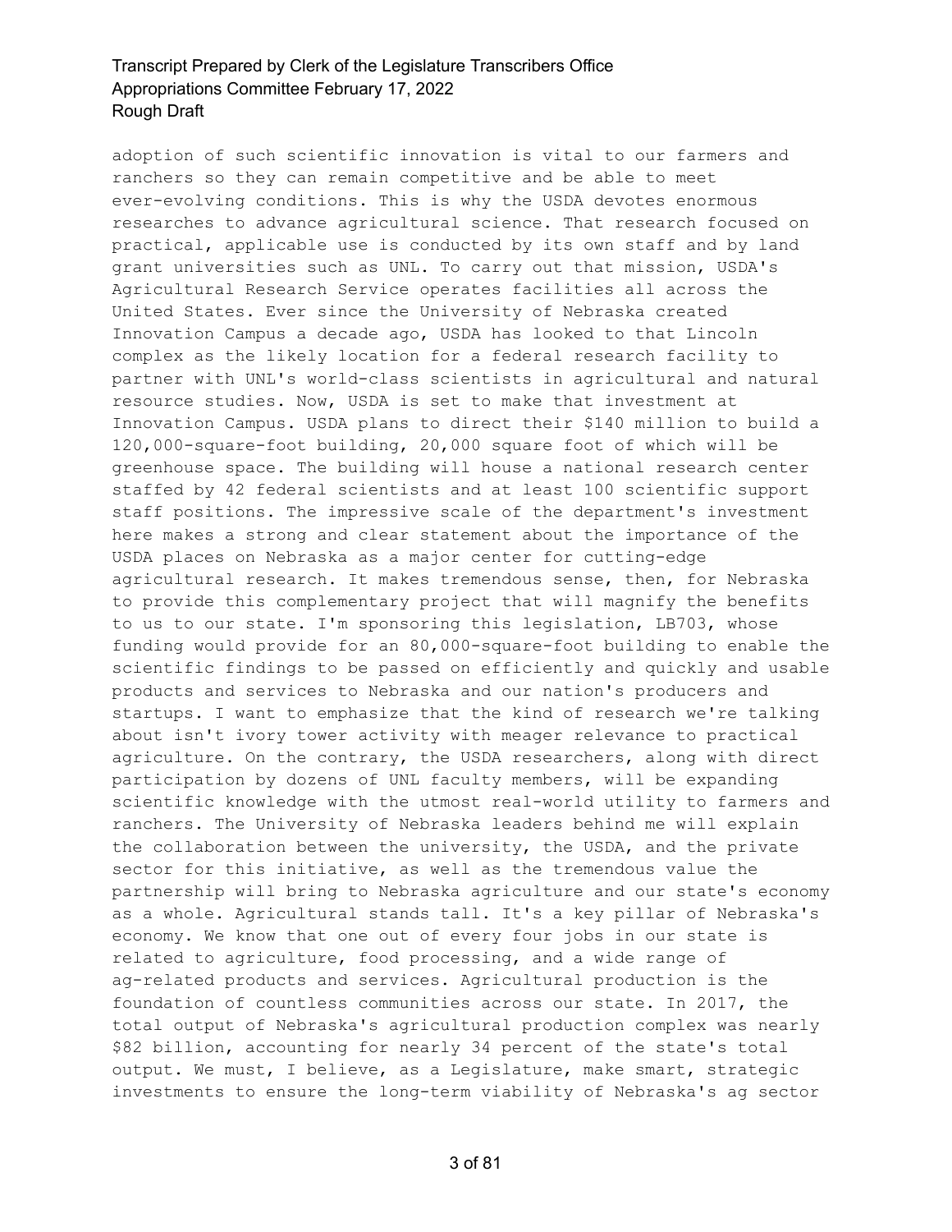adoption of such scientific innovation is vital to our farmers and ranchers so they can remain competitive and be able to meet ever-evolving conditions. This is why the USDA devotes enormous researches to advance agricultural science. That research focused on practical, applicable use is conducted by its own staff and by land grant universities such as UNL. To carry out that mission, USDA's Agricultural Research Service operates facilities all across the United States. Ever since the University of Nebraska created Innovation Campus a decade ago, USDA has looked to that Lincoln complex as the likely location for a federal research facility to partner with UNL's world-class scientists in agricultural and natural resource studies. Now, USDA is set to make that investment at Innovation Campus. USDA plans to direct their $140 million to build a 120,000-square-foot building, 20,000 square foot of which will be greenhouse space. The building will house a national research center staffed by 42 federal scientists and at least 100 scientific support staff positions. The impressive scale of the department's investment here makes a strong and clear statement about the importance of the USDA places on Nebraska as a major center for cutting-edge agricultural research. It makes tremendous sense, then, for Nebraska to provide this complementary project that will magnify the benefits to us to our state. I'm sponsoring this legislation, LB703, whose funding would provide for an 80,000-square-foot building to enable the scientific findings to be passed on efficiently and quickly and usable products and services to Nebraska and our nation's producers and startups. I want to emphasize that the kind of research we're talking about isn't ivory tower activity with meager relevance to practical agriculture. On the contrary, the USDA researchers, along with direct participation by dozens of UNL faculty members, will be expanding scientific knowledge with the utmost real-world utility to farmers and ranchers. The University of Nebraska leaders behind me will explain the collaboration between the university, the USDA, and the private sector for this initiative, as well as the tremendous value the partnership will bring to Nebraska agriculture and our state's economy as a whole. Agricultural stands tall. It's a key pillar of Nebraska's economy. We know that one out of every four jobs in our state is related to agriculture, food processing, and a wide range of ag-related products and services. Agricultural production is the foundation of countless communities across our state. In 2017, the total output of Nebraska's agricultural production complex was nearly $82 billion, accounting for nearly 34 percent of the state's total output. We must, I believe, as a Legislature, make smart, strategic investments to ensure the long-term viability of Nebraska's ag sector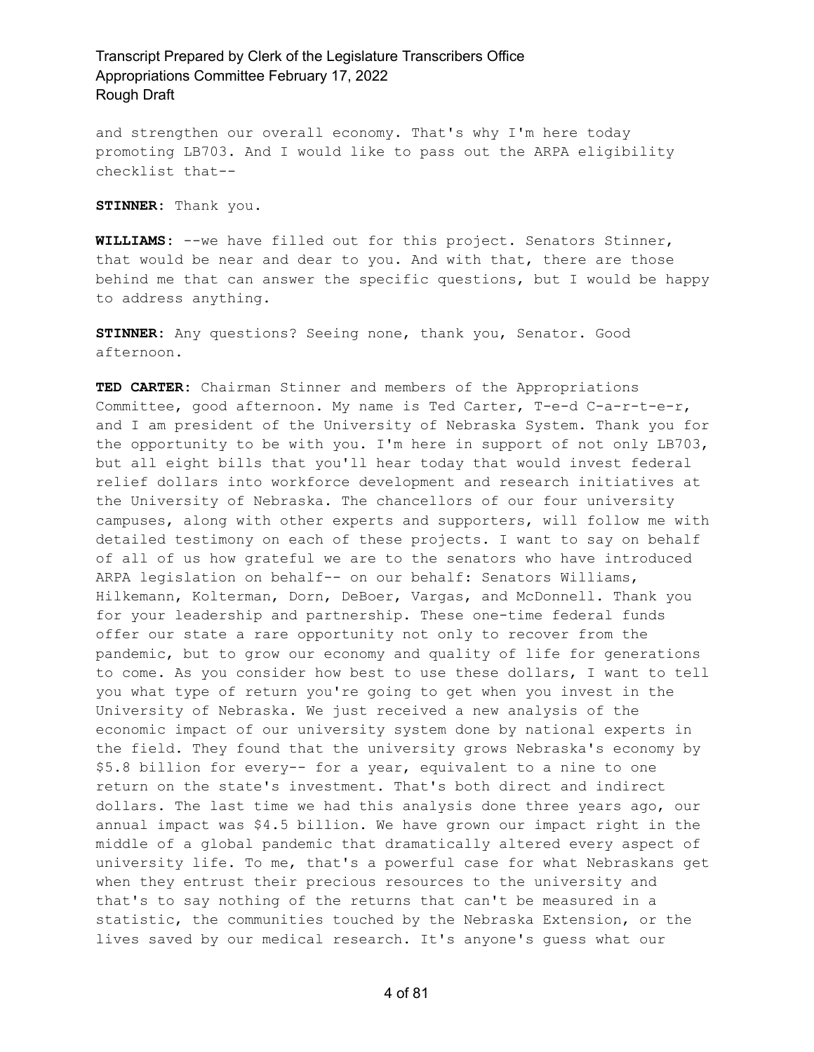and strengthen our overall economy. That's why I'm here today promoting LB703. And I would like to pass out the ARPA eligibility checklist that--

**STINNER:** Thank you.

**WILLIAMS:** --we have filled out for this project. Senators Stinner, that would be near and dear to you. And with that, there are those behind me that can answer the specific questions, but I would be happy to address anything.

**STINNER:** Any questions? Seeing none, thank you, Senator. Good afternoon.

**TED CARTER:** Chairman Stinner and members of the Appropriations Committee, good afternoon. My name is Ted Carter, T-e-d C-a-r-t-e-r, and I am president of the University of Nebraska System. Thank you for the opportunity to be with you. I'm here in support of not only LB703, but all eight bills that you'll hear today that would invest federal relief dollars into workforce development and research initiatives at the University of Nebraska. The chancellors of our four university campuses, along with other experts and supporters, will follow me with detailed testimony on each of these projects. I want to say on behalf of all of us how grateful we are to the senators who have introduced ARPA legislation on behalf-- on our behalf: Senators Williams, Hilkemann, Kolterman, Dorn, DeBoer, Vargas, and McDonnell. Thank you for your leadership and partnership. These one-time federal funds offer our state a rare opportunity not only to recover from the pandemic, but to grow our economy and quality of life for generations to come. As you consider how best to use these dollars, I want to tell you what type of return you're going to get when you invest in the University of Nebraska. We just received a new analysis of the economic impact of our university system done by national experts in the field. They found that the university grows Nebraska's economy by $5.8 billion for every-- for a year, equivalent to a nine to one return on the state's investment. That's both direct and indirect dollars. The last time we had this analysis done three years ago, our annual impact was $4.5 billion. We have grown our impact right in the middle of a global pandemic that dramatically altered every aspect of university life. To me, that's a powerful case for what Nebraskans get when they entrust their precious resources to the university and that's to say nothing of the returns that can't be measured in a statistic, the communities touched by the Nebraska Extension, or the lives saved by our medical research. It's anyone's guess what our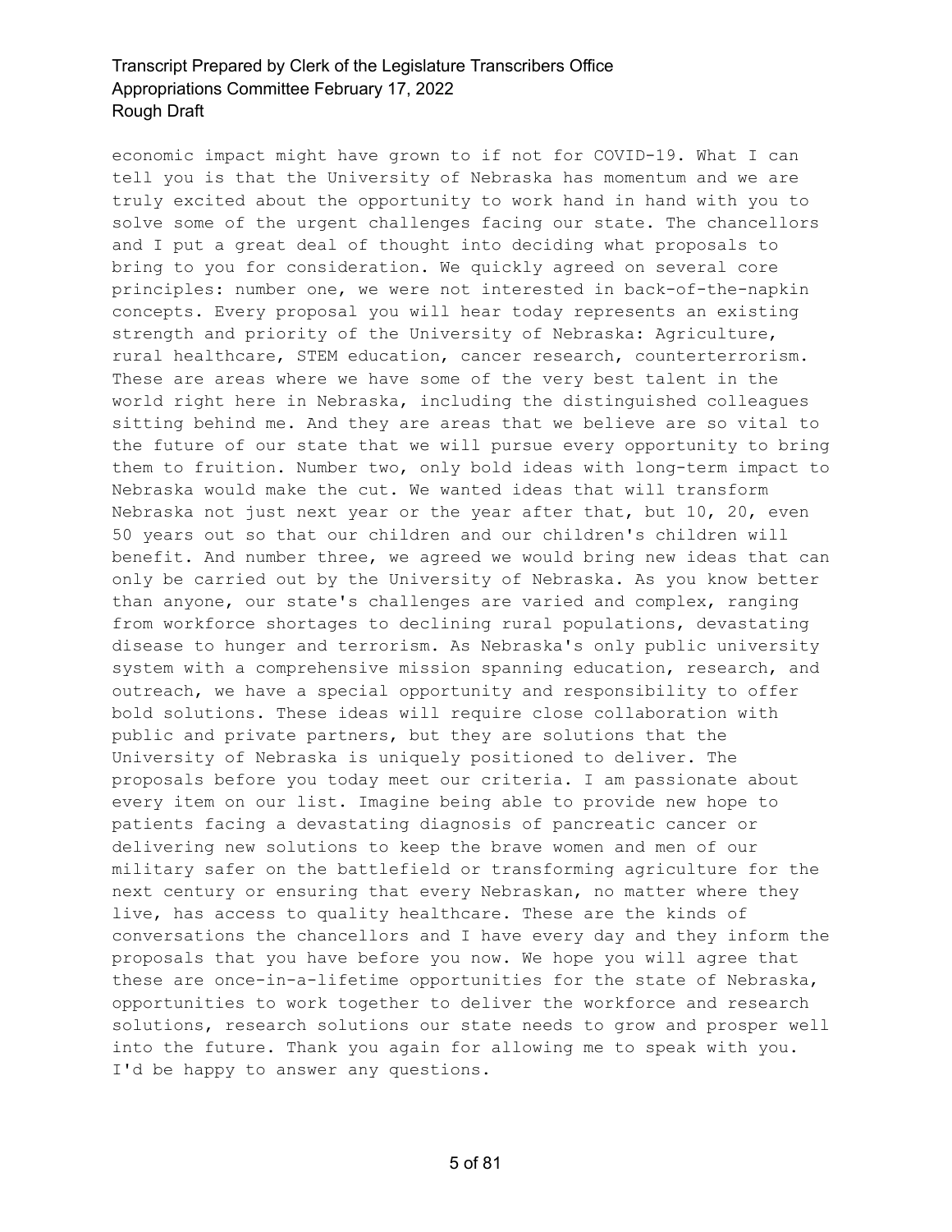economic impact might have grown to if not for COVID-19. What I can tell you is that the University of Nebraska has momentum and we are truly excited about the opportunity to work hand in hand with you to solve some of the urgent challenges facing our state. The chancellors and I put a great deal of thought into deciding what proposals to bring to you for consideration. We quickly agreed on several core principles: number one, we were not interested in back-of-the-napkin concepts. Every proposal you will hear today represents an existing strength and priority of the University of Nebraska: Agriculture, rural healthcare, STEM education, cancer research, counterterrorism. These are areas where we have some of the very best talent in the world right here in Nebraska, including the distinguished colleagues sitting behind me. And they are areas that we believe are so vital to the future of our state that we will pursue every opportunity to bring them to fruition. Number two, only bold ideas with long-term impact to Nebraska would make the cut. We wanted ideas that will transform Nebraska not just next year or the year after that, but 10, 20, even 50 years out so that our children and our children's children will benefit. And number three, we agreed we would bring new ideas that can only be carried out by the University of Nebraska. As you know better than anyone, our state's challenges are varied and complex, ranging from workforce shortages to declining rural populations, devastating disease to hunger and terrorism. As Nebraska's only public university system with a comprehensive mission spanning education, research, and outreach, we have a special opportunity and responsibility to offer bold solutions. These ideas will require close collaboration with public and private partners, but they are solutions that the University of Nebraska is uniquely positioned to deliver. The proposals before you today meet our criteria. I am passionate about every item on our list. Imagine being able to provide new hope to patients facing a devastating diagnosis of pancreatic cancer or delivering new solutions to keep the brave women and men of our military safer on the battlefield or transforming agriculture for the next century or ensuring that every Nebraskan, no matter where they live, has access to quality healthcare. These are the kinds of conversations the chancellors and I have every day and they inform the proposals that you have before you now. We hope you will agree that these are once-in-a-lifetime opportunities for the state of Nebraska, opportunities to work together to deliver the workforce and research solutions, research solutions our state needs to grow and prosper well into the future. Thank you again for allowing me to speak with you. I'd be happy to answer any questions.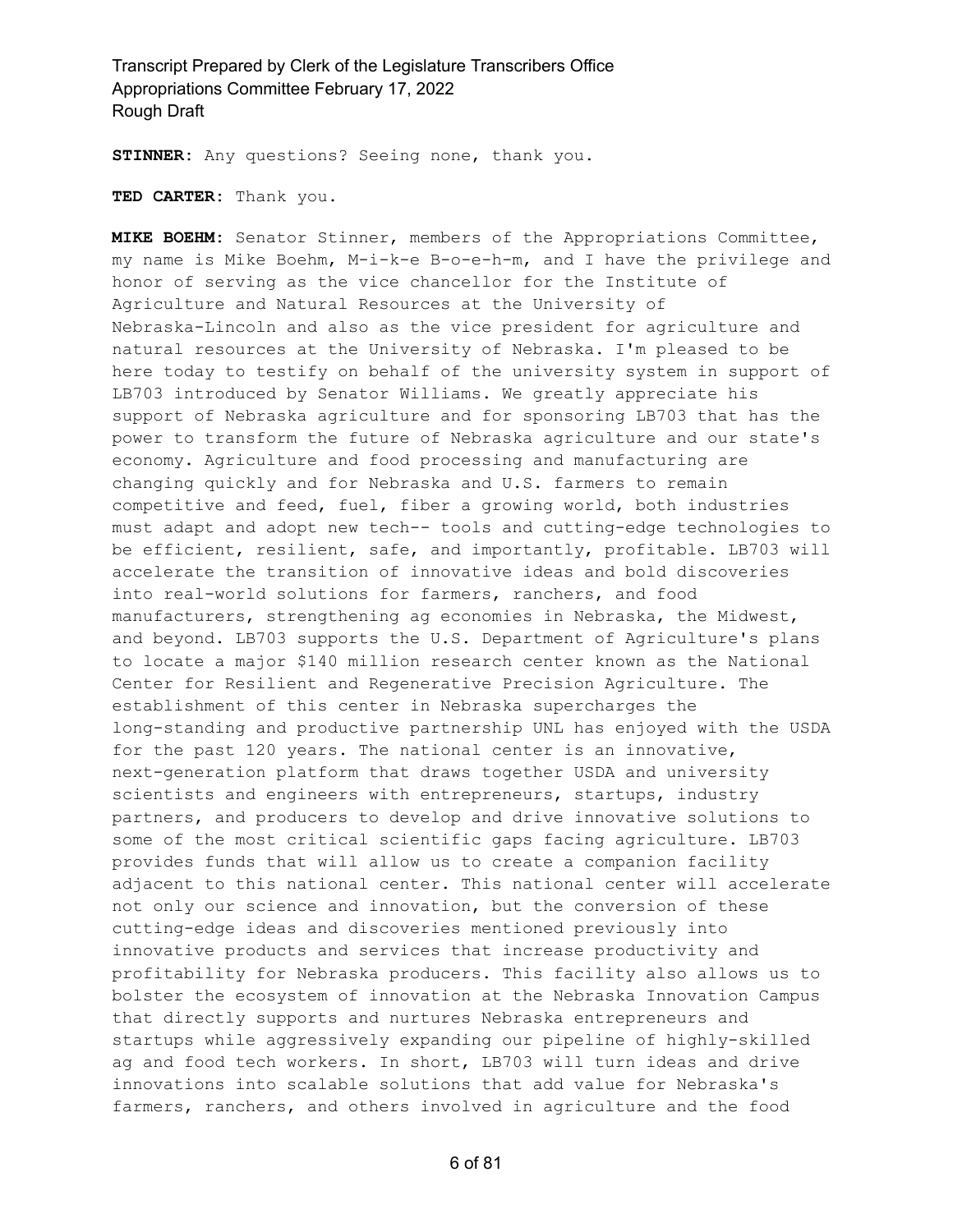**STINNER:** Any questions? Seeing none, thank you.

**TED CARTER:** Thank you.

**MIKE BOEHM:** Senator Stinner, members of the Appropriations Committee, my name is Mike Boehm, M-i-k-e B-o-e-h-m, and I have the privilege and honor of serving as the vice chancellor for the Institute of Agriculture and Natural Resources at the University of Nebraska-Lincoln and also as the vice president for agriculture and natural resources at the University of Nebraska. I'm pleased to be here today to testify on behalf of the university system in support of LB703 introduced by Senator Williams. We greatly appreciate his support of Nebraska agriculture and for sponsoring LB703 that has the power to transform the future of Nebraska agriculture and our state's economy. Agriculture and food processing and manufacturing are changing quickly and for Nebraska and U.S. farmers to remain competitive and feed, fuel, fiber a growing world, both industries must adapt and adopt new tech-- tools and cutting-edge technologies to be efficient, resilient, safe, and importantly, profitable. LB703 will accelerate the transition of innovative ideas and bold discoveries into real-world solutions for farmers, ranchers, and food manufacturers, strengthening ag economies in Nebraska, the Midwest, and beyond. LB703 supports the U.S. Department of Agriculture's plans to locate a major $140 million research center known as the National Center for Resilient and Regenerative Precision Agriculture. The establishment of this center in Nebraska supercharges the long-standing and productive partnership UNL has enjoyed with the USDA for the past 120 years. The national center is an innovative, next-generation platform that draws together USDA and university scientists and engineers with entrepreneurs, startups, industry partners, and producers to develop and drive innovative solutions to some of the most critical scientific gaps facing agriculture. LB703 provides funds that will allow us to create a companion facility adjacent to this national center. This national center will accelerate not only our science and innovation, but the conversion of these cutting-edge ideas and discoveries mentioned previously into innovative products and services that increase productivity and profitability for Nebraska producers. This facility also allows us to bolster the ecosystem of innovation at the Nebraska Innovation Campus that directly supports and nurtures Nebraska entrepreneurs and startups while aggressively expanding our pipeline of highly-skilled ag and food tech workers. In short, LB703 will turn ideas and drive innovations into scalable solutions that add value for Nebraska's farmers, ranchers, and others involved in agriculture and the food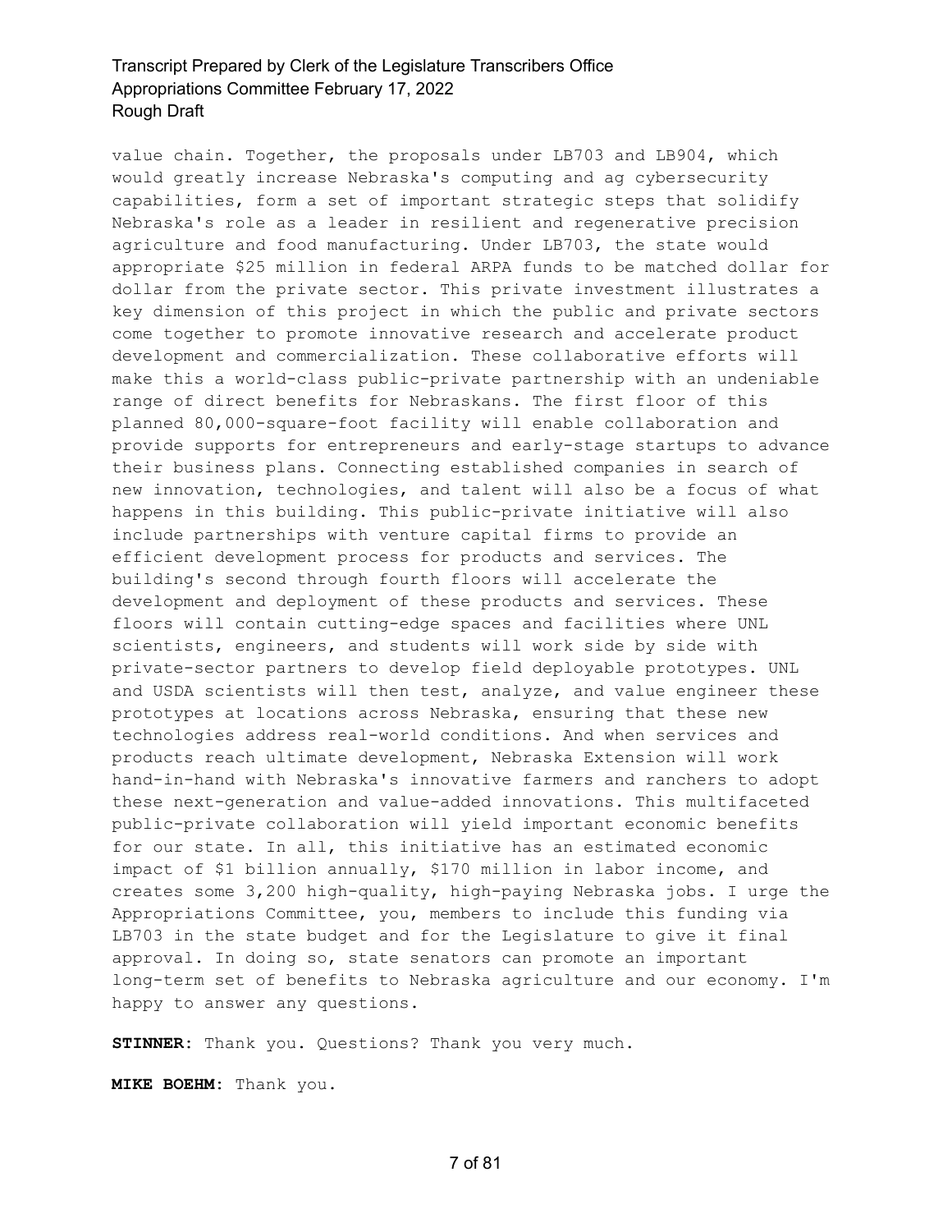value chain. Together, the proposals under LB703 and LB904, which would greatly increase Nebraska's computing and ag cybersecurity capabilities, form a set of important strategic steps that solidify Nebraska's role as a leader in resilient and regenerative precision agriculture and food manufacturing. Under LB703, the state would appropriate $25 million in federal ARPA funds to be matched dollar for dollar from the private sector. This private investment illustrates a key dimension of this project in which the public and private sectors come together to promote innovative research and accelerate product development and commercialization. These collaborative efforts will make this a world-class public-private partnership with an undeniable range of direct benefits for Nebraskans. The first floor of this planned 80,000-square-foot facility will enable collaboration and provide supports for entrepreneurs and early-stage startups to advance their business plans. Connecting established companies in search of new innovation, technologies, and talent will also be a focus of what happens in this building. This public-private initiative will also include partnerships with venture capital firms to provide an efficient development process for products and services. The building's second through fourth floors will accelerate the development and deployment of these products and services. These floors will contain cutting-edge spaces and facilities where UNL scientists, engineers, and students will work side by side with private-sector partners to develop field deployable prototypes. UNL and USDA scientists will then test, analyze, and value engineer these prototypes at locations across Nebraska, ensuring that these new technologies address real-world conditions. And when services and products reach ultimate development, Nebraska Extension will work hand-in-hand with Nebraska's innovative farmers and ranchers to adopt these next-generation and value-added innovations. This multifaceted public-private collaboration will yield important economic benefits for our state. In all, this initiative has an estimated economic impact of $1 billion annually, $170 million in labor income, and creates some 3,200 high-quality, high-paying Nebraska jobs. I urge the Appropriations Committee, you, members to include this funding via LB703 in the state budget and for the Legislature to give it final approval. In doing so, state senators can promote an important long-term set of benefits to Nebraska agriculture and our economy. I'm happy to answer any questions.

**STINNER:** Thank you. Questions? Thank you very much.

**MIKE BOEHM:** Thank you.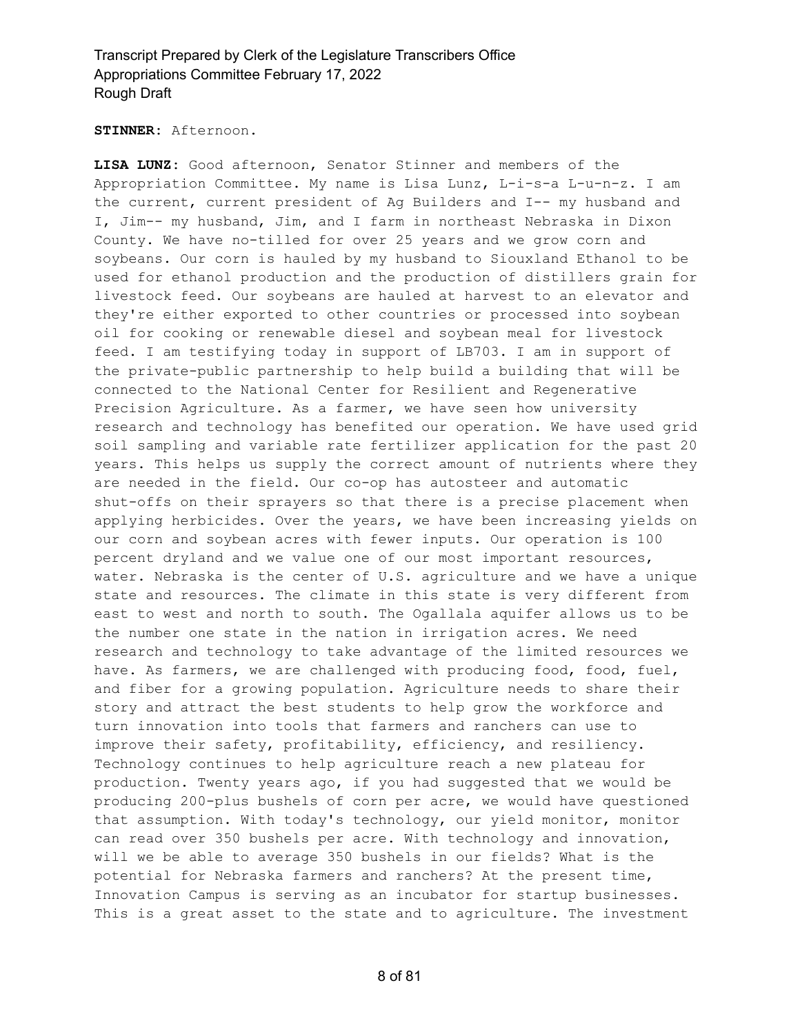**STINNER:** Afternoon.

**LISA LUNZ:** Good afternoon, Senator Stinner and members of the Appropriation Committee. My name is Lisa Lunz, L-i-s-a L-u-n-z. I am the current, current president of Ag Builders and I-- my husband and I, Jim-- my husband, Jim, and I farm in northeast Nebraska in Dixon County. We have no-tilled for over 25 years and we grow corn and soybeans. Our corn is hauled by my husband to Siouxland Ethanol to be used for ethanol production and the production of distillers grain for livestock feed. Our soybeans are hauled at harvest to an elevator and they're either exported to other countries or processed into soybean oil for cooking or renewable diesel and soybean meal for livestock feed. I am testifying today in support of LB703. I am in support of the private-public partnership to help build a building that will be connected to the National Center for Resilient and Regenerative Precision Agriculture. As a farmer, we have seen how university research and technology has benefited our operation. We have used grid soil sampling and variable rate fertilizer application for the past 20 years. This helps us supply the correct amount of nutrients where they are needed in the field. Our co-op has autosteer and automatic shut-offs on their sprayers so that there is a precise placement when applying herbicides. Over the years, we have been increasing yields on our corn and soybean acres with fewer inputs. Our operation is 100 percent dryland and we value one of our most important resources, water. Nebraska is the center of U.S. agriculture and we have a unique state and resources. The climate in this state is very different from east to west and north to south. The Ogallala aquifer allows us to be the number one state in the nation in irrigation acres. We need research and technology to take advantage of the limited resources we have. As farmers, we are challenged with producing food, food, fuel, and fiber for a growing population. Agriculture needs to share their story and attract the best students to help grow the workforce and turn innovation into tools that farmers and ranchers can use to improve their safety, profitability, efficiency, and resiliency. Technology continues to help agriculture reach a new plateau for production. Twenty years ago, if you had suggested that we would be producing 200-plus bushels of corn per acre, we would have questioned that assumption. With today's technology, our yield monitor, monitor can read over 350 bushels per acre. With technology and innovation, will we be able to average 350 bushels in our fields? What is the potential for Nebraska farmers and ranchers? At the present time, Innovation Campus is serving as an incubator for startup businesses. This is a great asset to the state and to agriculture. The investment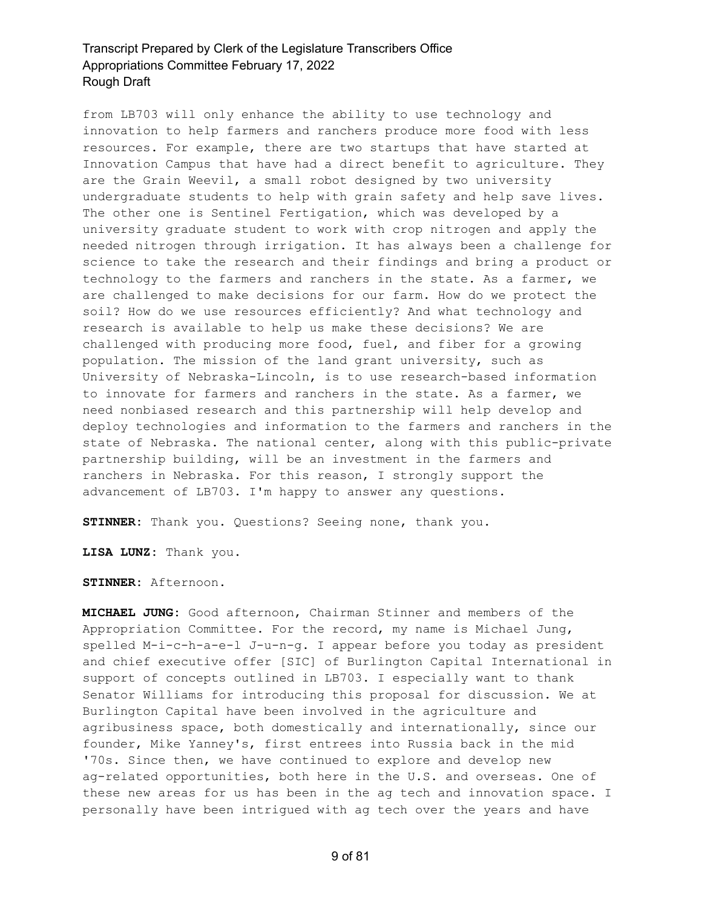from LB703 will only enhance the ability to use technology and innovation to help farmers and ranchers produce more food with less resources. For example, there are two startups that have started at Innovation Campus that have had a direct benefit to agriculture. They are the Grain Weevil, a small robot designed by two university undergraduate students to help with grain safety and help save lives. The other one is Sentinel Fertigation, which was developed by a university graduate student to work with crop nitrogen and apply the needed nitrogen through irrigation. It has always been a challenge for science to take the research and their findings and bring a product or technology to the farmers and ranchers in the state. As a farmer, we are challenged to make decisions for our farm. How do we protect the soil? How do we use resources efficiently? And what technology and research is available to help us make these decisions? We are challenged with producing more food, fuel, and fiber for a growing population. The mission of the land grant university, such as University of Nebraska-Lincoln, is to use research-based information to innovate for farmers and ranchers in the state. As a farmer, we need nonbiased research and this partnership will help develop and deploy technologies and information to the farmers and ranchers in the state of Nebraska. The national center, along with this public-private partnership building, will be an investment in the farmers and ranchers in Nebraska. For this reason, I strongly support the advancement of LB703. I'm happy to answer any questions.

**STINNER:** Thank you. Questions? Seeing none, thank you.

**LISA LUNZ:** Thank you.

**STINNER:** Afternoon.

**MICHAEL JUNG:** Good afternoon, Chairman Stinner and members of the Appropriation Committee. For the record, my name is Michael Jung, spelled M-i-c-h-a-e-l J-u-n-g. I appear before you today as president and chief executive offer [SIC] of Burlington Capital International in support of concepts outlined in LB703. I especially want to thank Senator Williams for introducing this proposal for discussion. We at Burlington Capital have been involved in the agriculture and agribusiness space, both domestically and internationally, since our founder, Mike Yanney's, first entrees into Russia back in the mid '70s. Since then, we have continued to explore and develop new ag-related opportunities, both here in the U.S. and overseas. One of these new areas for us has been in the ag tech and innovation space. I personally have been intrigued with ag tech over the years and have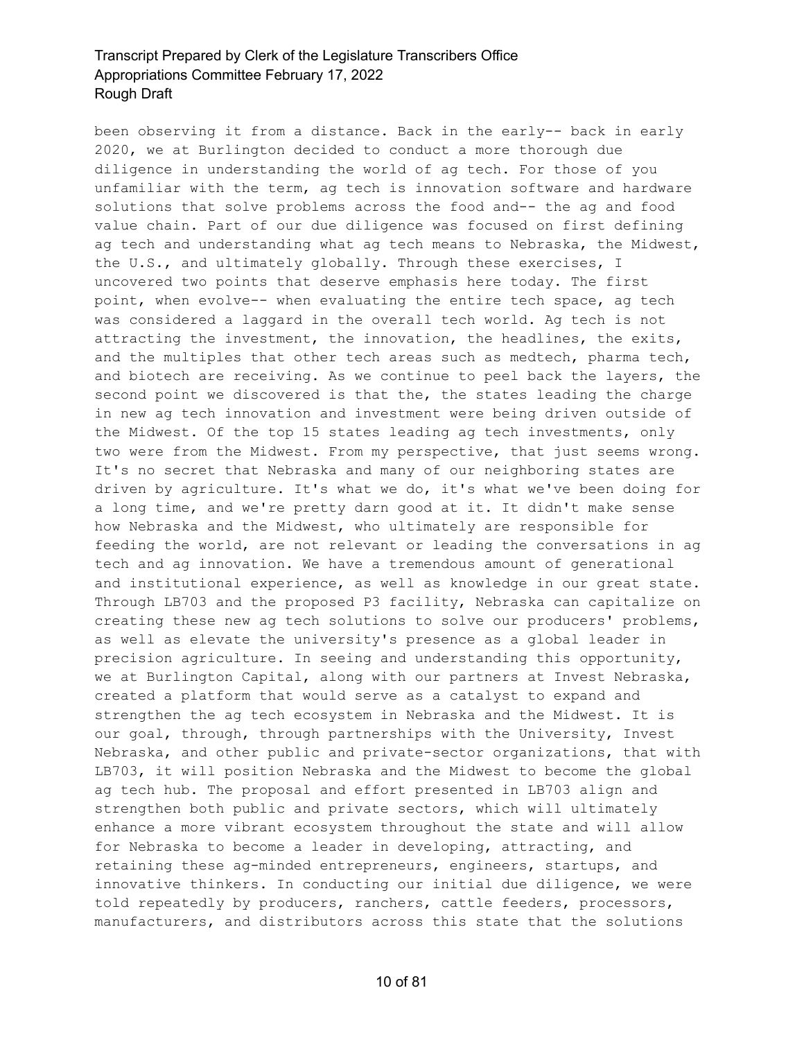been observing it from a distance. Back in the early-- back in early 2020, we at Burlington decided to conduct a more thorough due diligence in understanding the world of ag tech. For those of you unfamiliar with the term, ag tech is innovation software and hardware solutions that solve problems across the food and-- the ag and food value chain. Part of our due diligence was focused on first defining ag tech and understanding what ag tech means to Nebraska, the Midwest, the U.S., and ultimately globally. Through these exercises, I uncovered two points that deserve emphasis here today. The first point, when evolve-- when evaluating the entire tech space, ag tech was considered a laggard in the overall tech world. Ag tech is not attracting the investment, the innovation, the headlines, the exits, and the multiples that other tech areas such as medtech, pharma tech, and biotech are receiving. As we continue to peel back the layers, the second point we discovered is that the, the states leading the charge in new ag tech innovation and investment were being driven outside of the Midwest. Of the top 15 states leading ag tech investments, only two were from the Midwest. From my perspective, that just seems wrong. It's no secret that Nebraska and many of our neighboring states are driven by agriculture. It's what we do, it's what we've been doing for a long time, and we're pretty darn good at it. It didn't make sense how Nebraska and the Midwest, who ultimately are responsible for feeding the world, are not relevant or leading the conversations in ag tech and ag innovation. We have a tremendous amount of generational and institutional experience, as well as knowledge in our great state. Through LB703 and the proposed P3 facility, Nebraska can capitalize on creating these new ag tech solutions to solve our producers' problems, as well as elevate the university's presence as a global leader in precision agriculture. In seeing and understanding this opportunity, we at Burlington Capital, along with our partners at Invest Nebraska, created a platform that would serve as a catalyst to expand and strengthen the ag tech ecosystem in Nebraska and the Midwest. It is our goal, through, through partnerships with the University, Invest Nebraska, and other public and private-sector organizations, that with LB703, it will position Nebraska and the Midwest to become the global ag tech hub. The proposal and effort presented in LB703 align and strengthen both public and private sectors, which will ultimately enhance a more vibrant ecosystem throughout the state and will allow for Nebraska to become a leader in developing, attracting, and retaining these ag-minded entrepreneurs, engineers, startups, and innovative thinkers. In conducting our initial due diligence, we were told repeatedly by producers, ranchers, cattle feeders, processors, manufacturers, and distributors across this state that the solutions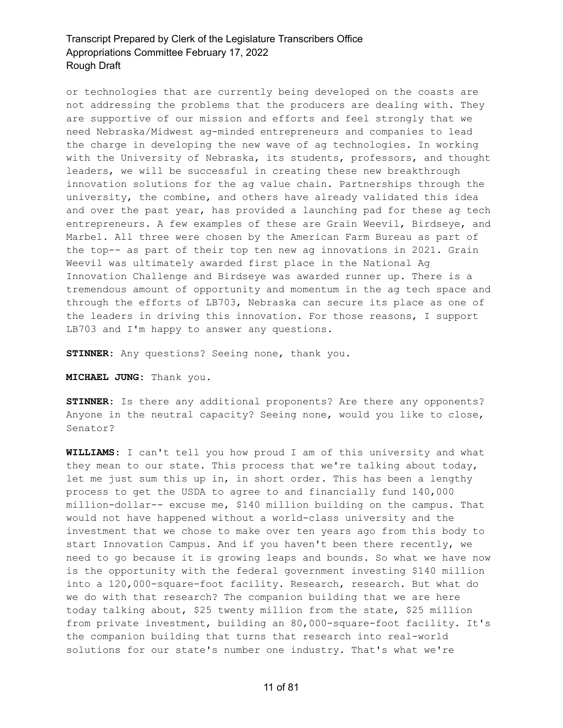or technologies that are currently being developed on the coasts are not addressing the problems that the producers are dealing with. They are supportive of our mission and efforts and feel strongly that we need Nebraska/Midwest ag-minded entrepreneurs and companies to lead the charge in developing the new wave of ag technologies. In working with the University of Nebraska, its students, professors, and thought leaders, we will be successful in creating these new breakthrough innovation solutions for the ag value chain. Partnerships through the university, the combine, and others have already validated this idea and over the past year, has provided a launching pad for these ag tech entrepreneurs. A few examples of these are Grain Weevil, Birdseye, and Marbel. All three were chosen by the American Farm Bureau as part of the top-- as part of their top ten new ag innovations in 2021. Grain Weevil was ultimately awarded first place in the National Ag Innovation Challenge and Birdseye was awarded runner up. There is a tremendous amount of opportunity and momentum in the ag tech space and through the efforts of LB703, Nebraska can secure its place as one of the leaders in driving this innovation. For those reasons, I support LB703 and I'm happy to answer any questions.

**STINNER:** Any questions? Seeing none, thank you.

**MICHAEL JUNG:** Thank you.

**STINNER:** Is there any additional proponents? Are there any opponents? Anyone in the neutral capacity? Seeing none, would you like to close, Senator?

**WILLIAMS:** I can't tell you how proud I am of this university and what they mean to our state. This process that we're talking about today, let me just sum this up in, in short order. This has been a lengthy process to get the USDA to agree to and financially fund 140,000 million-dollar-- excuse me, $140 million building on the campus. That would not have happened without a world-class university and the investment that we chose to make over ten years ago from this body to start Innovation Campus. And if you haven't been there recently, we need to go because it is growing leaps and bounds. So what we have now is the opportunity with the federal government investing $140 million into a 120,000-square-foot facility. Research, research. But what do we do with that research? The companion building that we are here today talking about, $25 twenty million from the state, $25 million from private investment, building an 80,000-square-foot facility. It's the companion building that turns that research into real-world solutions for our state's number one industry. That's what we're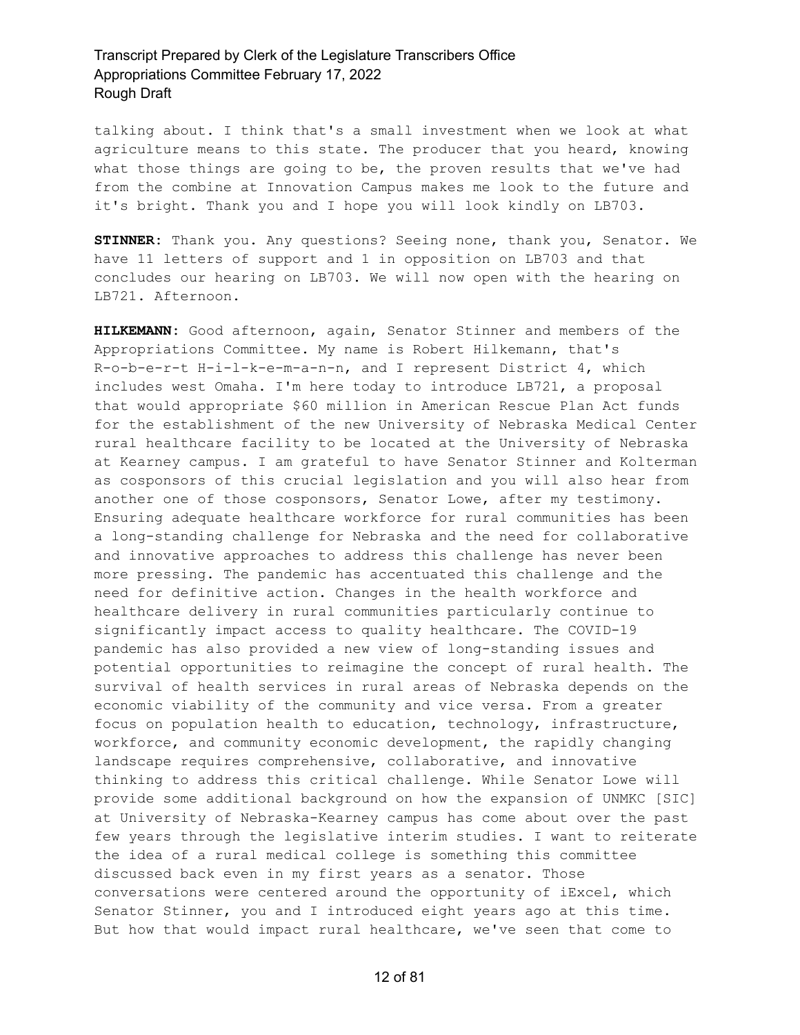talking about. I think that's a small investment when we look at what agriculture means to this state. The producer that you heard, knowing what those things are going to be, the proven results that we've had from the combine at Innovation Campus makes me look to the future and it's bright. Thank you and I hope you will look kindly on LB703.

**STINNER:** Thank you. Any questions? Seeing none, thank you, Senator. We have 11 letters of support and 1 in opposition on LB703 and that concludes our hearing on LB703. We will now open with the hearing on LB721. Afternoon.

**HILKEMANN:** Good afternoon, again, Senator Stinner and members of the Appropriations Committee. My name is Robert Hilkemann, that's R-o-b-e-r-t H-i-l-k-e-m-a-n-n, and I represent District 4, which includes west Omaha. I'm here today to introduce LB721, a proposal that would appropriate $60 million in American Rescue Plan Act funds for the establishment of the new University of Nebraska Medical Center rural healthcare facility to be located at the University of Nebraska at Kearney campus. I am grateful to have Senator Stinner and Kolterman as cosponsors of this crucial legislation and you will also hear from another one of those cosponsors, Senator Lowe, after my testimony. Ensuring adequate healthcare workforce for rural communities has been a long-standing challenge for Nebraska and the need for collaborative and innovative approaches to address this challenge has never been more pressing. The pandemic has accentuated this challenge and the need for definitive action. Changes in the health workforce and healthcare delivery in rural communities particularly continue to significantly impact access to quality healthcare. The COVID-19 pandemic has also provided a new view of long-standing issues and potential opportunities to reimagine the concept of rural health. The survival of health services in rural areas of Nebraska depends on the economic viability of the community and vice versa. From a greater focus on population health to education, technology, infrastructure, workforce, and community economic development, the rapidly changing landscape requires comprehensive, collaborative, and innovative thinking to address this critical challenge. While Senator Lowe will provide some additional background on how the expansion of UNMKC [SIC] at University of Nebraska-Kearney campus has come about over the past few years through the legislative interim studies. I want to reiterate the idea of a rural medical college is something this committee discussed back even in my first years as a senator. Those conversations were centered around the opportunity of iExcel, which Senator Stinner, you and I introduced eight years ago at this time. But how that would impact rural healthcare, we've seen that come to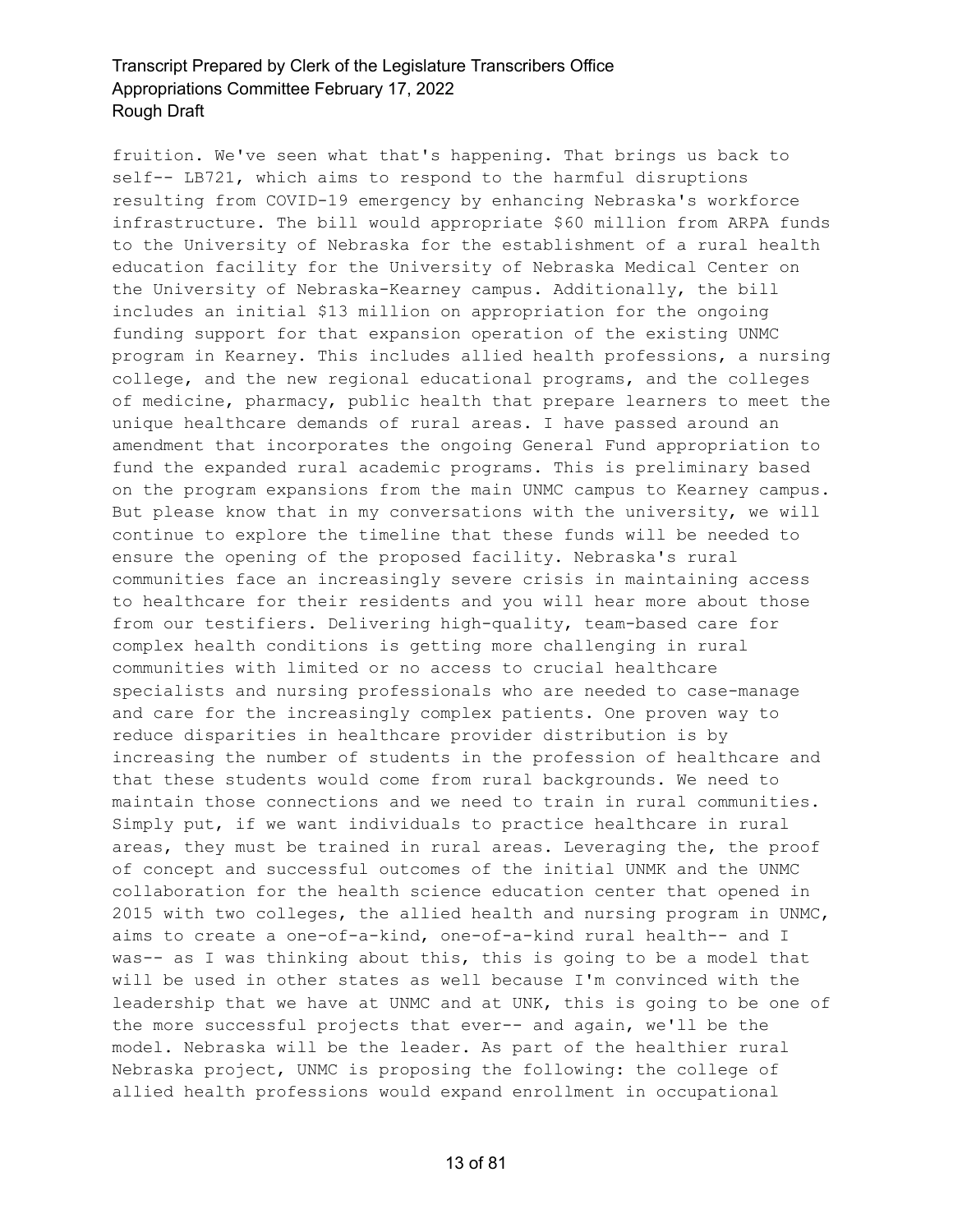fruition. We've seen what that's happening. That brings us back to self-- LB721, which aims to respond to the harmful disruptions resulting from COVID-19 emergency by enhancing Nebraska's workforce infrastructure. The bill would appropriate $60 million from ARPA funds to the University of Nebraska for the establishment of a rural health education facility for the University of Nebraska Medical Center on the University of Nebraska-Kearney campus. Additionally, the bill includes an initial $13 million on appropriation for the ongoing funding support for that expansion operation of the existing UNMC program in Kearney. This includes allied health professions, a nursing college, and the new regional educational programs, and the colleges of medicine, pharmacy, public health that prepare learners to meet the unique healthcare demands of rural areas. I have passed around an amendment that incorporates the ongoing General Fund appropriation to fund the expanded rural academic programs. This is preliminary based on the program expansions from the main UNMC campus to Kearney campus. But please know that in my conversations with the university, we will continue to explore the timeline that these funds will be needed to ensure the opening of the proposed facility. Nebraska's rural communities face an increasingly severe crisis in maintaining access to healthcare for their residents and you will hear more about those from our testifiers. Delivering high-quality, team-based care for complex health conditions is getting more challenging in rural communities with limited or no access to crucial healthcare specialists and nursing professionals who are needed to case-manage and care for the increasingly complex patients. One proven way to reduce disparities in healthcare provider distribution is by increasing the number of students in the profession of healthcare and that these students would come from rural backgrounds. We need to maintain those connections and we need to train in rural communities. Simply put, if we want individuals to practice healthcare in rural areas, they must be trained in rural areas. Leveraging the, the proof of concept and successful outcomes of the initial UNMK and the UNMC collaboration for the health science education center that opened in 2015 with two colleges, the allied health and nursing program in UNMC, aims to create a one-of-a-kind, one-of-a-kind rural health-- and I was-- as I was thinking about this, this is going to be a model that will be used in other states as well because I'm convinced with the leadership that we have at UNMC and at UNK, this is going to be one of the more successful projects that ever-- and again, we'll be the model. Nebraska will be the leader. As part of the healthier rural Nebraska project, UNMC is proposing the following: the college of allied health professions would expand enrollment in occupational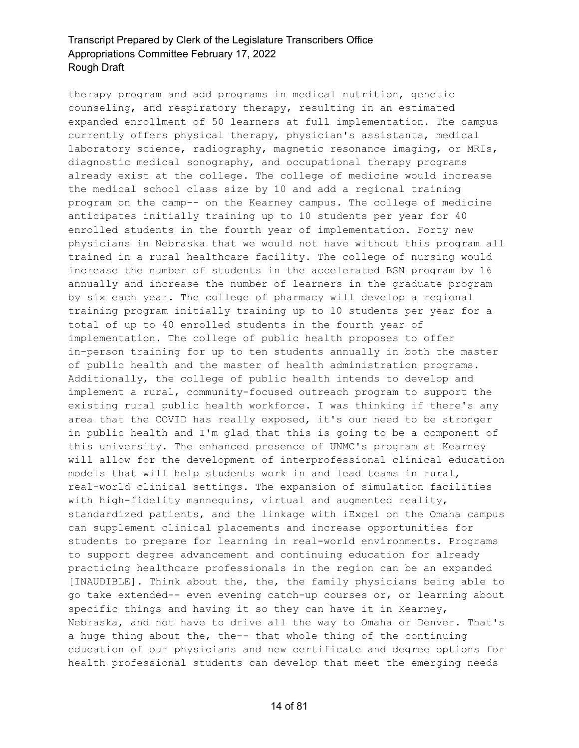therapy program and add programs in medical nutrition, genetic counseling, and respiratory therapy, resulting in an estimated expanded enrollment of 50 learners at full implementation. The campus currently offers physical therapy, physician's assistants, medical laboratory science, radiography, magnetic resonance imaging, or MRIs, diagnostic medical sonography, and occupational therapy programs already exist at the college. The college of medicine would increase the medical school class size by 10 and add a regional training program on the camp-- on the Kearney campus. The college of medicine anticipates initially training up to 10 students per year for 40 enrolled students in the fourth year of implementation. Forty new physicians in Nebraska that we would not have without this program all trained in a rural healthcare facility. The college of nursing would increase the number of students in the accelerated BSN program by 16 annually and increase the number of learners in the graduate program by six each year. The college of pharmacy will develop a regional training program initially training up to 10 students per year for a total of up to 40 enrolled students in the fourth year of implementation. The college of public health proposes to offer in-person training for up to ten students annually in both the master of public health and the master of health administration programs. Additionally, the college of public health intends to develop and implement a rural, community-focused outreach program to support the existing rural public health workforce. I was thinking if there's any area that the COVID has really exposed, it's our need to be stronger in public health and I'm glad that this is going to be a component of this university. The enhanced presence of UNMC's program at Kearney will allow for the development of interprofessional clinical education models that will help students work in and lead teams in rural, real-world clinical settings. The expansion of simulation facilities with high-fidelity mannequins, virtual and augmented reality, standardized patients, and the linkage with iExcel on the Omaha campus can supplement clinical placements and increase opportunities for students to prepare for learning in real-world environments. Programs to support degree advancement and continuing education for already practicing healthcare professionals in the region can be an expanded [INAUDIBLE]. Think about the, the, the family physicians being able to go take extended-- even evening catch-up courses or, or learning about specific things and having it so they can have it in Kearney, Nebraska, and not have to drive all the way to Omaha or Denver. That's a huge thing about the, the-- that whole thing of the continuing education of our physicians and new certificate and degree options for health professional students can develop that meet the emerging needs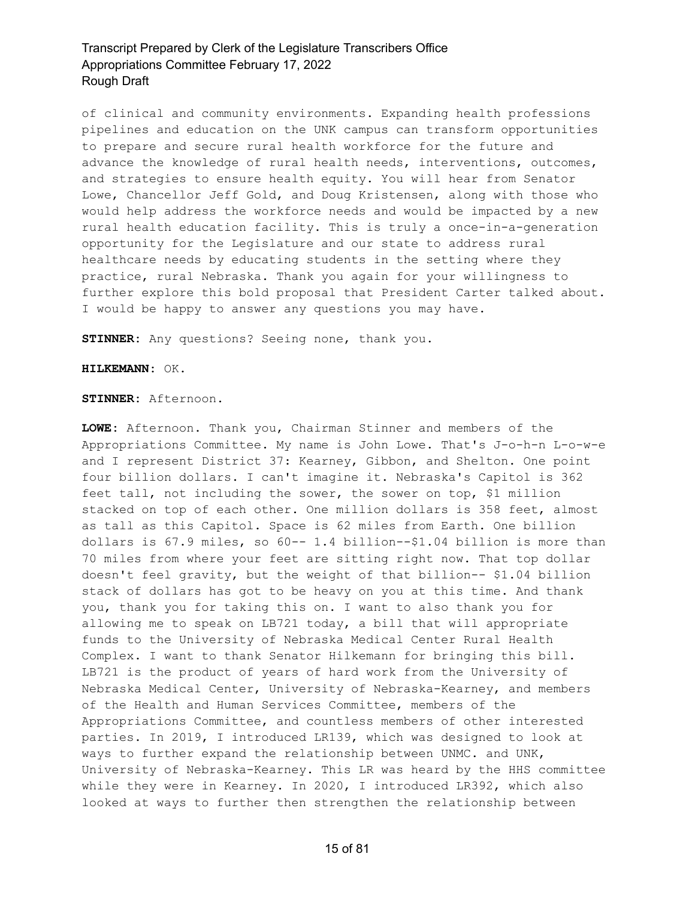of clinical and community environments. Expanding health professions pipelines and education on the UNK campus can transform opportunities to prepare and secure rural health workforce for the future and advance the knowledge of rural health needs, interventions, outcomes, and strategies to ensure health equity. You will hear from Senator Lowe, Chancellor Jeff Gold, and Doug Kristensen, along with those who would help address the workforce needs and would be impacted by a new rural health education facility. This is truly a once-in-a-generation opportunity for the Legislature and our state to address rural healthcare needs by educating students in the setting where they practice, rural Nebraska. Thank you again for your willingness to further explore this bold proposal that President Carter talked about. I would be happy to answer any questions you may have.

**STINNER:** Any questions? Seeing none, thank you.

**HILKEMANN:** OK.

**STINNER:** Afternoon.

**LOWE:** Afternoon. Thank you, Chairman Stinner and members of the Appropriations Committee. My name is John Lowe. That's J-o-h-n L-o-w-e and I represent District 37: Kearney, Gibbon, and Shelton. One point four billion dollars. I can't imagine it. Nebraska's Capitol is 362 feet tall, not including the sower, the sower on top, $1 million stacked on top of each other. One million dollars is 358 feet, almost as tall as this Capitol. Space is 62 miles from Earth. One billion dollars is 67.9 miles, so 60-- 1.4 billion--$1.04 billion is more than 70 miles from where your feet are sitting right now. That top dollar doesn't feel gravity, but the weight of that billion-- $1.04 billion stack of dollars has got to be heavy on you at this time. And thank you, thank you for taking this on. I want to also thank you for allowing me to speak on LB721 today, a bill that will appropriate funds to the University of Nebraska Medical Center Rural Health Complex. I want to thank Senator Hilkemann for bringing this bill. LB721 is the product of years of hard work from the University of Nebraska Medical Center, University of Nebraska-Kearney, and members of the Health and Human Services Committee, members of the Appropriations Committee, and countless members of other interested parties. In 2019, I introduced LR139, which was designed to look at ways to further expand the relationship between UNMC. and UNK, University of Nebraska-Kearney. This LR was heard by the HHS committee while they were in Kearney. In 2020, I introduced LR392, which also looked at ways to further then strengthen the relationship between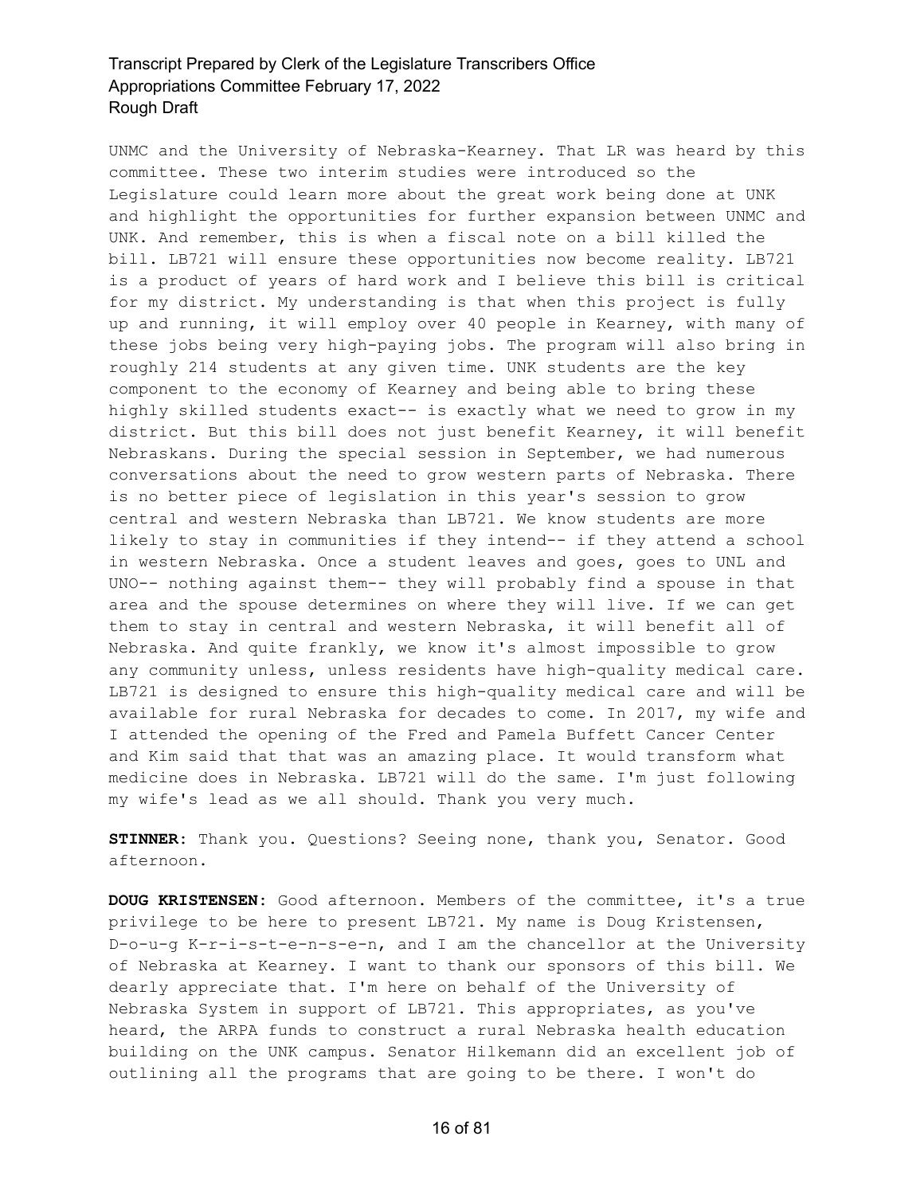UNMC and the University of Nebraska-Kearney. That LR was heard by this committee. These two interim studies were introduced so the Legislature could learn more about the great work being done at UNK and highlight the opportunities for further expansion between UNMC and UNK. And remember, this is when a fiscal note on a bill killed the bill. LB721 will ensure these opportunities now become reality. LB721 is a product of years of hard work and I believe this bill is critical for my district. My understanding is that when this project is fully up and running, it will employ over 40 people in Kearney, with many of these jobs being very high-paying jobs. The program will also bring in roughly 214 students at any given time. UNK students are the key component to the economy of Kearney and being able to bring these highly skilled students exact-- is exactly what we need to grow in my district. But this bill does not just benefit Kearney, it will benefit Nebraskans. During the special session in September, we had numerous conversations about the need to grow western parts of Nebraska. There is no better piece of legislation in this year's session to grow central and western Nebraska than LB721. We know students are more likely to stay in communities if they intend-- if they attend a school in western Nebraska. Once a student leaves and goes, goes to UNL and UNO-- nothing against them-- they will probably find a spouse in that area and the spouse determines on where they will live. If we can get them to stay in central and western Nebraska, it will benefit all of Nebraska. And quite frankly, we know it's almost impossible to grow any community unless, unless residents have high-quality medical care. LB721 is designed to ensure this high-quality medical care and will be available for rural Nebraska for decades to come. In 2017, my wife and I attended the opening of the Fred and Pamela Buffett Cancer Center and Kim said that that was an amazing place. It would transform what medicine does in Nebraska. LB721 will do the same. I'm just following my wife's lead as we all should. Thank you very much.

**STINNER:** Thank you. Questions? Seeing none, thank you, Senator. Good afternoon.

**DOUG KRISTENSEN:** Good afternoon. Members of the committee, it's a true privilege to be here to present LB721. My name is Doug Kristensen, D-o-u-g K-r-i-s-t-e-n-s-e-n, and I am the chancellor at the University of Nebraska at Kearney. I want to thank our sponsors of this bill. We dearly appreciate that. I'm here on behalf of the University of Nebraska System in support of LB721. This appropriates, as you've heard, the ARPA funds to construct a rural Nebraska health education building on the UNK campus. Senator Hilkemann did an excellent job of outlining all the programs that are going to be there. I won't do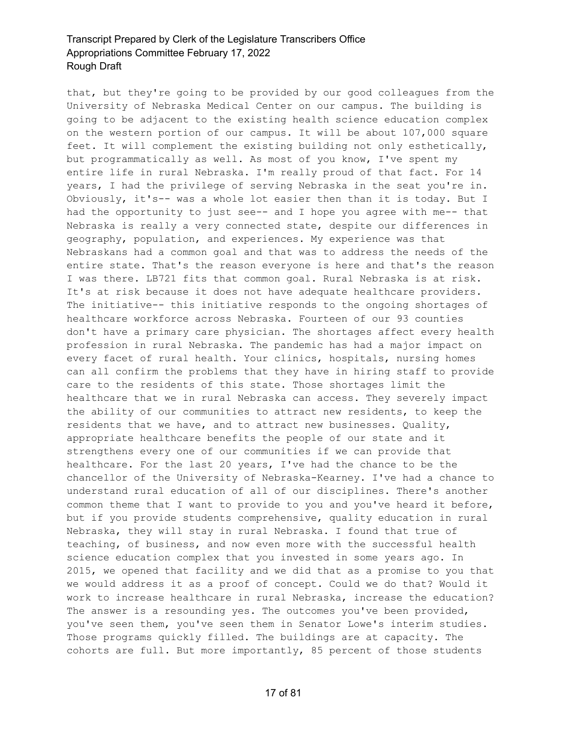that, but they're going to be provided by our good colleagues from the University of Nebraska Medical Center on our campus. The building is going to be adjacent to the existing health science education complex on the western portion of our campus. It will be about 107,000 square feet. It will complement the existing building not only esthetically, but programmatically as well. As most of you know, I've spent my entire life in rural Nebraska. I'm really proud of that fact. For 14 years, I had the privilege of serving Nebraska in the seat you're in. Obviously, it's-- was a whole lot easier then than it is today. But I had the opportunity to just see-- and I hope you agree with me-- that Nebraska is really a very connected state, despite our differences in geography, population, and experiences. My experience was that Nebraskans had a common goal and that was to address the needs of the entire state. That's the reason everyone is here and that's the reason I was there. LB721 fits that common goal. Rural Nebraska is at risk. It's at risk because it does not have adequate healthcare providers. The initiative-- this initiative responds to the ongoing shortages of healthcare workforce across Nebraska. Fourteen of our 93 counties don't have a primary care physician. The shortages affect every health profession in rural Nebraska. The pandemic has had a major impact on every facet of rural health. Your clinics, hospitals, nursing homes can all confirm the problems that they have in hiring staff to provide care to the residents of this state. Those shortages limit the healthcare that we in rural Nebraska can access. They severely impact the ability of our communities to attract new residents, to keep the residents that we have, and to attract new businesses. Quality, appropriate healthcare benefits the people of our state and it strengthens every one of our communities if we can provide that healthcare. For the last 20 years, I've had the chance to be the chancellor of the University of Nebraska-Kearney. I've had a chance to understand rural education of all of our disciplines. There's another common theme that I want to provide to you and you've heard it before, but if you provide students comprehensive, quality education in rural Nebraska, they will stay in rural Nebraska. I found that true of teaching, of business, and now even more with the successful health science education complex that you invested in some years ago. In 2015, we opened that facility and we did that as a promise to you that we would address it as a proof of concept. Could we do that? Would it work to increase healthcare in rural Nebraska, increase the education? The answer is a resounding yes. The outcomes you've been provided, you've seen them, you've seen them in Senator Lowe's interim studies. Those programs quickly filled. The buildings are at capacity. The cohorts are full. But more importantly, 85 percent of those students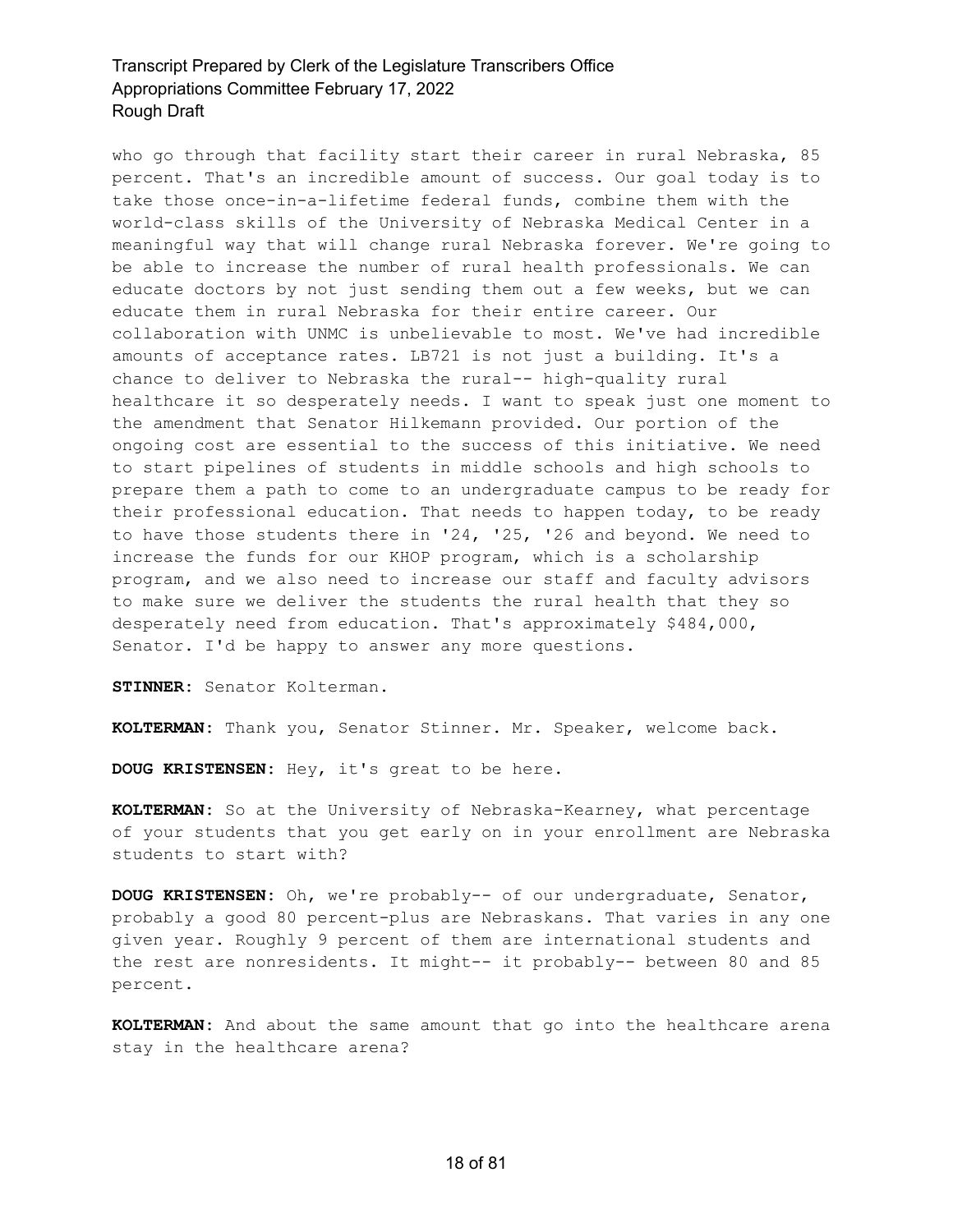who go through that facility start their career in rural Nebraska, 85 percent. That's an incredible amount of success. Our goal today is to take those once-in-a-lifetime federal funds, combine them with the world-class skills of the University of Nebraska Medical Center in a meaningful way that will change rural Nebraska forever. We're going to be able to increase the number of rural health professionals. We can educate doctors by not just sending them out a few weeks, but we can educate them in rural Nebraska for their entire career. Our collaboration with UNMC is unbelievable to most. We've had incredible amounts of acceptance rates. LB721 is not just a building. It's a chance to deliver to Nebraska the rural-- high-quality rural healthcare it so desperately needs. I want to speak just one moment to the amendment that Senator Hilkemann provided. Our portion of the ongoing cost are essential to the success of this initiative. We need to start pipelines of students in middle schools and high schools to prepare them a path to come to an undergraduate campus to be ready for their professional education. That needs to happen today, to be ready to have those students there in '24, '25, '26 and beyond. We need to increase the funds for our KHOP program, which is a scholarship program, and we also need to increase our staff and faculty advisors to make sure we deliver the students the rural health that they so desperately need from education. That's approximately $484,000, Senator. I'd be happy to answer any more questions.

**STINNER:** Senator Kolterman.

**KOLTERMAN:** Thank you, Senator Stinner. Mr. Speaker, welcome back.

**DOUG KRISTENSEN:** Hey, it's great to be here.

**KOLTERMAN:** So at the University of Nebraska-Kearney, what percentage of your students that you get early on in your enrollment are Nebraska students to start with?

**DOUG KRISTENSEN:** Oh, we're probably-- of our undergraduate, Senator, probably a good 80 percent-plus are Nebraskans. That varies in any one given year. Roughly 9 percent of them are international students and the rest are nonresidents. It might-- it probably-- between 80 and 85 percent.

**KOLTERMAN:** And about the same amount that go into the healthcare arena stay in the healthcare arena?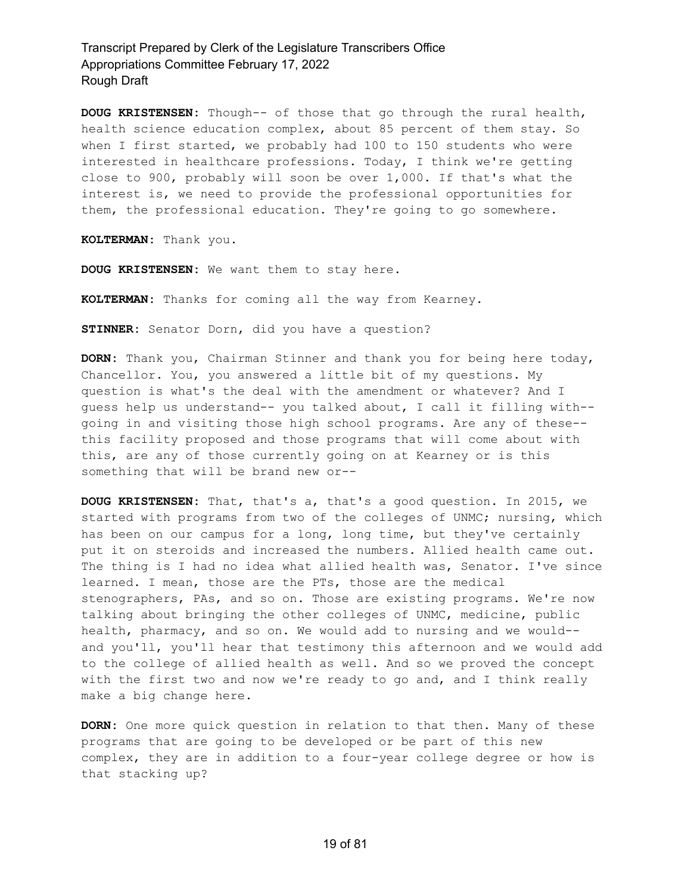**DOUG KRISTENSEN:** Though-- of those that go through the rural health, health science education complex, about 85 percent of them stay. So when I first started, we probably had 100 to 150 students who were interested in healthcare professions. Today, I think we're getting close to 900, probably will soon be over 1,000. If that's what the interest is, we need to provide the professional opportunities for them, the professional education. They're going to go somewhere.

**KOLTERMAN:** Thank you.

**DOUG KRISTENSEN:** We want them to stay here.

**KOLTERMAN:** Thanks for coming all the way from Kearney.

**STINNER:** Senator Dorn, did you have a question?

**DORN:** Thank you, Chairman Stinner and thank you for being here today, Chancellor. You, you answered a little bit of my questions. My question is what's the deal with the amendment or whatever? And I guess help us understand-- you talked about, I call it filling with-- going in and visiting those high school programs. Are any of these-- this facility proposed and those programs that will come about with this, are any of those currently going on at Kearney or is this something that will be brand new or--

**DOUG KRISTENSEN:** That, that's a, that's a good question. In 2015, we started with programs from two of the colleges of UNMC; nursing, which has been on our campus for a long, long time, but they've certainly put it on steroids and increased the numbers. Allied health came out. The thing is I had no idea what allied health was, Senator. I've since learned. I mean, those are the PTs, those are the medical stenographers, PAs, and so on. Those are existing programs. We're now talking about bringing the other colleges of UNMC, medicine, public health, pharmacy, and so on. We would add to nursing and we would-- and you'll, you'll hear that testimony this afternoon and we would add to the college of allied health as well. And so we proved the concept with the first two and now we're ready to go and, and I think really make a big change here.

**DORN:** One more quick question in relation to that then. Many of these programs that are going to be developed or be part of this new complex, they are in addition to a four-year college degree or how is that stacking up?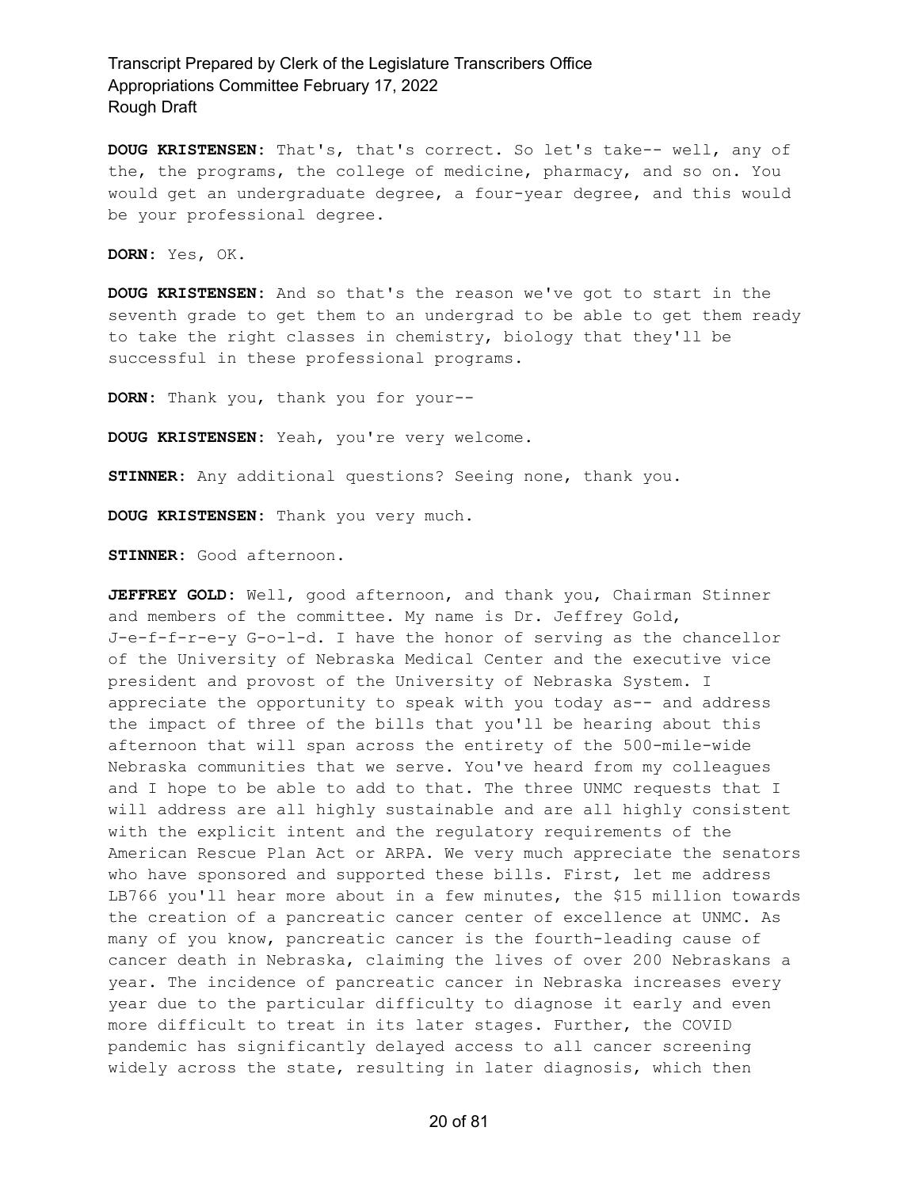**DOUG KRISTENSEN:** That's, that's correct. So let's take-- well, any of the, the programs, the college of medicine, pharmacy, and so on. You would get an undergraduate degree, a four-year degree, and this would be your professional degree.

**DORN:** Yes, OK.

**DOUG KRISTENSEN:** And so that's the reason we've got to start in the seventh grade to get them to an undergrad to be able to get them ready to take the right classes in chemistry, biology that they'll be successful in these professional programs.

**DORN:** Thank you, thank you for your--

**DOUG KRISTENSEN:** Yeah, you're very welcome.

**STINNER:** Any additional questions? Seeing none, thank you.

**DOUG KRISTENSEN:** Thank you very much.

**STINNER:** Good afternoon.

**JEFFREY GOLD:** Well, good afternoon, and thank you, Chairman Stinner and members of the committee. My name is Dr. Jeffrey Gold, J-e-f-f-r-e-y G-o-l-d. I have the honor of serving as the chancellor of the University of Nebraska Medical Center and the executive vice president and provost of the University of Nebraska System. I appreciate the opportunity to speak with you today as-- and address the impact of three of the bills that you'll be hearing about this afternoon that will span across the entirety of the 500-mile-wide Nebraska communities that we serve. You've heard from my colleagues and I hope to be able to add to that. The three UNMC requests that I will address are all highly sustainable and are all highly consistent with the explicit intent and the regulatory requirements of the American Rescue Plan Act or ARPA. We very much appreciate the senators who have sponsored and supported these bills. First, let me address LB766 you'll hear more about in a few minutes, the $15 million towards the creation of a pancreatic cancer center of excellence at UNMC. As many of you know, pancreatic cancer is the fourth-leading cause of cancer death in Nebraska, claiming the lives of over 200 Nebraskans a year. The incidence of pancreatic cancer in Nebraska increases every year due to the particular difficulty to diagnose it early and even more difficult to treat in its later stages. Further, the COVID pandemic has significantly delayed access to all cancer screening widely across the state, resulting in later diagnosis, which then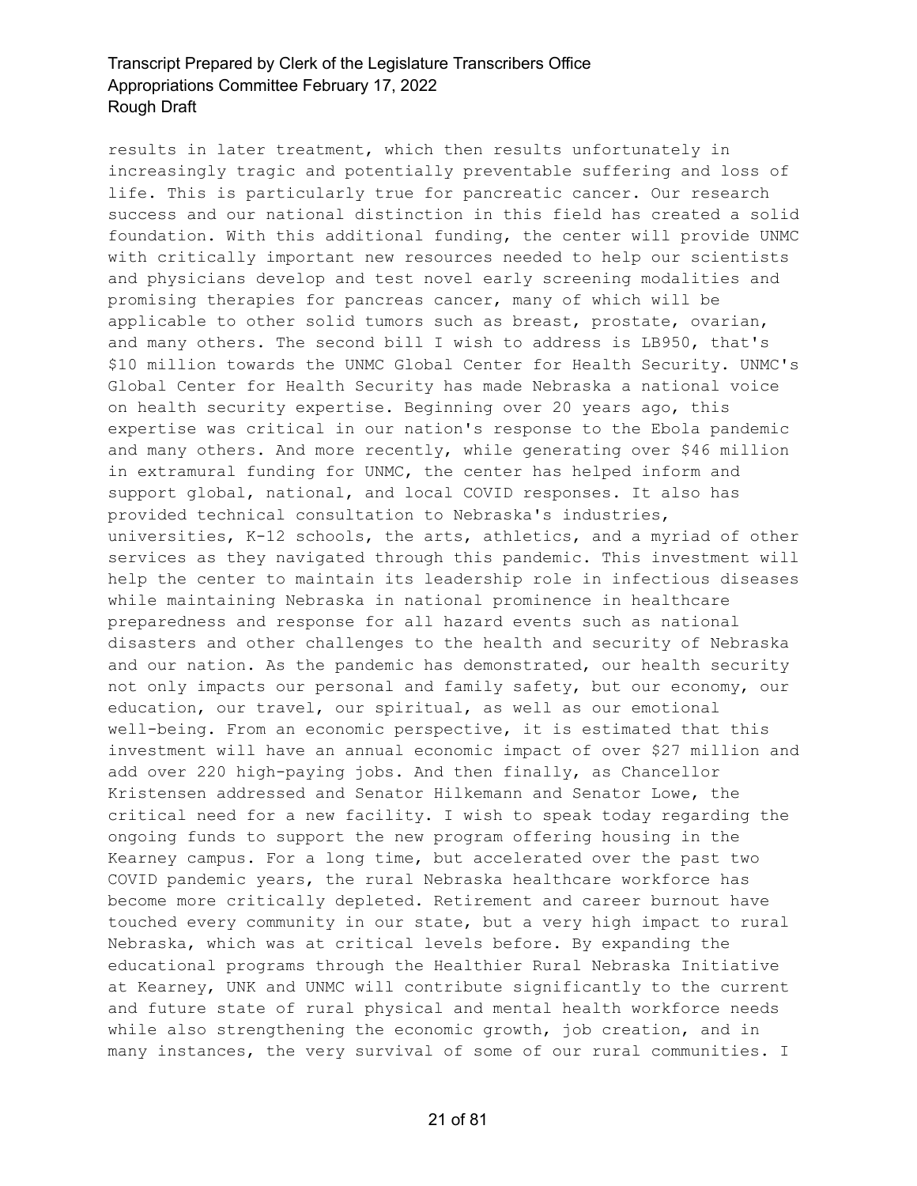results in later treatment, which then results unfortunately in increasingly tragic and potentially preventable suffering and loss of life. This is particularly true for pancreatic cancer. Our research success and our national distinction in this field has created a solid foundation. With this additional funding, the center will provide UNMC with critically important new resources needed to help our scientists and physicians develop and test novel early screening modalities and promising therapies for pancreas cancer, many of which will be applicable to other solid tumors such as breast, prostate, ovarian, and many others. The second bill I wish to address is LB950, that's $10 million towards the UNMC Global Center for Health Security. UNMC's Global Center for Health Security has made Nebraska a national voice on health security expertise. Beginning over 20 years ago, this expertise was critical in our nation's response to the Ebola pandemic and many others. And more recently, while generating over $46 million in extramural funding for UNMC, the center has helped inform and support global, national, and local COVID responses. It also has provided technical consultation to Nebraska's industries, universities, K-12 schools, the arts, athletics, and a myriad of other services as they navigated through this pandemic. This investment will help the center to maintain its leadership role in infectious diseases while maintaining Nebraska in national prominence in healthcare preparedness and response for all hazard events such as national disasters and other challenges to the health and security of Nebraska and our nation. As the pandemic has demonstrated, our health security not only impacts our personal and family safety, but our economy, our education, our travel, our spiritual, as well as our emotional well-being. From an economic perspective, it is estimated that this investment will have an annual economic impact of over $27 million and add over 220 high-paying jobs. And then finally, as Chancellor Kristensen addressed and Senator Hilkemann and Senator Lowe, the critical need for a new facility. I wish to speak today regarding the ongoing funds to support the new program offering housing in the Kearney campus. For a long time, but accelerated over the past two COVID pandemic years, the rural Nebraska healthcare workforce has become more critically depleted. Retirement and career burnout have touched every community in our state, but a very high impact to rural Nebraska, which was at critical levels before. By expanding the educational programs through the Healthier Rural Nebraska Initiative at Kearney, UNK and UNMC will contribute significantly to the current and future state of rural physical and mental health workforce needs while also strengthening the economic growth, job creation, and in many instances, the very survival of some of our rural communities. I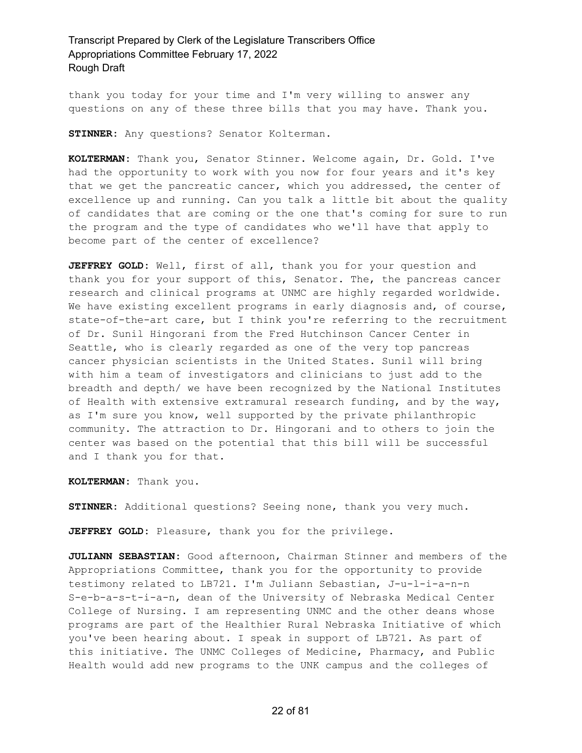thank you today for your time and I'm very willing to answer any questions on any of these three bills that you may have. Thank you.

**STINNER:** Any questions? Senator Kolterman.

**KOLTERMAN:** Thank you, Senator Stinner. Welcome again, Dr. Gold. I've had the opportunity to work with you now for four years and it's key that we get the pancreatic cancer, which you addressed, the center of excellence up and running. Can you talk a little bit about the quality of candidates that are coming or the one that's coming for sure to run the program and the type of candidates who we'll have that apply to become part of the center of excellence?

**JEFFREY GOLD:** Well, first of all, thank you for your question and thank you for your support of this, Senator. The, the pancreas cancer research and clinical programs at UNMC are highly regarded worldwide. We have existing excellent programs in early diagnosis and, of course, state-of-the-art care, but I think you're referring to the recruitment of Dr. Sunil Hingorani from the Fred Hutchinson Cancer Center in Seattle, who is clearly regarded as one of the very top pancreas cancer physician scientists in the United States. Sunil will bring with him a team of investigators and clinicians to just add to the breadth and depth/ we have been recognized by the National Institutes of Health with extensive extramural research funding, and by the way, as I'm sure you know, well supported by the private philanthropic community. The attraction to Dr. Hingorani and to others to join the center was based on the potential that this bill will be successful and I thank you for that.

**KOLTERMAN:** Thank you.

**STINNER:** Additional questions? Seeing none, thank you very much.

**JEFFREY GOLD:** Pleasure, thank you for the privilege.

**JULIANN SEBASTIAN:** Good afternoon, Chairman Stinner and members of the Appropriations Committee, thank you for the opportunity to provide testimony related to LB721. I'm Juliann Sebastian, J-u-l-i-a-n-n S-e-b-a-s-t-i-a-n, dean of the University of Nebraska Medical Center College of Nursing. I am representing UNMC and the other deans whose programs are part of the Healthier Rural Nebraska Initiative of which you've been hearing about. I speak in support of LB721. As part of this initiative. The UNMC Colleges of Medicine, Pharmacy, and Public Health would add new programs to the UNK campus and the colleges of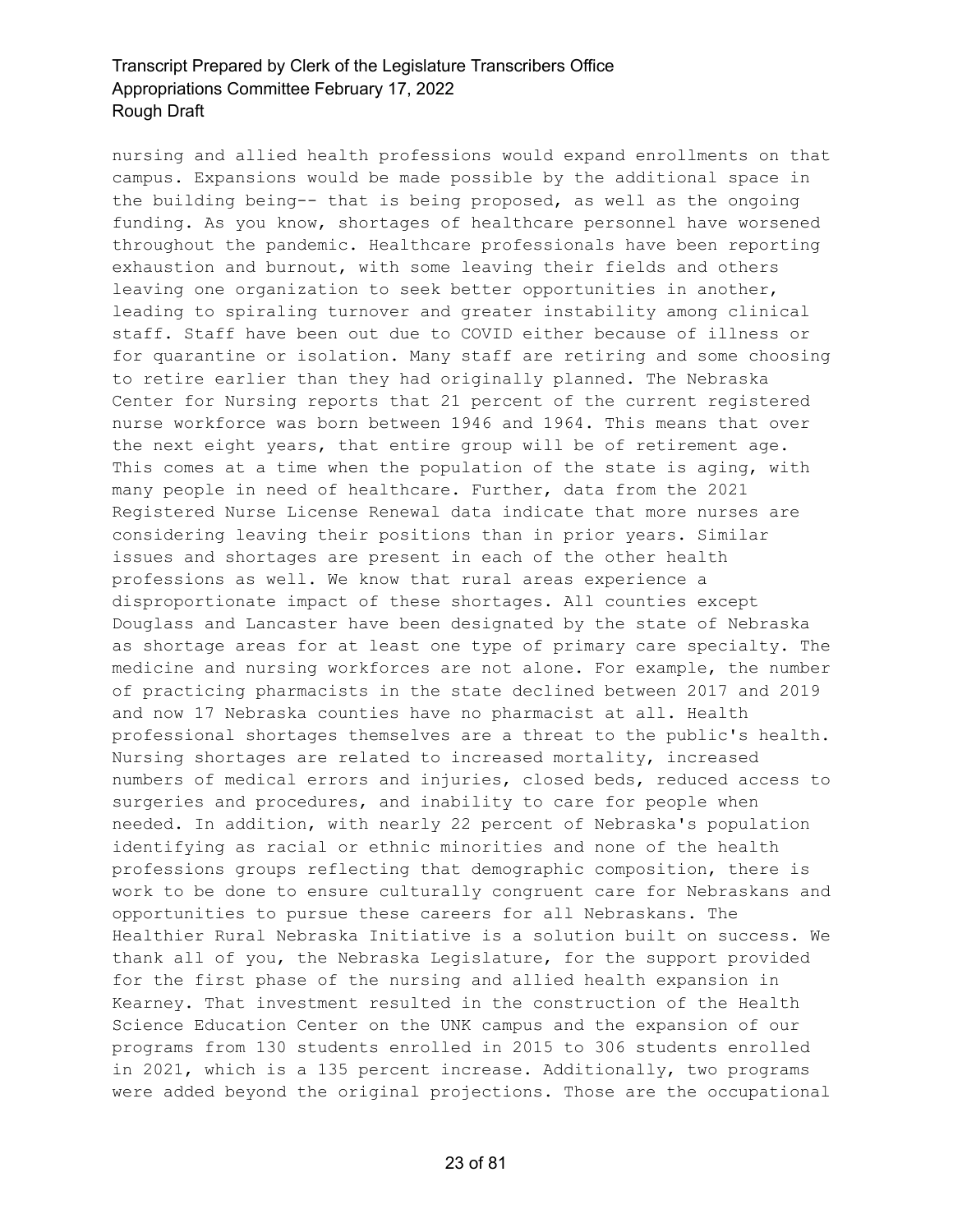nursing and allied health professions would expand enrollments on that campus. Expansions would be made possible by the additional space in the building being-- that is being proposed, as well as the ongoing funding. As you know, shortages of healthcare personnel have worsened throughout the pandemic. Healthcare professionals have been reporting exhaustion and burnout, with some leaving their fields and others leaving one organization to seek better opportunities in another, leading to spiraling turnover and greater instability among clinical staff. Staff have been out due to COVID either because of illness or for quarantine or isolation. Many staff are retiring and some choosing to retire earlier than they had originally planned. The Nebraska Center for Nursing reports that 21 percent of the current registered nurse workforce was born between 1946 and 1964. This means that over the next eight years, that entire group will be of retirement age. This comes at a time when the population of the state is aging, with many people in need of healthcare. Further, data from the 2021 Registered Nurse License Renewal data indicate that more nurses are considering leaving their positions than in prior years. Similar issues and shortages are present in each of the other health professions as well. We know that rural areas experience a disproportionate impact of these shortages. All counties except Douglass and Lancaster have been designated by the state of Nebraska as shortage areas for at least one type of primary care specialty. The medicine and nursing workforces are not alone. For example, the number of practicing pharmacists in the state declined between 2017 and 2019 and now 17 Nebraska counties have no pharmacist at all. Health professional shortages themselves are a threat to the public's health. Nursing shortages are related to increased mortality, increased numbers of medical errors and injuries, closed beds, reduced access to surgeries and procedures, and inability to care for people when needed. In addition, with nearly 22 percent of Nebraska's population identifying as racial or ethnic minorities and none of the health professions groups reflecting that demographic composition, there is work to be done to ensure culturally congruent care for Nebraskans and opportunities to pursue these careers for all Nebraskans. The Healthier Rural Nebraska Initiative is a solution built on success. We thank all of you, the Nebraska Legislature, for the support provided for the first phase of the nursing and allied health expansion in Kearney. That investment resulted in the construction of the Health Science Education Center on the UNK campus and the expansion of our programs from 130 students enrolled in 2015 to 306 students enrolled in 2021, which is a 135 percent increase. Additionally, two programs were added beyond the original projections. Those are the occupational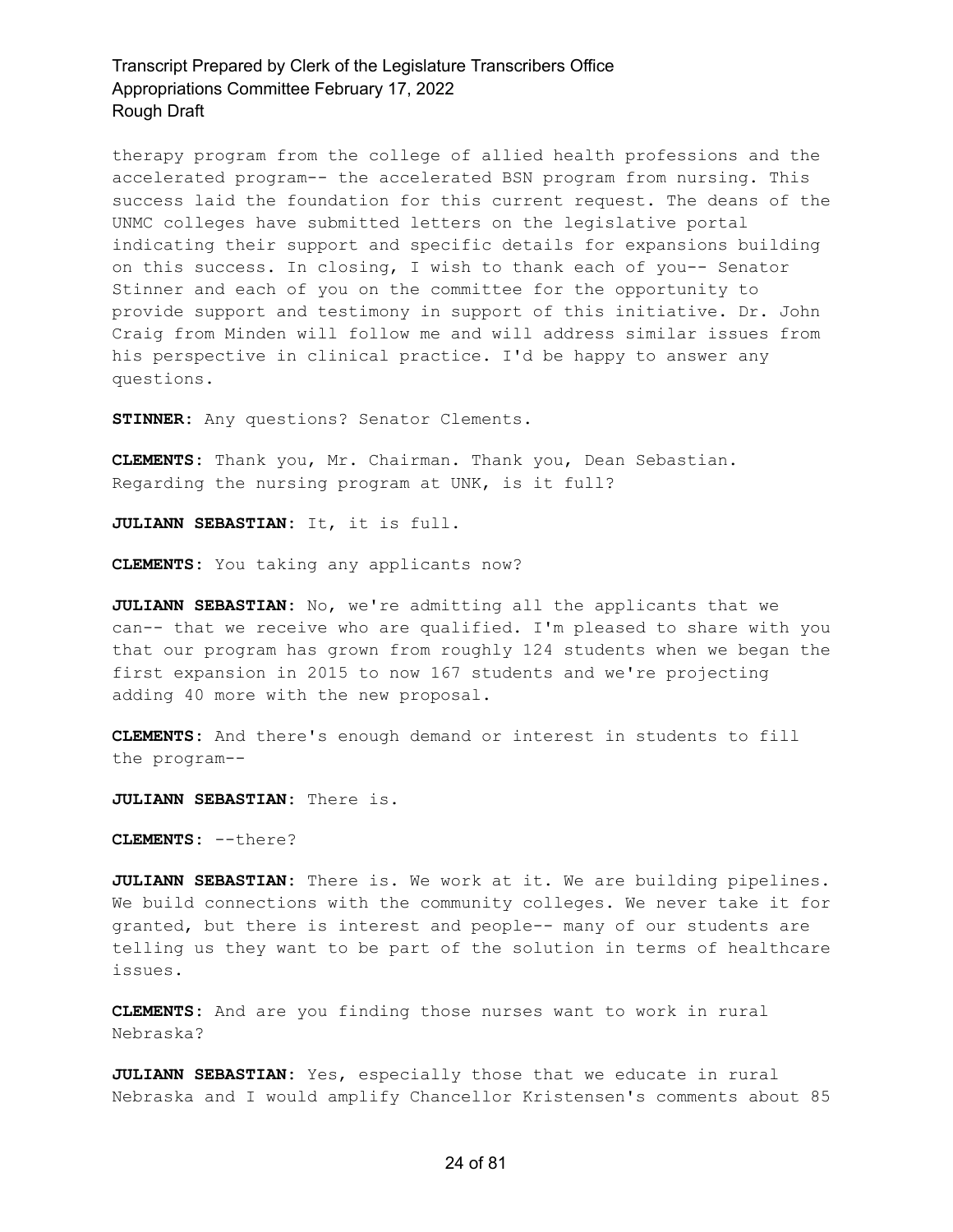therapy program from the college of allied health professions and the accelerated program-- the accelerated BSN program from nursing. This success laid the foundation for this current request. The deans of the UNMC colleges have submitted letters on the legislative portal indicating their support and specific details for expansions building on this success. In closing, I wish to thank each of you-- Senator Stinner and each of you on the committee for the opportunity to provide support and testimony in support of this initiative. Dr. John Craig from Minden will follow me and will address similar issues from his perspective in clinical practice. I'd be happy to answer any questions.

**STINNER:** Any questions? Senator Clements.

**CLEMENTS:** Thank you, Mr. Chairman. Thank you, Dean Sebastian. Regarding the nursing program at UNK, is it full?

**JULIANN SEBASTIAN:** It, it is full.

**CLEMENTS:** You taking any applicants now?

**JULIANN SEBASTIAN:** No, we're admitting all the applicants that we can-- that we receive who are qualified. I'm pleased to share with you that our program has grown from roughly 124 students when we began the first expansion in 2015 to now 167 students and we're projecting adding 40 more with the new proposal.

**CLEMENTS:** And there's enough demand or interest in students to fill the program--

**JULIANN SEBASTIAN:** There is.

**CLEMENTS:** --there?

**JULIANN SEBASTIAN:** There is. We work at it. We are building pipelines. We build connections with the community colleges. We never take it for granted, but there is interest and people-- many of our students are telling us they want to be part of the solution in terms of healthcare issues.

**CLEMENTS:** And are you finding those nurses want to work in rural Nebraska?

**JULIANN SEBASTIAN:** Yes, especially those that we educate in rural Nebraska and I would amplify Chancellor Kristensen's comments about 85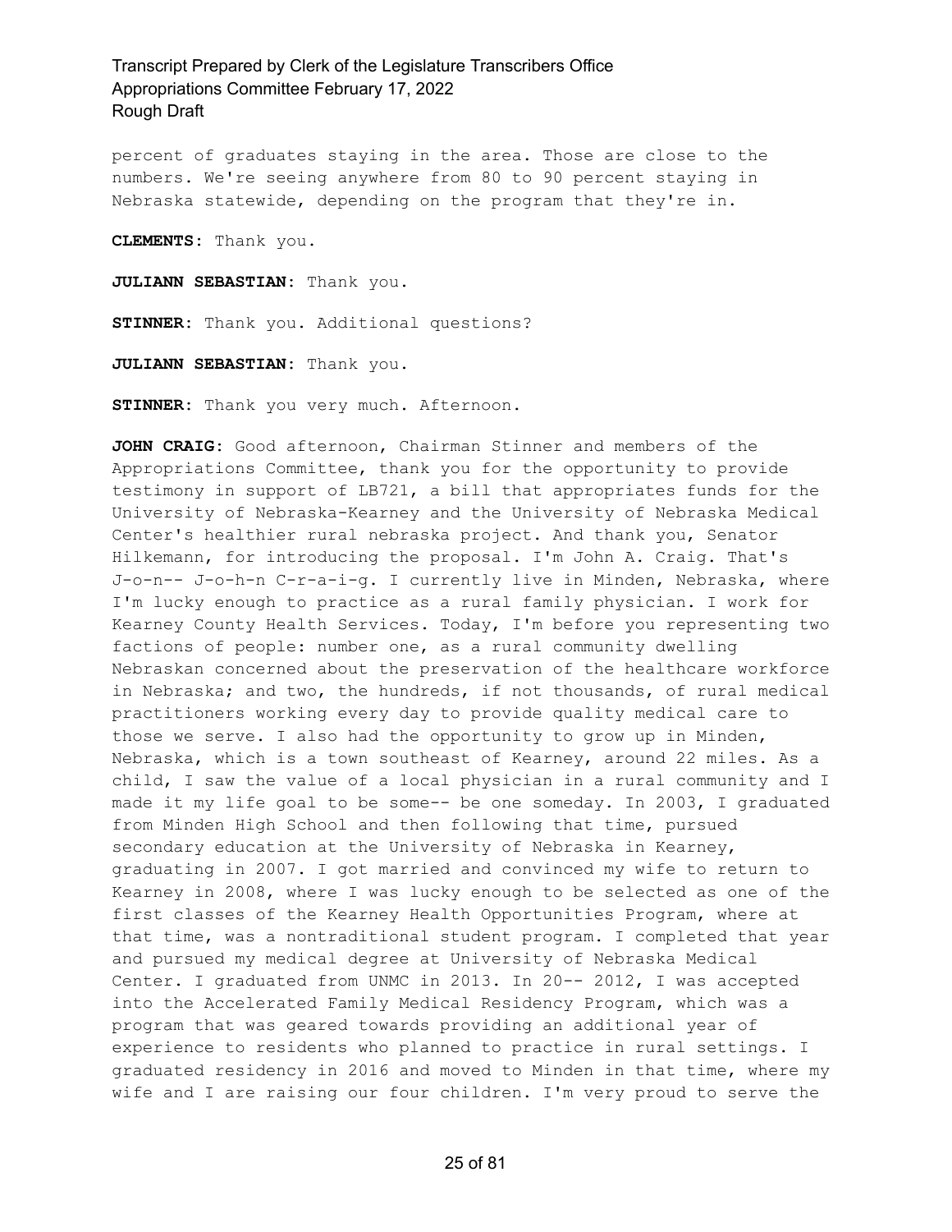percent of graduates staying in the area. Those are close to the numbers. We're seeing anywhere from 80 to 90 percent staying in Nebraska statewide, depending on the program that they're in.

**CLEMENTS:** Thank you.

**JULIANN SEBASTIAN:** Thank you.

**STINNER:** Thank you. Additional questions?

**JULIANN SEBASTIAN:** Thank you.

**STINNER:** Thank you very much. Afternoon.

**JOHN CRAIG:** Good afternoon, Chairman Stinner and members of the Appropriations Committee, thank you for the opportunity to provide testimony in support of LB721, a bill that appropriates funds for the University of Nebraska-Kearney and the University of Nebraska Medical Center's healthier rural nebraska project. And thank you, Senator Hilkemann, for introducing the proposal. I'm John A. Craig. That's J-o-n-- J-o-h-n C-r-a-i-g. I currently live in Minden, Nebraska, where I'm lucky enough to practice as a rural family physician. I work for Kearney County Health Services. Today, I'm before you representing two factions of people: number one, as a rural community dwelling Nebraskan concerned about the preservation of the healthcare workforce in Nebraska; and two, the hundreds, if not thousands, of rural medical practitioners working every day to provide quality medical care to those we serve. I also had the opportunity to grow up in Minden, Nebraska, which is a town southeast of Kearney, around 22 miles. As a child, I saw the value of a local physician in a rural community and I made it my life goal to be some-- be one someday. In 2003, I graduated from Minden High School and then following that time, pursued secondary education at the University of Nebraska in Kearney, graduating in 2007. I got married and convinced my wife to return to Kearney in 2008, where I was lucky enough to be selected as one of the first classes of the Kearney Health Opportunities Program, where at that time, was a nontraditional student program. I completed that year and pursued my medical degree at University of Nebraska Medical Center. I graduated from UNMC in 2013. In 20-- 2012, I was accepted into the Accelerated Family Medical Residency Program, which was a program that was geared towards providing an additional year of experience to residents who planned to practice in rural settings. I graduated residency in 2016 and moved to Minden in that time, where my wife and I are raising our four children. I'm very proud to serve the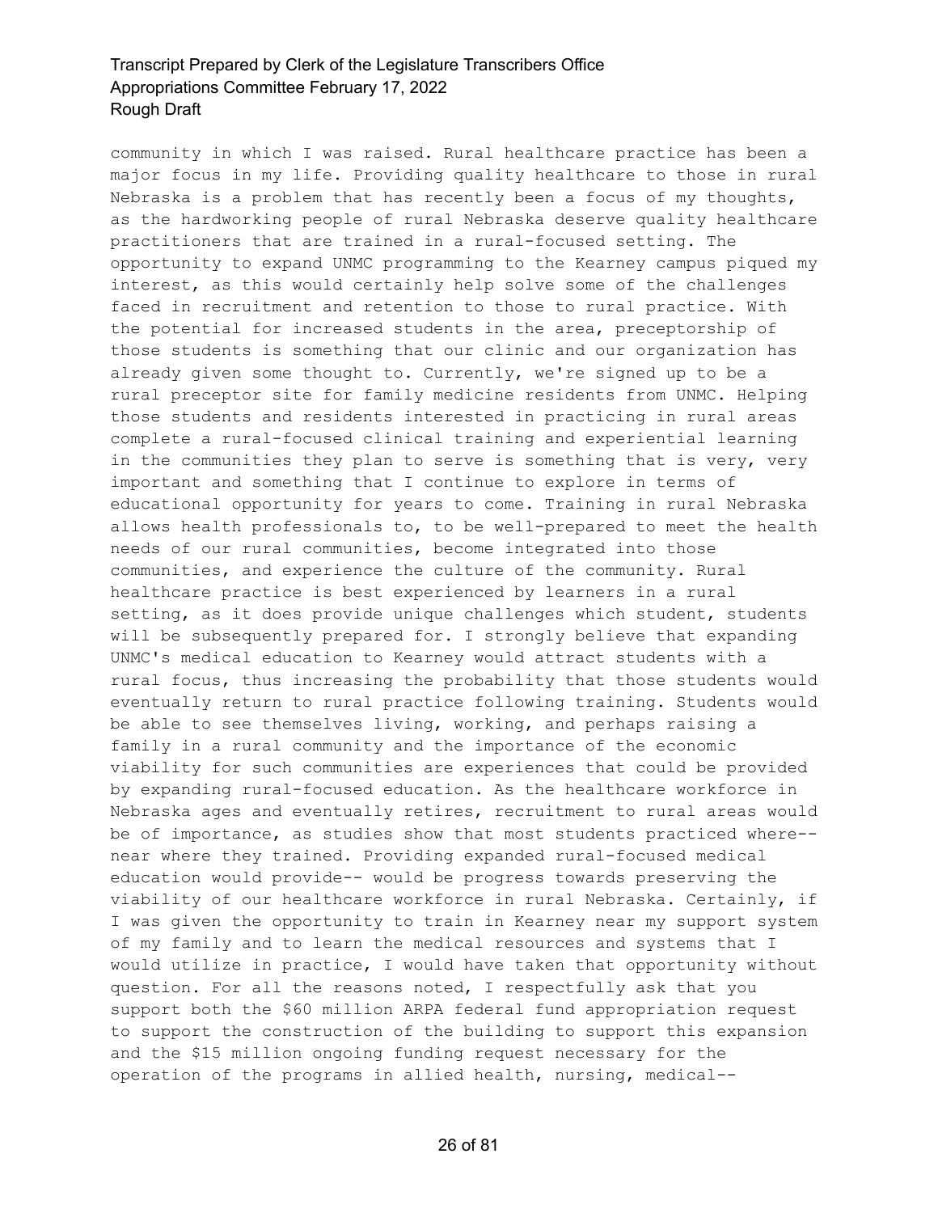community in which I was raised. Rural healthcare practice has been a major focus in my life. Providing quality healthcare to those in rural Nebraska is a problem that has recently been a focus of my thoughts, as the hardworking people of rural Nebraska deserve quality healthcare practitioners that are trained in a rural-focused setting. The opportunity to expand UNMC programming to the Kearney campus piqued my interest, as this would certainly help solve some of the challenges faced in recruitment and retention to those to rural practice. With the potential for increased students in the area, preceptorship of those students is something that our clinic and our organization has already given some thought to. Currently, we're signed up to be a rural preceptor site for family medicine residents from UNMC. Helping those students and residents interested in practicing in rural areas complete a rural-focused clinical training and experiential learning in the communities they plan to serve is something that is very, very important and something that I continue to explore in terms of educational opportunity for years to come. Training in rural Nebraska allows health professionals to, to be well-prepared to meet the health needs of our rural communities, become integrated into those communities, and experience the culture of the community. Rural healthcare practice is best experienced by learners in a rural setting, as it does provide unique challenges which student, students will be subsequently prepared for. I strongly believe that expanding UNMC's medical education to Kearney would attract students with a rural focus, thus increasing the probability that those students would eventually return to rural practice following training. Students would be able to see themselves living, working, and perhaps raising a family in a rural community and the importance of the economic viability for such communities are experiences that could be provided by expanding rural-focused education. As the healthcare workforce in Nebraska ages and eventually retires, recruitment to rural areas would be of importance, as studies show that most students practiced where-- near where they trained. Providing expanded rural-focused medical education would provide-- would be progress towards preserving the viability of our healthcare workforce in rural Nebraska. Certainly, if I was given the opportunity to train in Kearney near my support system of my family and to learn the medical resources and systems that I would utilize in practice, I would have taken that opportunity without question. For all the reasons noted, I respectfully ask that you support both the $60 million ARPA federal fund appropriation request to support the construction of the building to support this expansion and the $15 million ongoing funding request necessary for the operation of the programs in allied health, nursing, medical--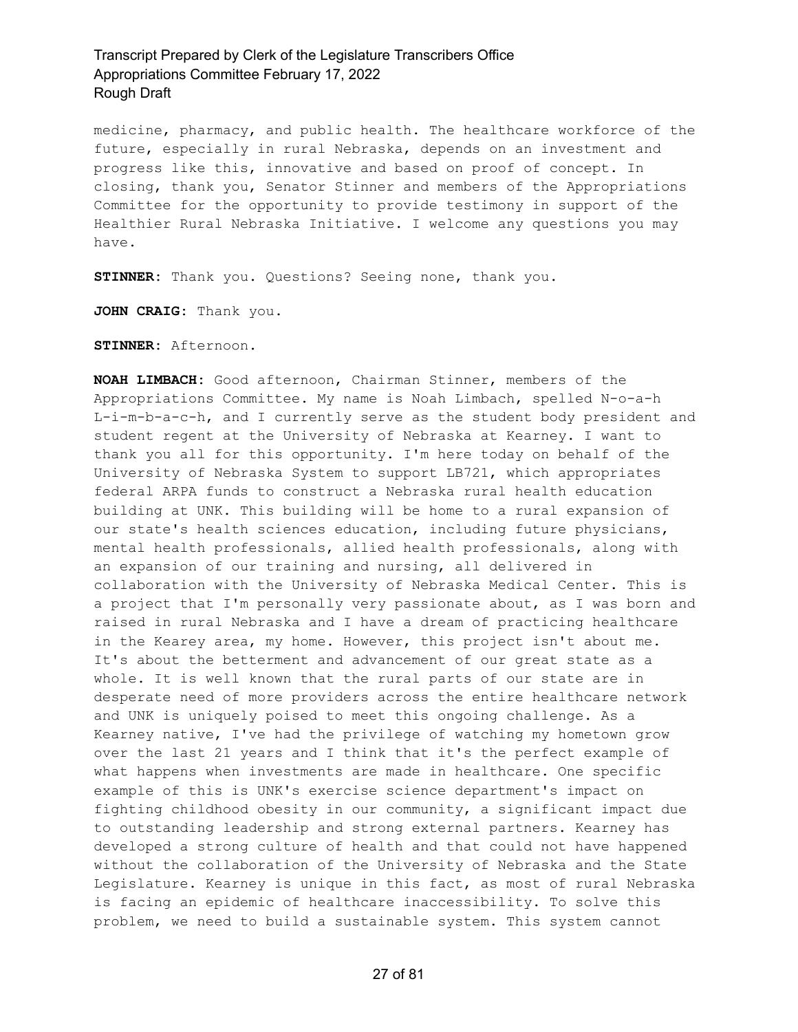medicine, pharmacy, and public health. The healthcare workforce of the future, especially in rural Nebraska, depends on an investment and progress like this, innovative and based on proof of concept. In closing, thank you, Senator Stinner and members of the Appropriations Committee for the opportunity to provide testimony in support of the Healthier Rural Nebraska Initiative. I welcome any questions you may have.

**STINNER:** Thank you. Questions? Seeing none, thank you.

**JOHN CRAIG:** Thank you.

**STINNER:** Afternoon.

**NOAH LIMBACH:** Good afternoon, Chairman Stinner, members of the Appropriations Committee. My name is Noah Limbach, spelled N-o-a-h L-i-m-b-a-c-h, and I currently serve as the student body president and student regent at the University of Nebraska at Kearney. I want to thank you all for this opportunity. I'm here today on behalf of the University of Nebraska System to support LB721, which appropriates federal ARPA funds to construct a Nebraska rural health education building at UNK. This building will be home to a rural expansion of our state's health sciences education, including future physicians, mental health professionals, allied health professionals, along with an expansion of our training and nursing, all delivered in collaboration with the University of Nebraska Medical Center. This is a project that I'm personally very passionate about, as I was born and raised in rural Nebraska and I have a dream of practicing healthcare in the Kearey area, my home. However, this project isn't about me. It's about the betterment and advancement of our great state as a whole. It is well known that the rural parts of our state are in desperate need of more providers across the entire healthcare network and UNK is uniquely poised to meet this ongoing challenge. As a Kearney native, I've had the privilege of watching my hometown grow over the last 21 years and I think that it's the perfect example of what happens when investments are made in healthcare. One specific example of this is UNK's exercise science department's impact on fighting childhood obesity in our community, a significant impact due to outstanding leadership and strong external partners. Kearney has developed a strong culture of health and that could not have happened without the collaboration of the University of Nebraska and the State Legislature. Kearney is unique in this fact, as most of rural Nebraska is facing an epidemic of healthcare inaccessibility. To solve this problem, we need to build a sustainable system. This system cannot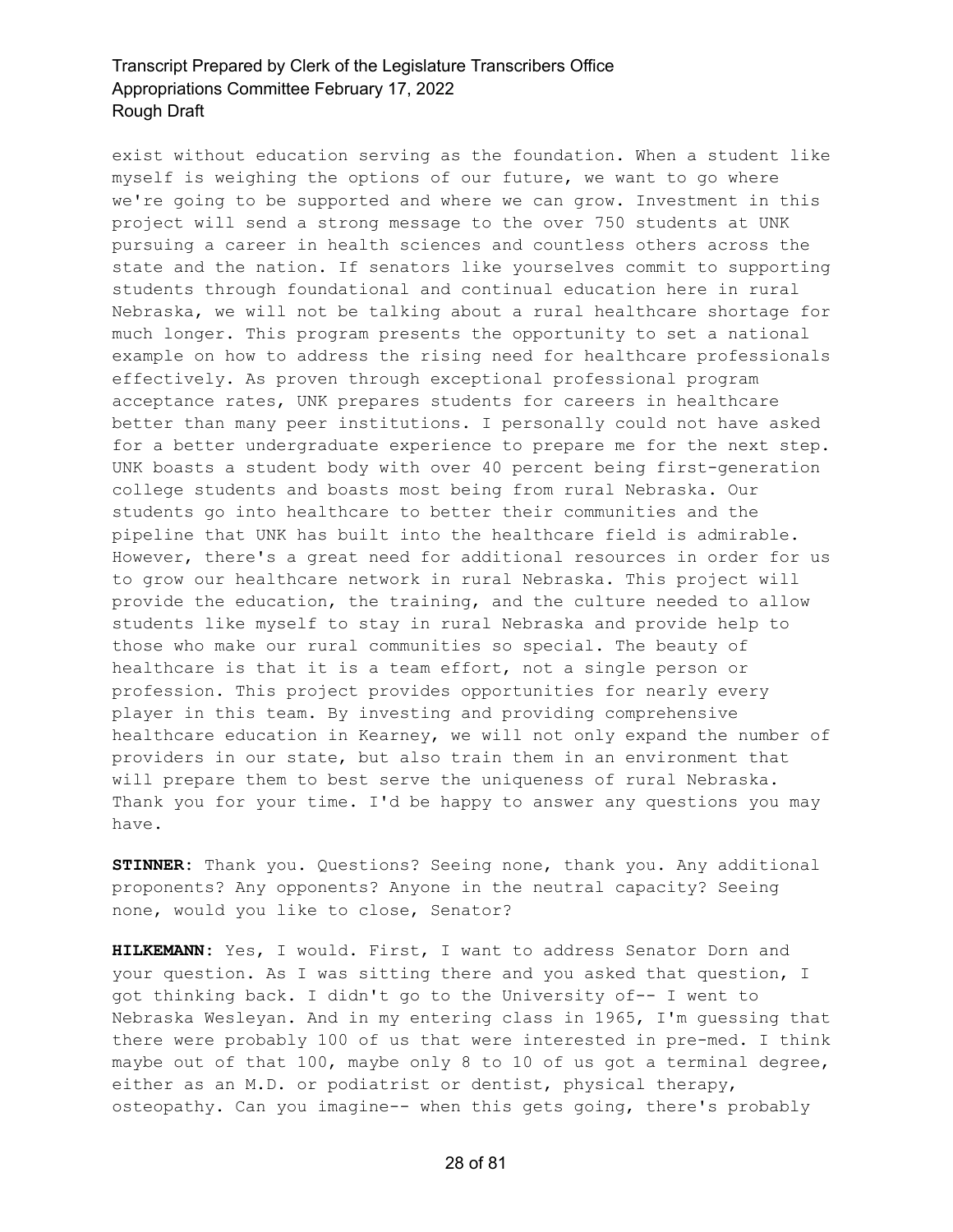exist without education serving as the foundation. When a student like myself is weighing the options of our future, we want to go where we're going to be supported and where we can grow. Investment in this project will send a strong message to the over 750 students at UNK pursuing a career in health sciences and countless others across the state and the nation. If senators like yourselves commit to supporting students through foundational and continual education here in rural Nebraska, we will not be talking about a rural healthcare shortage for much longer. This program presents the opportunity to set a national example on how to address the rising need for healthcare professionals effectively. As proven through exceptional professional program acceptance rates, UNK prepares students for careers in healthcare better than many peer institutions. I personally could not have asked for a better undergraduate experience to prepare me for the next step. UNK boasts a student body with over 40 percent being first-generation college students and boasts most being from rural Nebraska. Our students go into healthcare to better their communities and the pipeline that UNK has built into the healthcare field is admirable. However, there's a great need for additional resources in order for us to grow our healthcare network in rural Nebraska. This project will provide the education, the training, and the culture needed to allow students like myself to stay in rural Nebraska and provide help to those who make our rural communities so special. The beauty of healthcare is that it is a team effort, not a single person or profession. This project provides opportunities for nearly every player in this team. By investing and providing comprehensive healthcare education in Kearney, we will not only expand the number of providers in our state, but also train them in an environment that will prepare them to best serve the uniqueness of rural Nebraska. Thank you for your time. I'd be happy to answer any questions you may have.

**STINNER:** Thank you. Questions? Seeing none, thank you. Any additional proponents? Any opponents? Anyone in the neutral capacity? Seeing none, would you like to close, Senator?

**HILKEMANN:** Yes, I would. First, I want to address Senator Dorn and your question. As I was sitting there and you asked that question, I got thinking back. I didn't go to the University of-- I went to Nebraska Wesleyan. And in my entering class in 1965, I'm guessing that there were probably 100 of us that were interested in pre-med. I think maybe out of that 100, maybe only 8 to 10 of us got a terminal degree, either as an M.D. or podiatrist or dentist, physical therapy, osteopathy. Can you imagine-- when this gets going, there's probably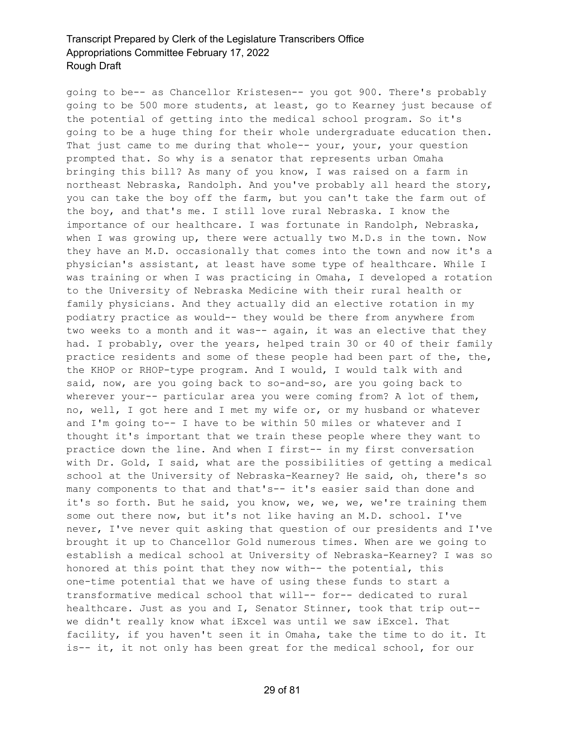going to be-- as Chancellor Kristesen-- you got 900. There's probably going to be 500 more students, at least, go to Kearney just because of the potential of getting into the medical school program. So it's going to be a huge thing for their whole undergraduate education then. That just came to me during that whole-- your, your, your question prompted that. So why is a senator that represents urban Omaha bringing this bill? As many of you know, I was raised on a farm in northeast Nebraska, Randolph. And you've probably all heard the story, you can take the boy off the farm, but you can't take the farm out of the boy, and that's me. I still love rural Nebraska. I know the importance of our healthcare. I was fortunate in Randolph, Nebraska, when I was growing up, there were actually two M.D.s in the town. Now they have an M.D. occasionally that comes into the town and now it's a physician's assistant, at least have some type of healthcare. While I was training or when I was practicing in Omaha, I developed a rotation to the University of Nebraska Medicine with their rural health or family physicians. And they actually did an elective rotation in my podiatry practice as would-- they would be there from anywhere from two weeks to a month and it was-- again, it was an elective that they had. I probably, over the years, helped train 30 or 40 of their family practice residents and some of these people had been part of the, the, the KHOP or RHOP-type program. And I would, I would talk with and said, now, are you going back to so-and-so, are you going back to wherever your-- particular area you were coming from? A lot of them, no, well, I got here and I met my wife or, or my husband or whatever and I'm going to-- I have to be within 50 miles or whatever and I thought it's important that we train these people where they want to practice down the line. And when I first-- in my first conversation with Dr. Gold, I said, what are the possibilities of getting a medical school at the University of Nebraska-Kearney? He said, oh, there's so many components to that and that's-- it's easier said than done and it's so forth. But he said, you know, we, we, we, we're training them some out there now, but it's not like having an M.D. school. I've never, I've never quit asking that question of our presidents and I've brought it up to Chancellor Gold numerous times. When are we going to establish a medical school at University of Nebraska-Kearney? I was so honored at this point that they now with-- the potential, this one-time potential that we have of using these funds to start a transformative medical school that will-- for-- dedicated to rural healthcare. Just as you and I, Senator Stinner, took that trip out-- we didn't really know what iExcel was until we saw iExcel. That facility, if you haven't seen it in Omaha, take the time to do it. It is-- it, it not only has been great for the medical school, for our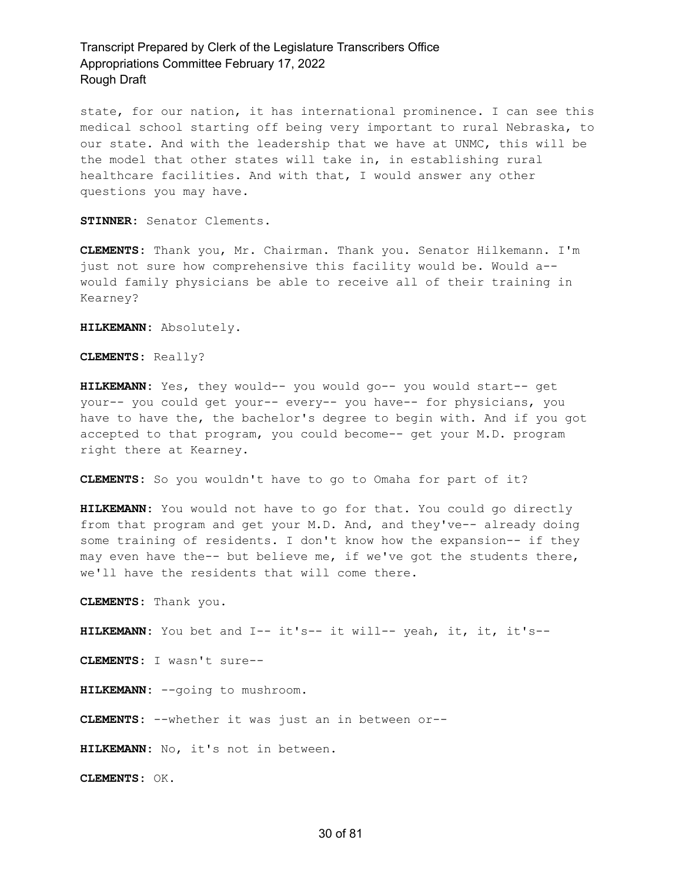state, for our nation, it has international prominence. I can see this medical school starting off being very important to rural Nebraska, to our state. And with the leadership that we have at UNMC, this will be the model that other states will take in, in establishing rural healthcare facilities. And with that, I would answer any other questions you may have.

**STINNER:** Senator Clements.

**CLEMENTS:** Thank you, Mr. Chairman. Thank you. Senator Hilkemann. I'm just not sure how comprehensive this facility would be. Would a-- would family physicians be able to receive all of their training in Kearney?

**HILKEMANN:** Absolutely.

**CLEMENTS:** Really?

**HILKEMANN:** Yes, they would-- you would go-- you would start-- get your-- you could get your-- every-- you have-- for physicians, you have to have the, the bachelor's degree to begin with. And if you got accepted to that program, you could become-- get your M.D. program right there at Kearney.

**CLEMENTS:** So you wouldn't have to go to Omaha for part of it?

**HILKEMANN:** You would not have to go for that. You could go directly from that program and get your M.D. And, and they've-- already doing some training of residents. I don't know how the expansion-- if they may even have the-- but believe me, if we've got the students there, we'll have the residents that will come there.

**CLEMENTS:** Thank you.

**HILKEMANN:** You bet and I-- it's-- it will-- yeah, it, it, it's--

**CLEMENTS:** I wasn't sure--

**HILKEMANN:** --going to mushroom.

**CLEMENTS:** --whether it was just an in between or--

**HILKEMANN:** No, it's not in between.

**CLEMENTS:** OK.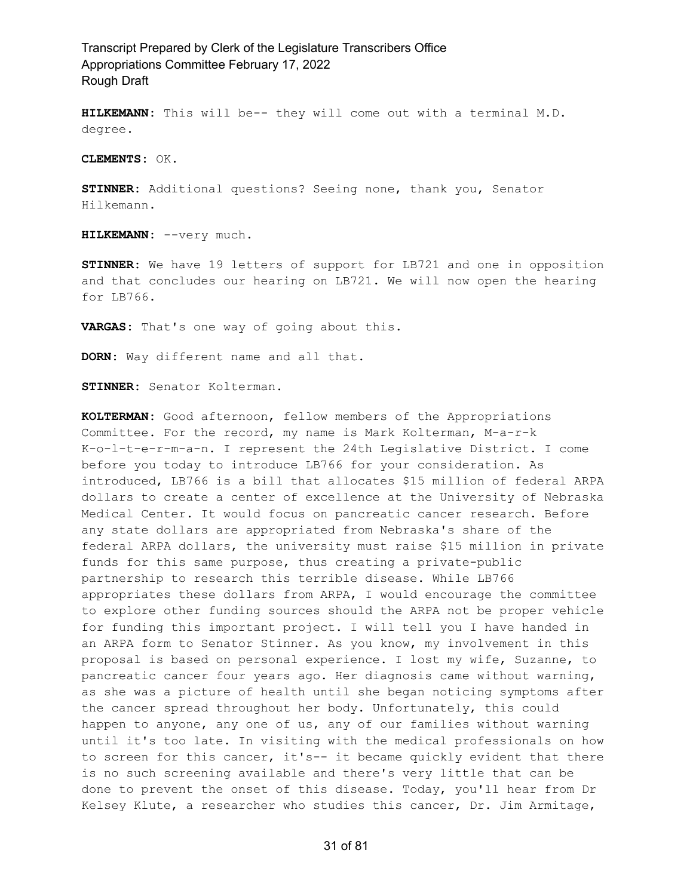**HILKEMANN:** This will be-- they will come out with a terminal M.D. degree.

**CLEMENTS:** OK.

**STINNER:** Additional questions? Seeing none, thank you, Senator Hilkemann.

**HILKEMANN:** --very much.

**STINNER:** We have 19 letters of support for LB721 and one in opposition and that concludes our hearing on LB721. We will now open the hearing for LB766.

**VARGAS:** That's one way of going about this.

**DORN:** Way different name and all that.

**STINNER:** Senator Kolterman.

**KOLTERMAN:** Good afternoon, fellow members of the Appropriations Committee. For the record, my name is Mark Kolterman, M-a-r-k K-o-l-t-e-r-m-a-n. I represent the 24th Legislative District. I come before you today to introduce LB766 for your consideration. As introduced, LB766 is a bill that allocates $15 million of federal ARPA dollars to create a center of excellence at the University of Nebraska Medical Center. It would focus on pancreatic cancer research. Before any state dollars are appropriated from Nebraska's share of the federal ARPA dollars, the university must raise $15 million in private funds for this same purpose, thus creating a private-public partnership to research this terrible disease. While LB766 appropriates these dollars from ARPA, I would encourage the committee to explore other funding sources should the ARPA not be proper vehicle for funding this important project. I will tell you I have handed in an ARPA form to Senator Stinner. As you know, my involvement in this proposal is based on personal experience. I lost my wife, Suzanne, to pancreatic cancer four years ago. Her diagnosis came without warning, as she was a picture of health until she began noticing symptoms after the cancer spread throughout her body. Unfortunately, this could happen to anyone, any one of us, any of our families without warning until it's too late. In visiting with the medical professionals on how to screen for this cancer, it's-- it became quickly evident that there is no such screening available and there's very little that can be done to prevent the onset of this disease. Today, you'll hear from Dr Kelsey Klute, a researcher who studies this cancer, Dr. Jim Armitage,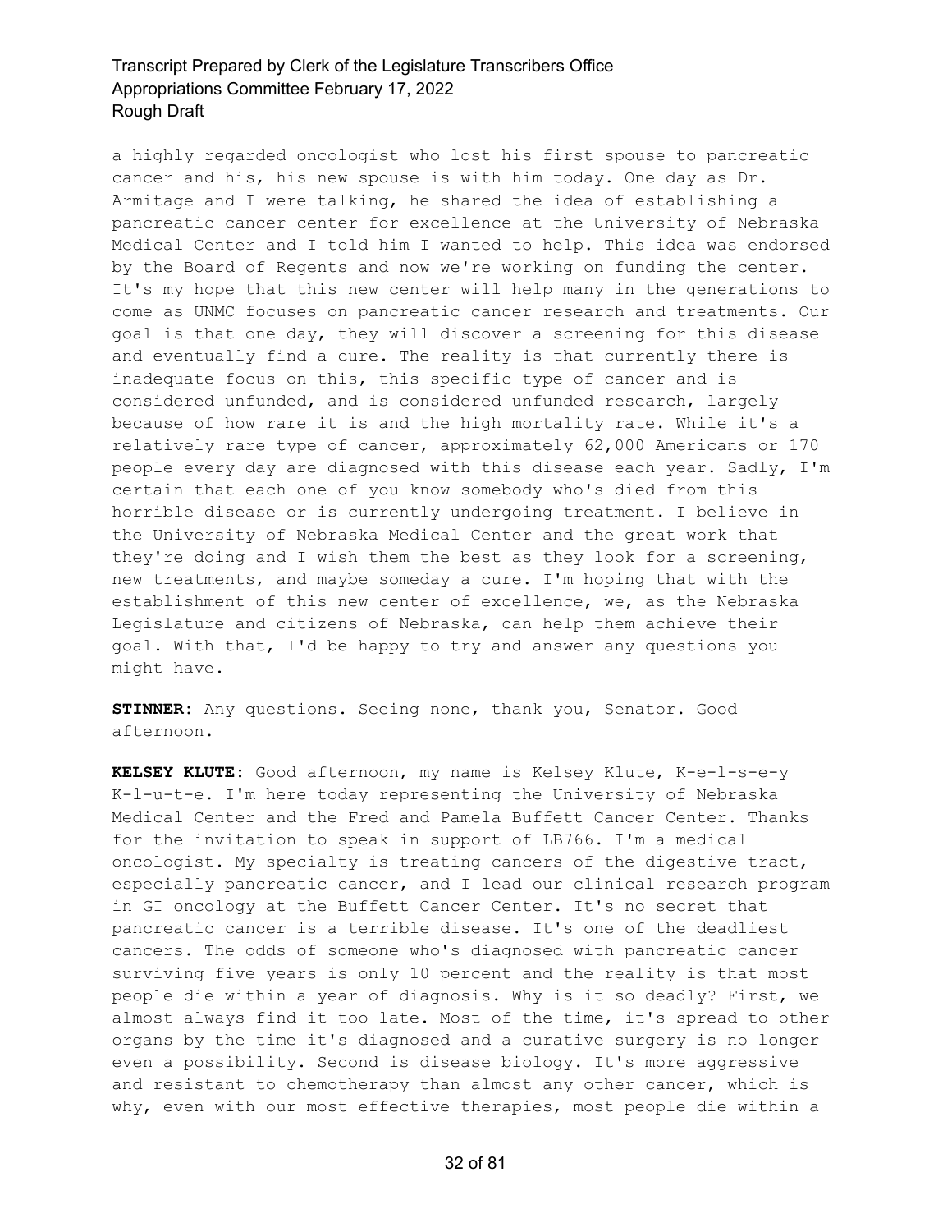a highly regarded oncologist who lost his first spouse to pancreatic cancer and his, his new spouse is with him today. One day as Dr. Armitage and I were talking, he shared the idea of establishing a pancreatic cancer center for excellence at the University of Nebraska Medical Center and I told him I wanted to help. This idea was endorsed by the Board of Regents and now we're working on funding the center. It's my hope that this new center will help many in the generations to come as UNMC focuses on pancreatic cancer research and treatments. Our goal is that one day, they will discover a screening for this disease and eventually find a cure. The reality is that currently there is inadequate focus on this, this specific type of cancer and is considered unfunded, and is considered unfunded research, largely because of how rare it is and the high mortality rate. While it's a relatively rare type of cancer, approximately 62,000 Americans or 170 people every day are diagnosed with this disease each year. Sadly, I'm certain that each one of you know somebody who's died from this horrible disease or is currently undergoing treatment. I believe in the University of Nebraska Medical Center and the great work that they're doing and I wish them the best as they look for a screening, new treatments, and maybe someday a cure. I'm hoping that with the establishment of this new center of excellence, we, as the Nebraska Legislature and citizens of Nebraska, can help them achieve their goal. With that, I'd be happy to try and answer any questions you might have.

**STINNER:** Any questions. Seeing none, thank you, Senator. Good afternoon.

**KELSEY KLUTE:** Good afternoon, my name is Kelsey Klute, K-e-l-s-e-y K-l-u-t-e. I'm here today representing the University of Nebraska Medical Center and the Fred and Pamela Buffett Cancer Center. Thanks for the invitation to speak in support of LB766. I'm a medical oncologist. My specialty is treating cancers of the digestive tract, especially pancreatic cancer, and I lead our clinical research program in GI oncology at the Buffett Cancer Center. It's no secret that pancreatic cancer is a terrible disease. It's one of the deadliest cancers. The odds of someone who's diagnosed with pancreatic cancer surviving five years is only 10 percent and the reality is that most people die within a year of diagnosis. Why is it so deadly? First, we almost always find it too late. Most of the time, it's spread to other organs by the time it's diagnosed and a curative surgery is no longer even a possibility. Second is disease biology. It's more aggressive and resistant to chemotherapy than almost any other cancer, which is why, even with our most effective therapies, most people die within a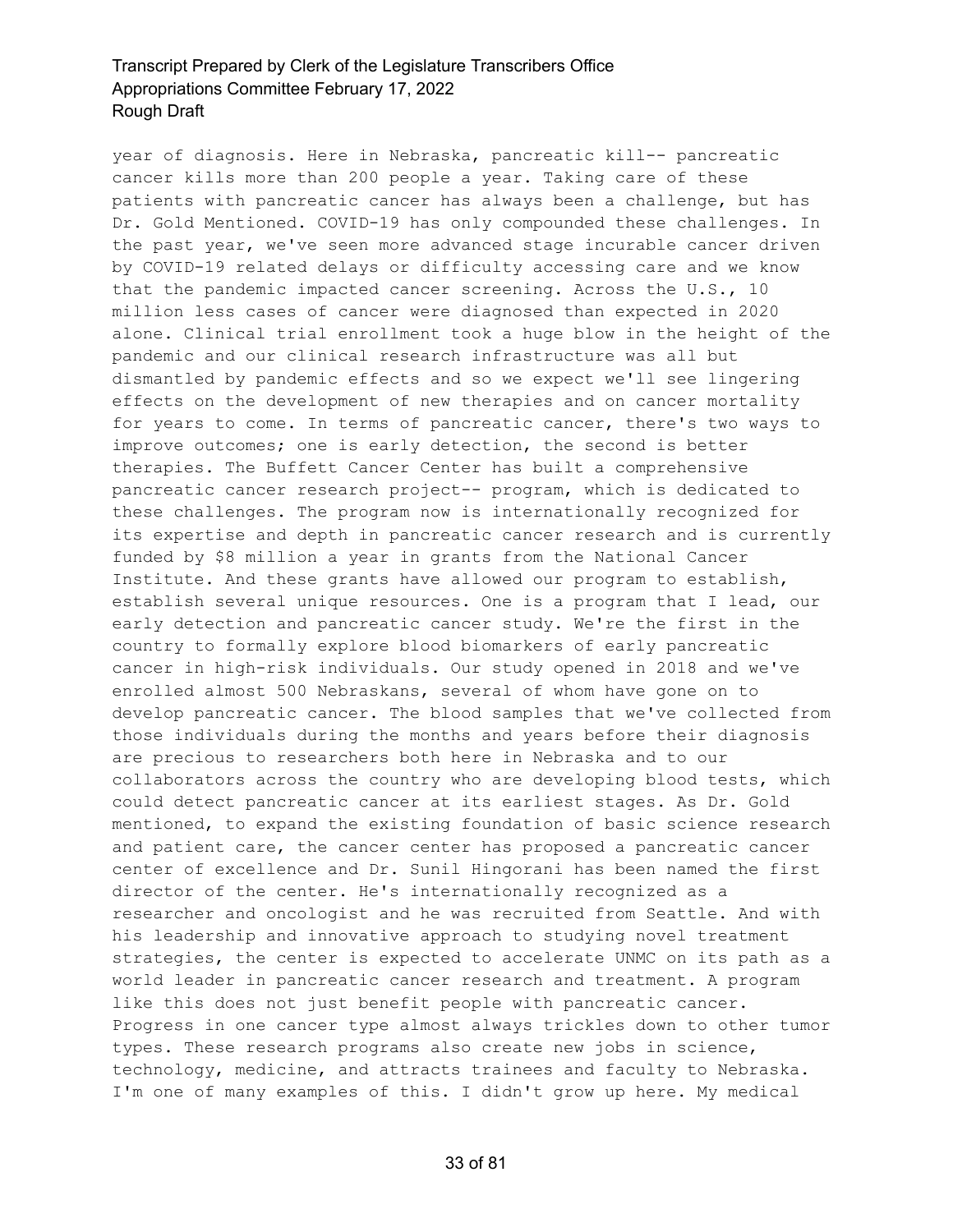year of diagnosis. Here in Nebraska, pancreatic kill-- pancreatic cancer kills more than 200 people a year. Taking care of these patients with pancreatic cancer has always been a challenge, but has Dr. Gold Mentioned. COVID-19 has only compounded these challenges. In the past year, we've seen more advanced stage incurable cancer driven by COVID-19 related delays or difficulty accessing care and we know that the pandemic impacted cancer screening. Across the U.S., 10 million less cases of cancer were diagnosed than expected in 2020 alone. Clinical trial enrollment took a huge blow in the height of the pandemic and our clinical research infrastructure was all but dismantled by pandemic effects and so we expect we'll see lingering effects on the development of new therapies and on cancer mortality for years to come. In terms of pancreatic cancer, there's two ways to improve outcomes; one is early detection, the second is better therapies. The Buffett Cancer Center has built a comprehensive pancreatic cancer research project-- program, which is dedicated to these challenges. The program now is internationally recognized for its expertise and depth in pancreatic cancer research and is currently funded by $8 million a year in grants from the National Cancer Institute. And these grants have allowed our program to establish, establish several unique resources. One is a program that I lead, our early detection and pancreatic cancer study. We're the first in the country to formally explore blood biomarkers of early pancreatic cancer in high-risk individuals. Our study opened in 2018 and we've enrolled almost 500 Nebraskans, several of whom have gone on to develop pancreatic cancer. The blood samples that we've collected from those individuals during the months and years before their diagnosis are precious to researchers both here in Nebraska and to our collaborators across the country who are developing blood tests, which could detect pancreatic cancer at its earliest stages. As Dr. Gold mentioned, to expand the existing foundation of basic science research and patient care, the cancer center has proposed a pancreatic cancer center of excellence and Dr. Sunil Hingorani has been named the first director of the center. He's internationally recognized as a researcher and oncologist and he was recruited from Seattle. And with his leadership and innovative approach to studying novel treatment strategies, the center is expected to accelerate UNMC on its path as a world leader in pancreatic cancer research and treatment. A program like this does not just benefit people with pancreatic cancer. Progress in one cancer type almost always trickles down to other tumor types. These research programs also create new jobs in science, technology, medicine, and attracts trainees and faculty to Nebraska. I'm one of many examples of this. I didn't grow up here. My medical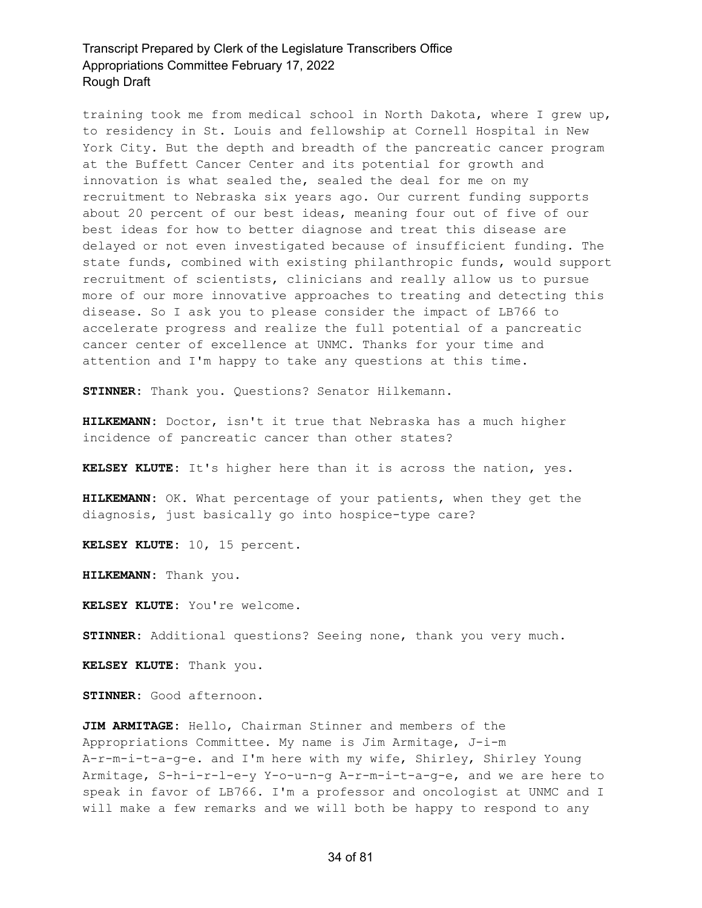training took me from medical school in North Dakota, where I grew up, to residency in St. Louis and fellowship at Cornell Hospital in New York City. But the depth and breadth of the pancreatic cancer program at the Buffett Cancer Center and its potential for growth and innovation is what sealed the, sealed the deal for me on my recruitment to Nebraska six years ago. Our current funding supports about 20 percent of our best ideas, meaning four out of five of our best ideas for how to better diagnose and treat this disease are delayed or not even investigated because of insufficient funding. The state funds, combined with existing philanthropic funds, would support recruitment of scientists, clinicians and really allow us to pursue more of our more innovative approaches to treating and detecting this disease. So I ask you to please consider the impact of LB766 to accelerate progress and realize the full potential of a pancreatic cancer center of excellence at UNMC. Thanks for your time and attention and I'm happy to take any questions at this time.

**STINNER:** Thank you. Questions? Senator Hilkemann.

**HILKEMANN:** Doctor, isn't it true that Nebraska has a much higher incidence of pancreatic cancer than other states?

**KELSEY KLUTE:** It's higher here than it is across the nation, yes.

**HILKEMANN:** OK. What percentage of your patients, when they get the diagnosis, just basically go into hospice-type care?

**KELSEY KLUTE:** 10, 15 percent.

**HILKEMANN:** Thank you.

**KELSEY KLUTE:** You're welcome.

**STINNER:** Additional questions? Seeing none, thank you very much.

**KELSEY KLUTE:** Thank you.

**STINNER:** Good afternoon.

**JIM ARMITAGE:** Hello, Chairman Stinner and members of the Appropriations Committee. My name is Jim Armitage, J-i-m A-r-m-i-t-a-g-e. and I'm here with my wife, Shirley, Shirley Young Armitage, S-h-i-r-l-e-y Y-o-u-n-g A-r-m-i-t-a-g-e, and we are here to speak in favor of LB766. I'm a professor and oncologist at UNMC and I will make a few remarks and we will both be happy to respond to any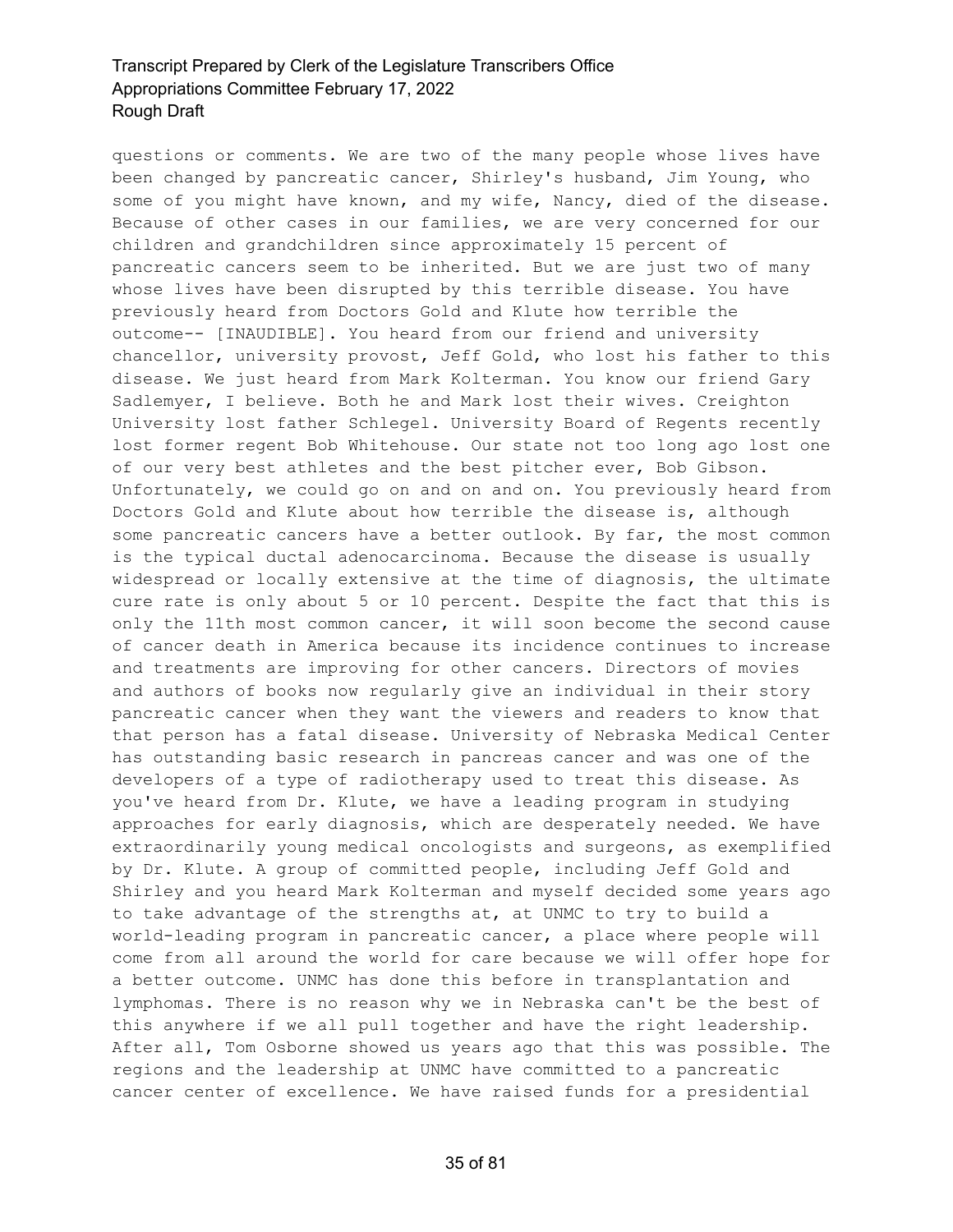questions or comments. We are two of the many people whose lives have been changed by pancreatic cancer, Shirley's husband, Jim Young, who some of you might have known, and my wife, Nancy, died of the disease. Because of other cases in our families, we are very concerned for our children and grandchildren since approximately 15 percent of pancreatic cancers seem to be inherited. But we are just two of many whose lives have been disrupted by this terrible disease. You have previously heard from Doctors Gold and Klute how terrible the outcome-- [INAUDIBLE]. You heard from our friend and university chancellor, university provost, Jeff Gold, who lost his father to this disease. We just heard from Mark Kolterman. You know our friend Gary Sadlemyer, I believe. Both he and Mark lost their wives. Creighton University lost father Schlegel. University Board of Regents recently lost former regent Bob Whitehouse. Our state not too long ago lost one of our very best athletes and the best pitcher ever, Bob Gibson. Unfortunately, we could go on and on and on. You previously heard from Doctors Gold and Klute about how terrible the disease is, although some pancreatic cancers have a better outlook. By far, the most common is the typical ductal adenocarcinoma. Because the disease is usually widespread or locally extensive at the time of diagnosis, the ultimate cure rate is only about 5 or 10 percent. Despite the fact that this is only the 11th most common cancer, it will soon become the second cause of cancer death in America because its incidence continues to increase and treatments are improving for other cancers. Directors of movies and authors of books now regularly give an individual in their story pancreatic cancer when they want the viewers and readers to know that that person has a fatal disease. University of Nebraska Medical Center has outstanding basic research in pancreas cancer and was one of the developers of a type of radiotherapy used to treat this disease. As you've heard from Dr. Klute, we have a leading program in studying approaches for early diagnosis, which are desperately needed. We have extraordinarily young medical oncologists and surgeons, as exemplified by Dr. Klute. A group of committed people, including Jeff Gold and Shirley and you heard Mark Kolterman and myself decided some years ago to take advantage of the strengths at, at UNMC to try to build a world-leading program in pancreatic cancer, a place where people will come from all around the world for care because we will offer hope for a better outcome. UNMC has done this before in transplantation and lymphomas. There is no reason why we in Nebraska can't be the best of this anywhere if we all pull together and have the right leadership. After all, Tom Osborne showed us years ago that this was possible. The regions and the leadership at UNMC have committed to a pancreatic cancer center of excellence. We have raised funds for a presidential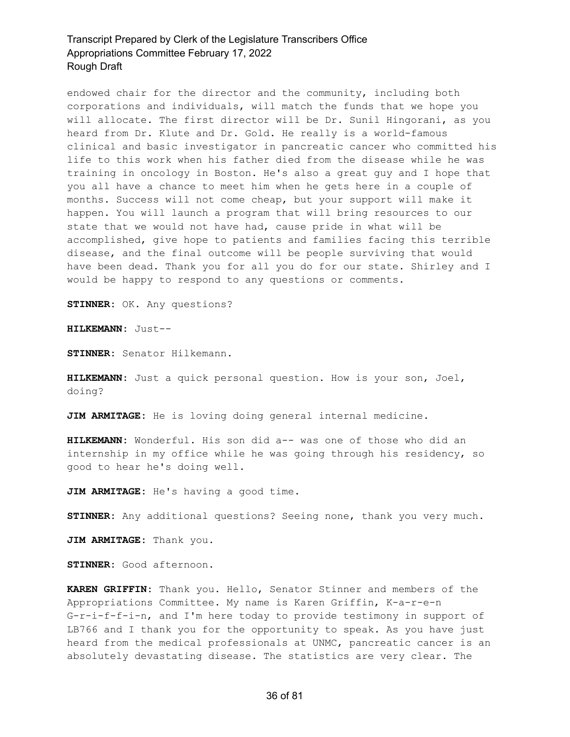endowed chair for the director and the community, including both corporations and individuals, will match the funds that we hope you will allocate. The first director will be Dr. Sunil Hingorani, as you heard from Dr. Klute and Dr. Gold. He really is a world-famous clinical and basic investigator in pancreatic cancer who committed his life to this work when his father died from the disease while he was training in oncology in Boston. He's also a great guy and I hope that you all have a chance to meet him when he gets here in a couple of months. Success will not come cheap, but your support will make it happen. You will launch a program that will bring resources to our state that we would not have had, cause pride in what will be accomplished, give hope to patients and families facing this terrible disease, and the final outcome will be people surviving that would have been dead. Thank you for all you do for our state. Shirley and I would be happy to respond to any questions or comments.

**STINNER:** OK. Any questions?

**HILKEMANN:** Just--

**STINNER:** Senator Hilkemann.

**HILKEMANN:** Just a quick personal question. How is your son, Joel, doing?

**JIM ARMITAGE:** He is loving doing general internal medicine.

**HILKEMANN:** Wonderful. His son did a-- was one of those who did an internship in my office while he was going through his residency, so good to hear he's doing well.

**JIM ARMITAGE:** He's having a good time.

**STINNER:** Any additional questions? Seeing none, thank you very much.

**JIM ARMITAGE:** Thank you.

**STINNER:** Good afternoon.

**KAREN GRIFFIN:** Thank you. Hello, Senator Stinner and members of the Appropriations Committee. My name is Karen Griffin, K-a-r-e-n G-r-i-f-f-i-n, and I'm here today to provide testimony in support of LB766 and I thank you for the opportunity to speak. As you have just heard from the medical professionals at UNMC, pancreatic cancer is an absolutely devastating disease. The statistics are very clear. The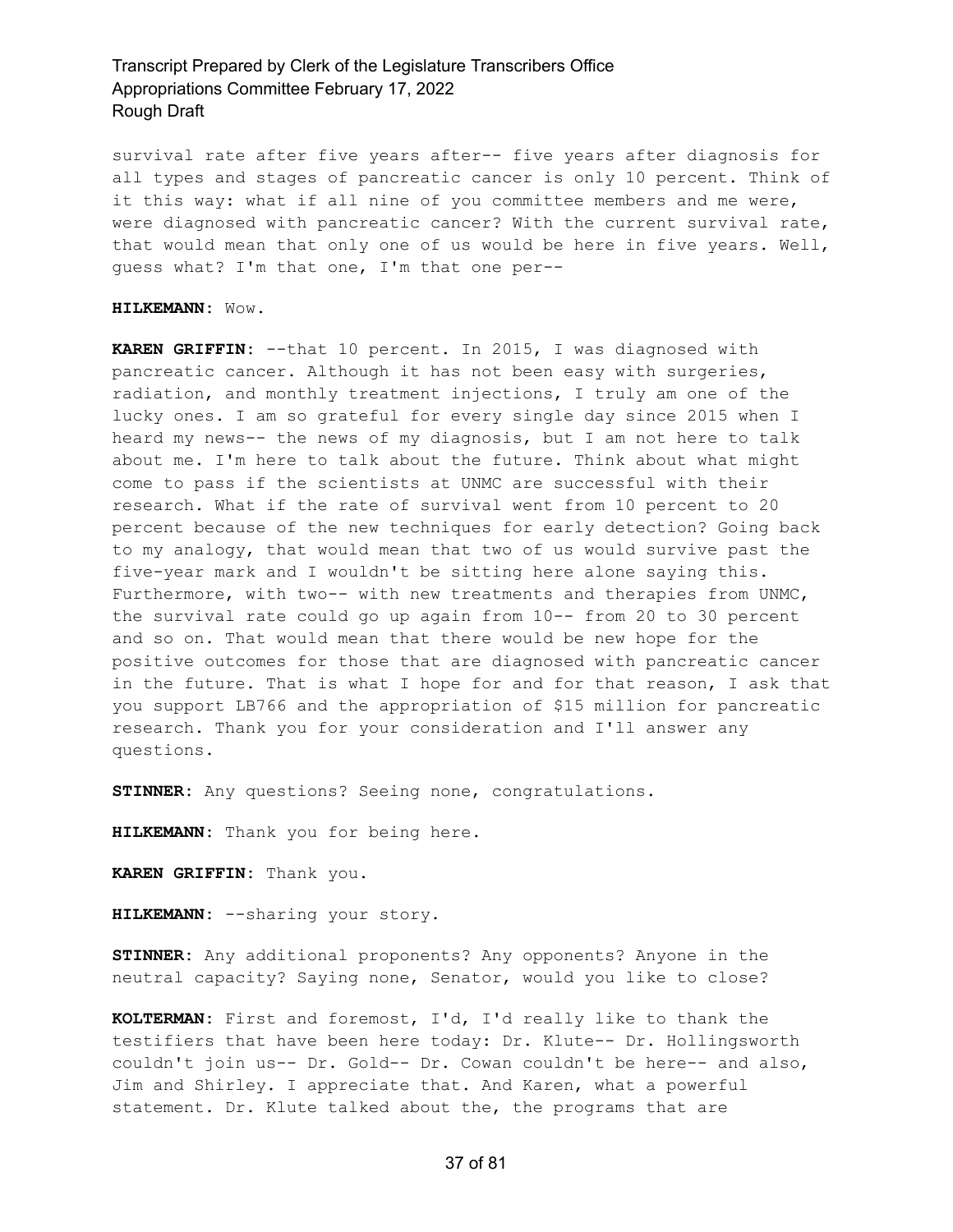survival rate after five years after-- five years after diagnosis for all types and stages of pancreatic cancer is only 10 percent. Think of it this way: what if all nine of you committee members and me were, were diagnosed with pancreatic cancer? With the current survival rate, that would mean that only one of us would be here in five years. Well, guess what? I'm that one, I'm that one per--

**HILKEMANN:** Wow.

**KAREN GRIFFIN:** --that 10 percent. In 2015, I was diagnosed with pancreatic cancer. Although it has not been easy with surgeries, radiation, and monthly treatment injections, I truly am one of the lucky ones. I am so grateful for every single day since 2015 when I heard my news-- the news of my diagnosis, but I am not here to talk about me. I'm here to talk about the future. Think about what might come to pass if the scientists at UNMC are successful with their research. What if the rate of survival went from 10 percent to 20 percent because of the new techniques for early detection? Going back to my analogy, that would mean that two of us would survive past the five-year mark and I wouldn't be sitting here alone saying this. Furthermore, with two-- with new treatments and therapies from UNMC, the survival rate could go up again from 10-- from 20 to 30 percent and so on. That would mean that there would be new hope for the positive outcomes for those that are diagnosed with pancreatic cancer in the future. That is what I hope for and for that reason, I ask that you support LB766 and the appropriation of $15 million for pancreatic research. Thank you for your consideration and I'll answer any questions.

**STINNER:** Any questions? Seeing none, congratulations.

**HILKEMANN:** Thank you for being here.

**KAREN GRIFFIN:** Thank you.

**HILKEMANN:** --sharing your story.

**STINNER:** Any additional proponents? Any opponents? Anyone in the neutral capacity? Saying none, Senator, would you like to close?

**KOLTERMAN:** First and foremost, I'd, I'd really like to thank the testifiers that have been here today: Dr. Klute-- Dr. Hollingsworth couldn't join us-- Dr. Gold-- Dr. Cowan couldn't be here-- and also, Jim and Shirley. I appreciate that. And Karen, what a powerful statement. Dr. Klute talked about the, the programs that are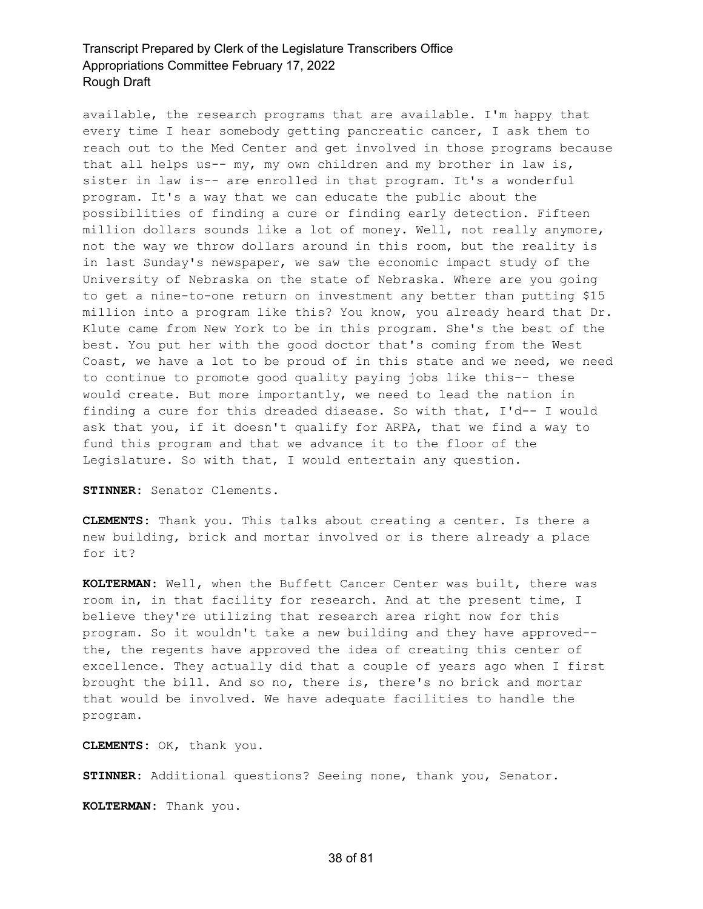available, the research programs that are available. I'm happy that every time I hear somebody getting pancreatic cancer, I ask them to reach out to the Med Center and get involved in those programs because that all helps us-- my, my own children and my brother in law is, sister in law is-- are enrolled in that program. It's a wonderful program. It's a way that we can educate the public about the possibilities of finding a cure or finding early detection. Fifteen million dollars sounds like a lot of money. Well, not really anymore, not the way we throw dollars around in this room, but the reality is in last Sunday's newspaper, we saw the economic impact study of the University of Nebraska on the state of Nebraska. Where are you going to get a nine-to-one return on investment any better than putting $15 million into a program like this? You know, you already heard that Dr. Klute came from New York to be in this program. She's the best of the best. You put her with the good doctor that's coming from the West Coast, we have a lot to be proud of in this state and we need, we need to continue to promote good quality paying jobs like this-- these would create. But more importantly, we need to lead the nation in finding a cure for this dreaded disease. So with that, I'd-- I would ask that you, if it doesn't qualify for ARPA, that we find a way to fund this program and that we advance it to the floor of the Legislature. So with that, I would entertain any question.

**STINNER:** Senator Clements.

**CLEMENTS:** Thank you. This talks about creating a center. Is there a new building, brick and mortar involved or is there already a place for it?

**KOLTERMAN:** Well, when the Buffett Cancer Center was built, there was room in, in that facility for research. And at the present time, I believe they're utilizing that research area right now for this program. So it wouldn't take a new building and they have approved-- the, the regents have approved the idea of creating this center of excellence. They actually did that a couple of years ago when I first brought the bill. And so no, there is, there's no brick and mortar that would be involved. We have adequate facilities to handle the program.

**CLEMENTS:** OK, thank you.

**STINNER:** Additional questions? Seeing none, thank you, Senator.

**KOLTERMAN:** Thank you.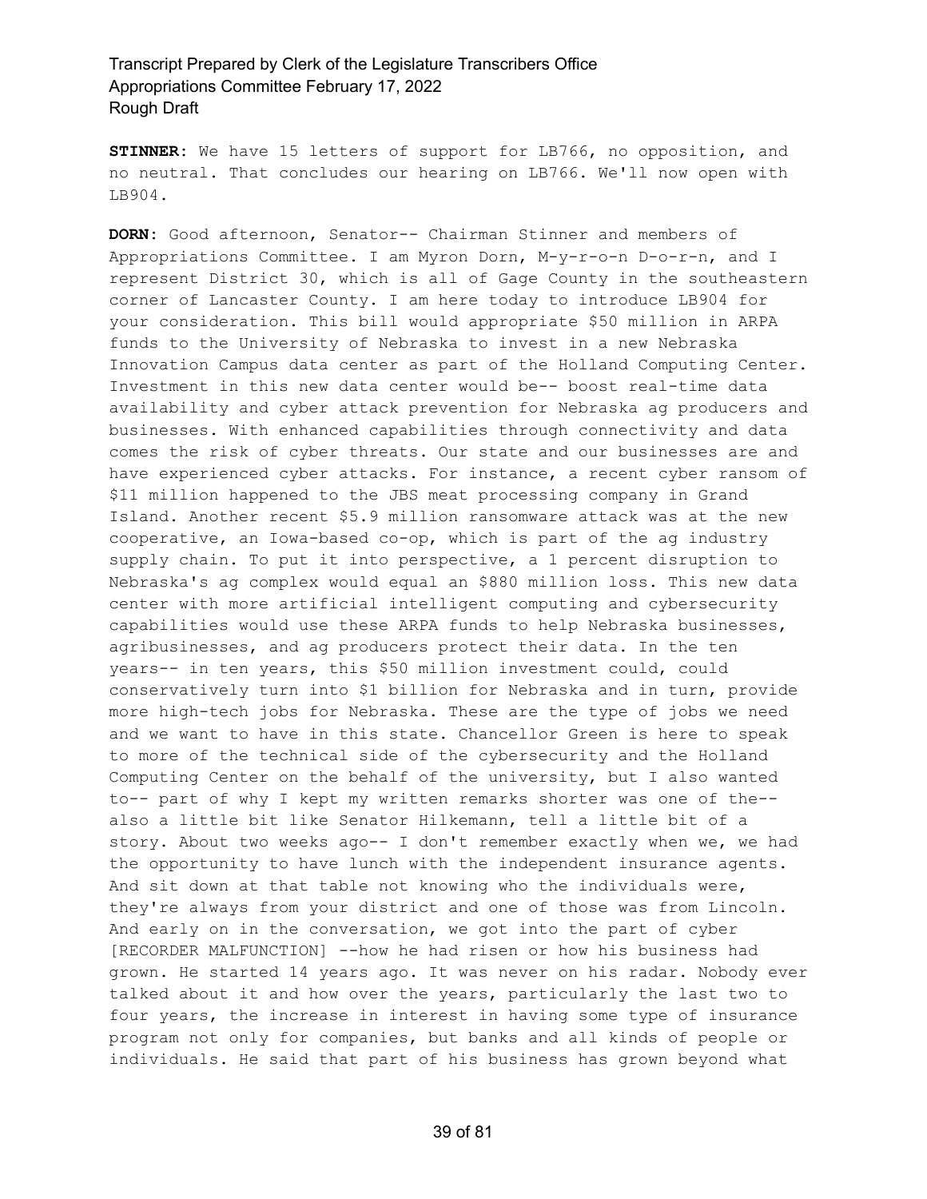**STINNER:** We have 15 letters of support for LB766, no opposition, and no neutral. That concludes our hearing on LB766. We'll now open with LB904.

**DORN:** Good afternoon, Senator-- Chairman Stinner and members of Appropriations Committee. I am Myron Dorn, M-y-r-o-n D-o-r-n, and I represent District 30, which is all of Gage County in the southeastern corner of Lancaster County. I am here today to introduce LB904 for your consideration. This bill would appropriate $50 million in ARPA funds to the University of Nebraska to invest in a new Nebraska Innovation Campus data center as part of the Holland Computing Center. Investment in this new data center would be-- boost real-time data availability and cyber attack prevention for Nebraska ag producers and businesses. With enhanced capabilities through connectivity and data comes the risk of cyber threats. Our state and our businesses are and have experienced cyber attacks. For instance, a recent cyber ransom of $11 million happened to the JBS meat processing company in Grand Island. Another recent $5.9 million ransomware attack was at the new cooperative, an Iowa-based co-op, which is part of the ag industry supply chain. To put it into perspective, a 1 percent disruption to Nebraska's ag complex would equal an $880 million loss. This new data center with more artificial intelligent computing and cybersecurity capabilities would use these ARPA funds to help Nebraska businesses, agribusinesses, and ag producers protect their data. In the ten years-- in ten years, this $50 million investment could, could conservatively turn into $1 billion for Nebraska and in turn, provide more high-tech jobs for Nebraska. These are the type of jobs we need and we want to have in this state. Chancellor Green is here to speak to more of the technical side of the cybersecurity and the Holland Computing Center on the behalf of the university, but I also wanted to-- part of why I kept my written remarks shorter was one of the-- also a little bit like Senator Hilkemann, tell a little bit of a story. About two weeks ago-- I don't remember exactly when we, we had the opportunity to have lunch with the independent insurance agents. And sit down at that table not knowing who the individuals were, they're always from your district and one of those was from Lincoln. And early on in the conversation, we got into the part of cyber [RECORDER MALFUNCTION] --how he had risen or how his business had grown. He started 14 years ago. It was never on his radar. Nobody ever talked about it and how over the years, particularly the last two to four years, the increase in interest in having some type of insurance program not only for companies, but banks and all kinds of people or individuals. He said that part of his business has grown beyond what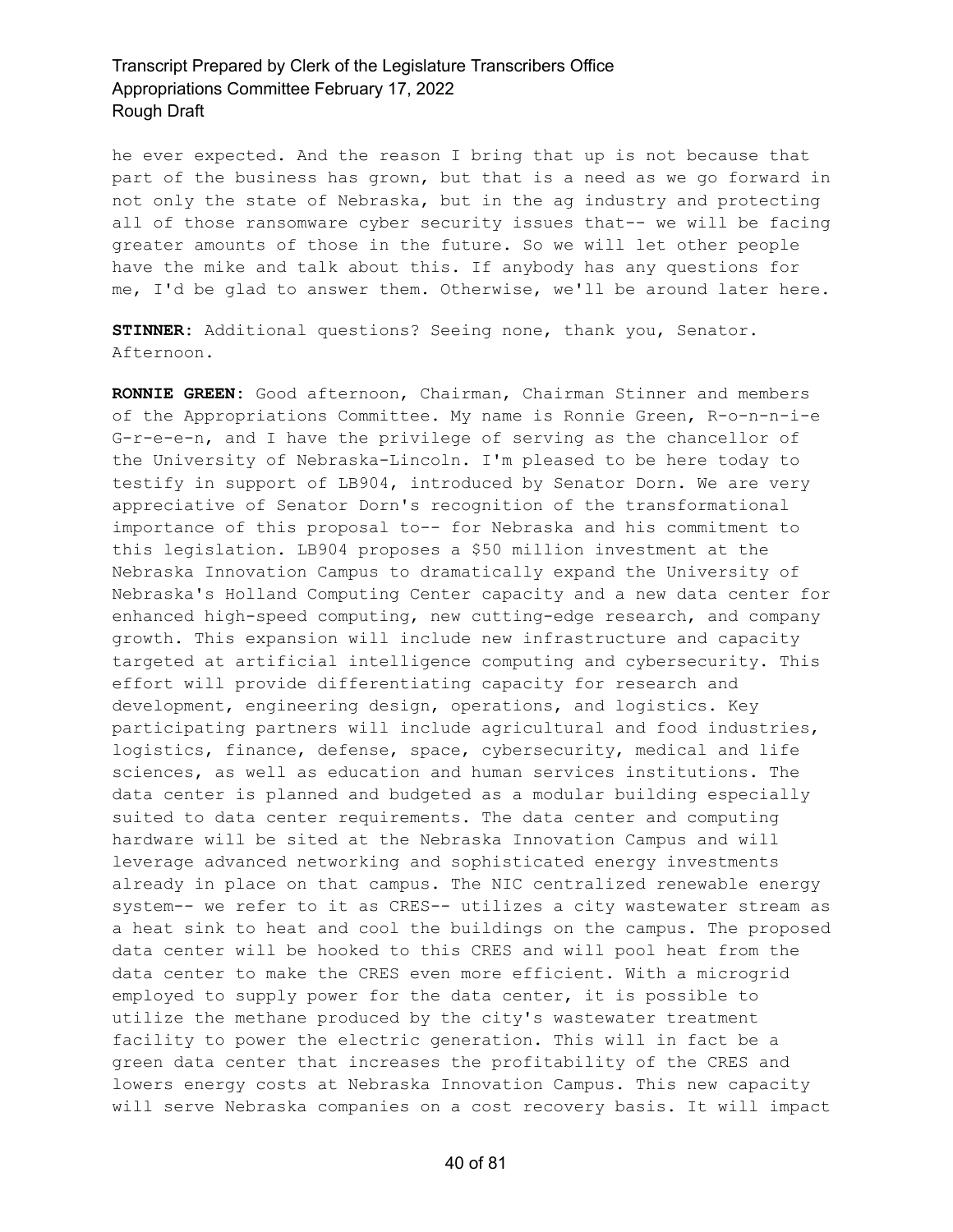he ever expected. And the reason I bring that up is not because that part of the business has grown, but that is a need as we go forward in not only the state of Nebraska, but in the ag industry and protecting all of those ransomware cyber security issues that-- we will be facing greater amounts of those in the future. So we will let other people have the mike and talk about this. If anybody has any questions for me, I'd be glad to answer them. Otherwise, we'll be around later here.

**STINNER:** Additional questions? Seeing none, thank you, Senator. Afternoon.

**RONNIE GREEN:** Good afternoon, Chairman, Chairman Stinner and members of the Appropriations Committee. My name is Ronnie Green, R-o-n-n-i-e G-r-e-e-n, and I have the privilege of serving as the chancellor of the University of Nebraska-Lincoln. I'm pleased to be here today to testify in support of LB904, introduced by Senator Dorn. We are very appreciative of Senator Dorn's recognition of the transformational importance of this proposal to-- for Nebraska and his commitment to this legislation. LB904 proposes a $50 million investment at the Nebraska Innovation Campus to dramatically expand the University of Nebraska's Holland Computing Center capacity and a new data center for enhanced high-speed computing, new cutting-edge research, and company growth. This expansion will include new infrastructure and capacity targeted at artificial intelligence computing and cybersecurity. This effort will provide differentiating capacity for research and development, engineering design, operations, and logistics. Key participating partners will include agricultural and food industries, logistics, finance, defense, space, cybersecurity, medical and life sciences, as well as education and human services institutions. The data center is planned and budgeted as a modular building especially suited to data center requirements. The data center and computing hardware will be sited at the Nebraska Innovation Campus and will leverage advanced networking and sophisticated energy investments already in place on that campus. The NIC centralized renewable energy system-- we refer to it as CRES-- utilizes a city wastewater stream as a heat sink to heat and cool the buildings on the campus. The proposed data center will be hooked to this CRES and will pool heat from the data center to make the CRES even more efficient. With a microgrid employed to supply power for the data center, it is possible to utilize the methane produced by the city's wastewater treatment facility to power the electric generation. This will in fact be a green data center that increases the profitability of the CRES and lowers energy costs at Nebraska Innovation Campus. This new capacity will serve Nebraska companies on a cost recovery basis. It will impact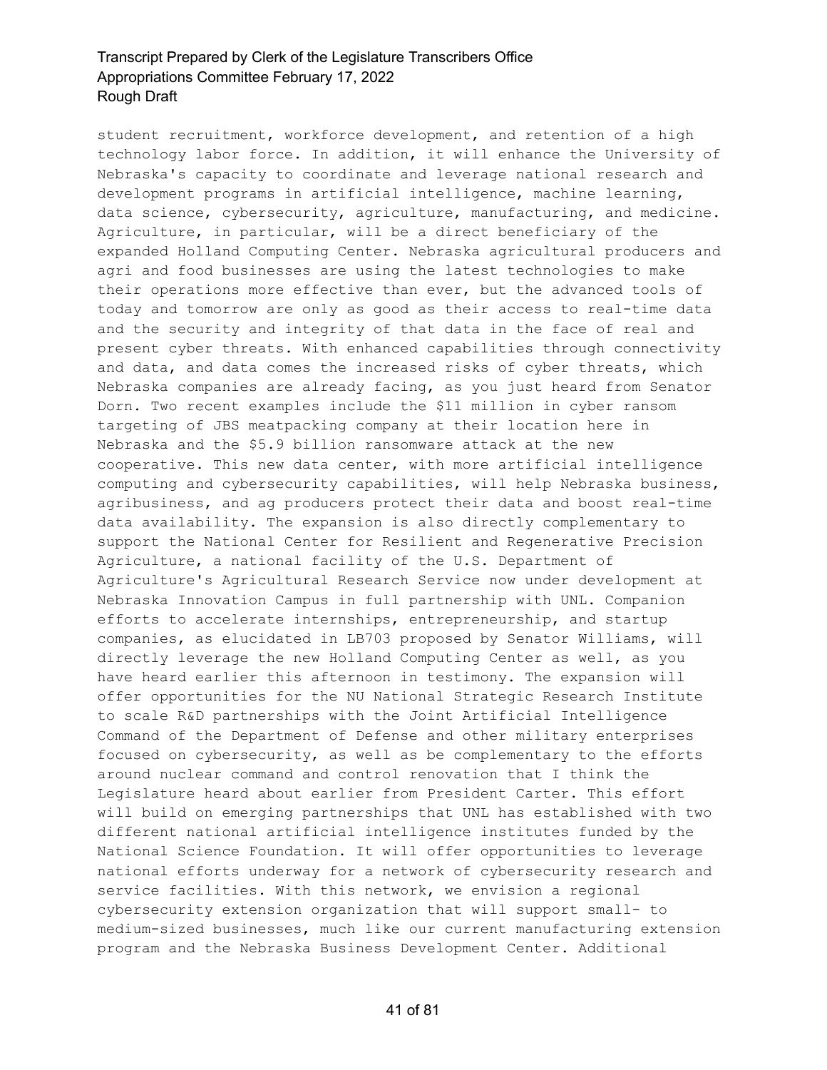student recruitment, workforce development, and retention of a high technology labor force. In addition, it will enhance the University of Nebraska's capacity to coordinate and leverage national research and development programs in artificial intelligence, machine learning, data science, cybersecurity, agriculture, manufacturing, and medicine. Agriculture, in particular, will be a direct beneficiary of the expanded Holland Computing Center. Nebraska agricultural producers and agri and food businesses are using the latest technologies to make their operations more effective than ever, but the advanced tools of today and tomorrow are only as good as their access to real-time data and the security and integrity of that data in the face of real and present cyber threats. With enhanced capabilities through connectivity and data, and data comes the increased risks of cyber threats, which Nebraska companies are already facing, as you just heard from Senator Dorn. Two recent examples include the $11 million in cyber ransom targeting of JBS meatpacking company at their location here in Nebraska and the $5.9 billion ransomware attack at the new cooperative. This new data center, with more artificial intelligence computing and cybersecurity capabilities, will help Nebraska business, agribusiness, and ag producers protect their data and boost real-time data availability. The expansion is also directly complementary to support the National Center for Resilient and Regenerative Precision Agriculture, a national facility of the U.S. Department of Agriculture's Agricultural Research Service now under development at Nebraska Innovation Campus in full partnership with UNL. Companion efforts to accelerate internships, entrepreneurship, and startup companies, as elucidated in LB703 proposed by Senator Williams, will directly leverage the new Holland Computing Center as well, as you have heard earlier this afternoon in testimony. The expansion will offer opportunities for the NU National Strategic Research Institute to scale R&D partnerships with the Joint Artificial Intelligence Command of the Department of Defense and other military enterprises focused on cybersecurity, as well as be complementary to the efforts around nuclear command and control renovation that I think the Legislature heard about earlier from President Carter. This effort will build on emerging partnerships that UNL has established with two different national artificial intelligence institutes funded by the National Science Foundation. It will offer opportunities to leverage national efforts underway for a network of cybersecurity research and service facilities. With this network, we envision a regional cybersecurity extension organization that will support small- to medium-sized businesses, much like our current manufacturing extension program and the Nebraska Business Development Center. Additional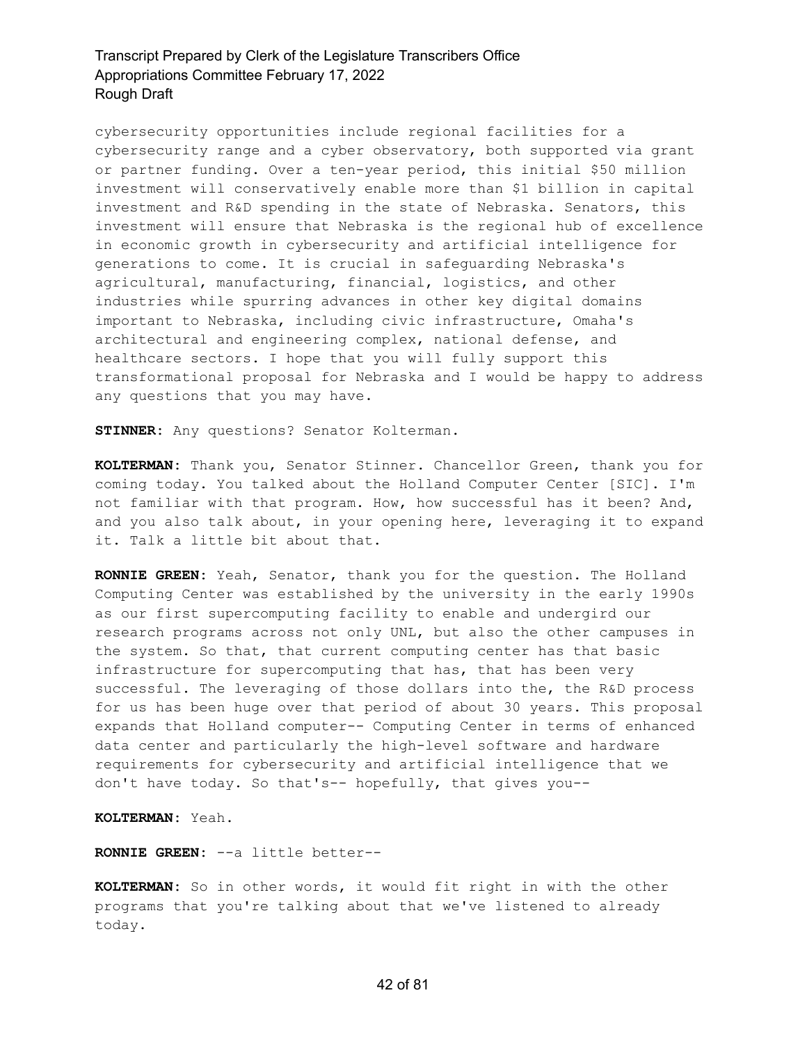cybersecurity opportunities include regional facilities for a cybersecurity range and a cyber observatory, both supported via grant or partner funding. Over a ten-year period, this initial $50 million investment will conservatively enable more than $1 billion in capital investment and R&D spending in the state of Nebraska. Senators, this investment will ensure that Nebraska is the regional hub of excellence in economic growth in cybersecurity and artificial intelligence for generations to come. It is crucial in safeguarding Nebraska's agricultural, manufacturing, financial, logistics, and other industries while spurring advances in other key digital domains important to Nebraska, including civic infrastructure, Omaha's architectural and engineering complex, national defense, and healthcare sectors. I hope that you will fully support this transformational proposal for Nebraska and I would be happy to address any questions that you may have.

**STINNER:** Any questions? Senator Kolterman.

**KOLTERMAN:** Thank you, Senator Stinner. Chancellor Green, thank you for coming today. You talked about the Holland Computer Center [SIC]. I'm not familiar with that program. How, how successful has it been? And, and you also talk about, in your opening here, leveraging it to expand it. Talk a little bit about that.

**RONNIE GREEN:** Yeah, Senator, thank you for the question. The Holland Computing Center was established by the university in the early 1990s as our first supercomputing facility to enable and undergird our research programs across not only UNL, but also the other campuses in the system. So that, that current computing center has that basic infrastructure for supercomputing that has, that has been very successful. The leveraging of those dollars into the, the R&D process for us has been huge over that period of about 30 years. This proposal expands that Holland computer-- Computing Center in terms of enhanced data center and particularly the high-level software and hardware requirements for cybersecurity and artificial intelligence that we don't have today. So that's-- hopefully, that gives you--

**KOLTERMAN:** Yeah.

**RONNIE GREEN:** --a little better--

**KOLTERMAN:** So in other words, it would fit right in with the other programs that you're talking about that we've listened to already today.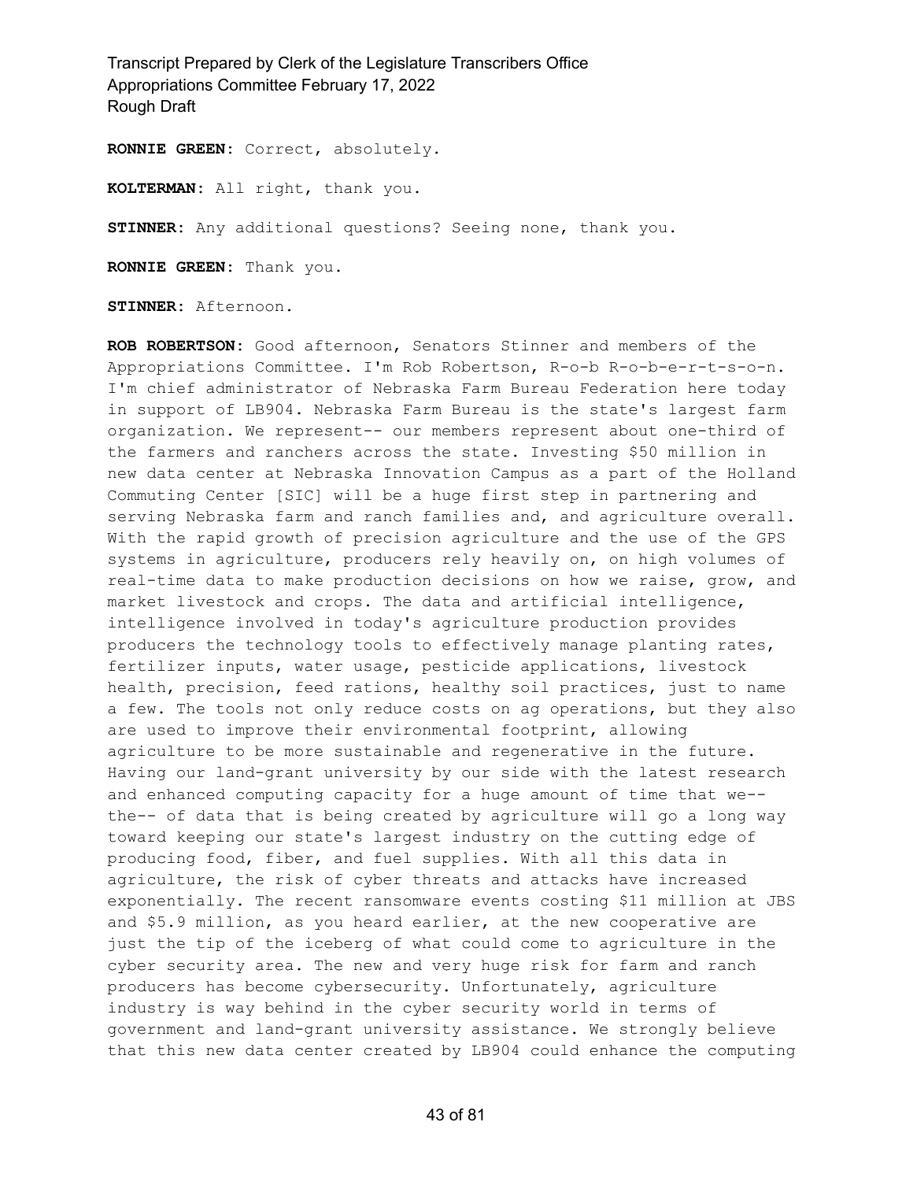**RONNIE GREEN:** Correct, absolutely.

**KOLTERMAN:** All right, thank you.

**STINNER:** Any additional questions? Seeing none, thank you.

**RONNIE GREEN:** Thank you.

**STINNER:** Afternoon.

**ROB ROBERTSON:** Good afternoon, Senators Stinner and members of the Appropriations Committee. I'm Rob Robertson, R-o-b R-o-b-e-r-t-s-o-n. I'm chief administrator of Nebraska Farm Bureau Federation here today in support of LB904. Nebraska Farm Bureau is the state's largest farm organization. We represent-- our members represent about one-third of the farmers and ranchers across the state. Investing $50 million in new data center at Nebraska Innovation Campus as a part of the Holland Commuting Center [SIC] will be a huge first step in partnering and serving Nebraska farm and ranch families and, and agriculture overall. With the rapid growth of precision agriculture and the use of the GPS systems in agriculture, producers rely heavily on, on high volumes of real-time data to make production decisions on how we raise, grow, and market livestock and crops. The data and artificial intelligence, intelligence involved in today's agriculture production provides producers the technology tools to effectively manage planting rates, fertilizer inputs, water usage, pesticide applications, livestock health, precision, feed rations, healthy soil practices, just to name a few. The tools not only reduce costs on ag operations, but they also are used to improve their environmental footprint, allowing agriculture to be more sustainable and regenerative in the future. Having our land-grant university by our side with the latest research and enhanced computing capacity for a huge amount of time that we-- the-- of data that is being created by agriculture will go a long way toward keeping our state's largest industry on the cutting edge of producing food, fiber, and fuel supplies. With all this data in agriculture, the risk of cyber threats and attacks have increased exponentially. The recent ransomware events costing $11 million at JBS and $5.9 million, as you heard earlier, at the new cooperative are just the tip of the iceberg of what could come to agriculture in the cyber security area. The new and very huge risk for farm and ranch producers has become cybersecurity. Unfortunately, agriculture industry is way behind in the cyber security world in terms of government and land-grant university assistance. We strongly believe that this new data center created by LB904 could enhance the computing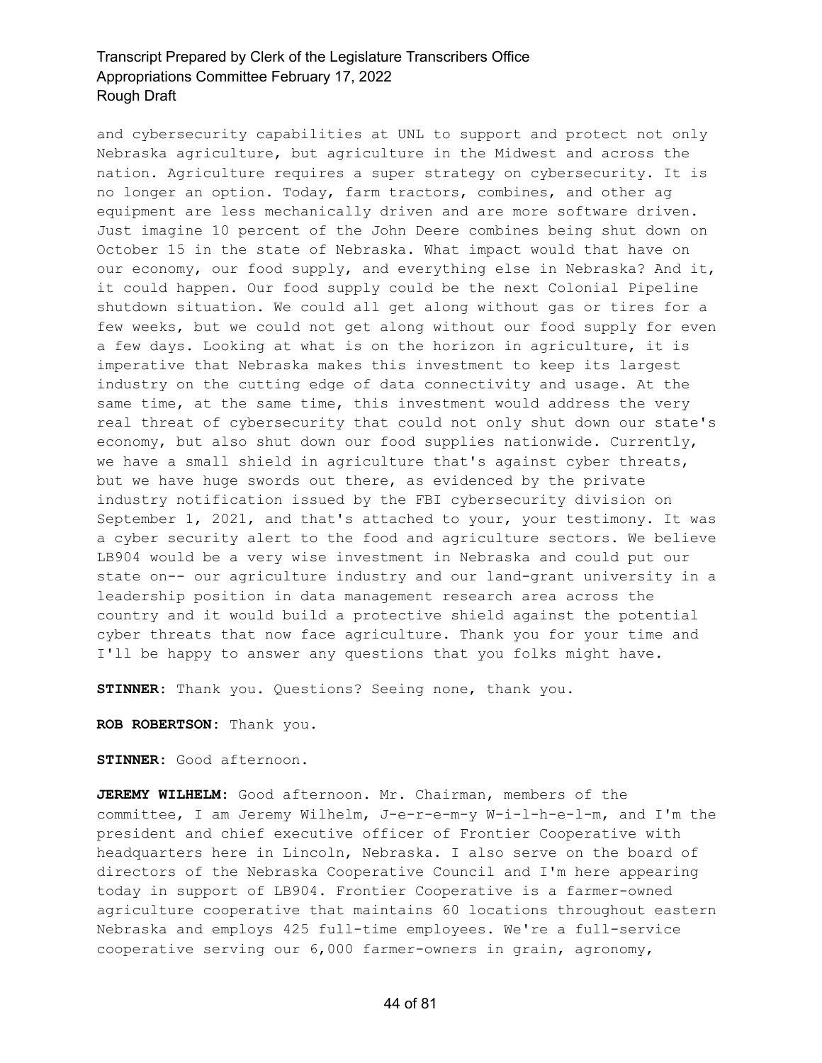and cybersecurity capabilities at UNL to support and protect not only Nebraska agriculture, but agriculture in the Midwest and across the nation. Agriculture requires a super strategy on cybersecurity. It is no longer an option. Today, farm tractors, combines, and other ag equipment are less mechanically driven and are more software driven. Just imagine 10 percent of the John Deere combines being shut down on October 15 in the state of Nebraska. What impact would that have on our economy, our food supply, and everything else in Nebraska? And it, it could happen. Our food supply could be the next Colonial Pipeline shutdown situation. We could all get along without gas or tires for a few weeks, but we could not get along without our food supply for even a few days. Looking at what is on the horizon in agriculture, it is imperative that Nebraska makes this investment to keep its largest industry on the cutting edge of data connectivity and usage. At the same time, at the same time, this investment would address the very real threat of cybersecurity that could not only shut down our state's economy, but also shut down our food supplies nationwide. Currently, we have a small shield in agriculture that's against cyber threats, but we have huge swords out there, as evidenced by the private industry notification issued by the FBI cybersecurity division on September 1, 2021, and that's attached to your, your testimony. It was a cyber security alert to the food and agriculture sectors. We believe LB904 would be a very wise investment in Nebraska and could put our state on-- our agriculture industry and our land-grant university in a leadership position in data management research area across the country and it would build a protective shield against the potential cyber threats that now face agriculture. Thank you for your time and I'll be happy to answer any questions that you folks might have.

**STINNER:** Thank you. Questions? Seeing none, thank you.

**ROB ROBERTSON:** Thank you.

**STINNER:** Good afternoon.

**JEREMY WILHELM:** Good afternoon. Mr. Chairman, members of the committee, I am Jeremy Wilhelm, J-e-r-e-m-y W-i-l-h-e-l-m, and I'm the president and chief executive officer of Frontier Cooperative with headquarters here in Lincoln, Nebraska. I also serve on the board of directors of the Nebraska Cooperative Council and I'm here appearing today in support of LB904. Frontier Cooperative is a farmer-owned agriculture cooperative that maintains 60 locations throughout eastern Nebraska and employs 425 full-time employees. We're a full-service cooperative serving our 6,000 farmer-owners in grain, agronomy,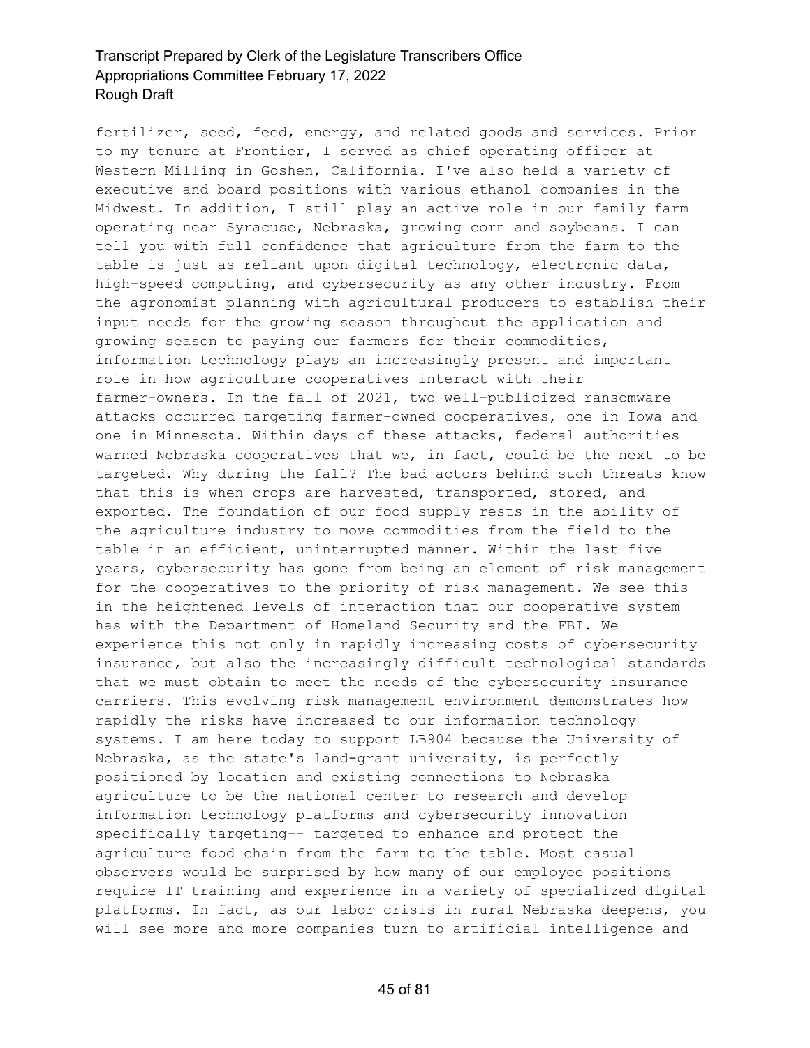fertilizer, seed, feed, energy, and related goods and services. Prior to my tenure at Frontier, I served as chief operating officer at Western Milling in Goshen, California. I've also held a variety of executive and board positions with various ethanol companies in the Midwest. In addition, I still play an active role in our family farm operating near Syracuse, Nebraska, growing corn and soybeans. I can tell you with full confidence that agriculture from the farm to the table is just as reliant upon digital technology, electronic data, high-speed computing, and cybersecurity as any other industry. From the agronomist planning with agricultural producers to establish their input needs for the growing season throughout the application and growing season to paying our farmers for their commodities, information technology plays an increasingly present and important role in how agriculture cooperatives interact with their farmer-owners. In the fall of 2021, two well-publicized ransomware attacks occurred targeting farmer-owned cooperatives, one in Iowa and one in Minnesota. Within days of these attacks, federal authorities warned Nebraska cooperatives that we, in fact, could be the next to be targeted. Why during the fall? The bad actors behind such threats know that this is when crops are harvested, transported, stored, and exported. The foundation of our food supply rests in the ability of the agriculture industry to move commodities from the field to the table in an efficient, uninterrupted manner. Within the last five years, cybersecurity has gone from being an element of risk management for the cooperatives to the priority of risk management. We see this in the heightened levels of interaction that our cooperative system has with the Department of Homeland Security and the FBI. We experience this not only in rapidly increasing costs of cybersecurity insurance, but also the increasingly difficult technological standards that we must obtain to meet the needs of the cybersecurity insurance carriers. This evolving risk management environment demonstrates how rapidly the risks have increased to our information technology systems. I am here today to support LB904 because the University of Nebraska, as the state's land-grant university, is perfectly positioned by location and existing connections to Nebraska agriculture to be the national center to research and develop information technology platforms and cybersecurity innovation specifically targeting-- targeted to enhance and protect the agriculture food chain from the farm to the table. Most casual observers would be surprised by how many of our employee positions require IT training and experience in a variety of specialized digital platforms. In fact, as our labor crisis in rural Nebraska deepens, you will see more and more companies turn to artificial intelligence and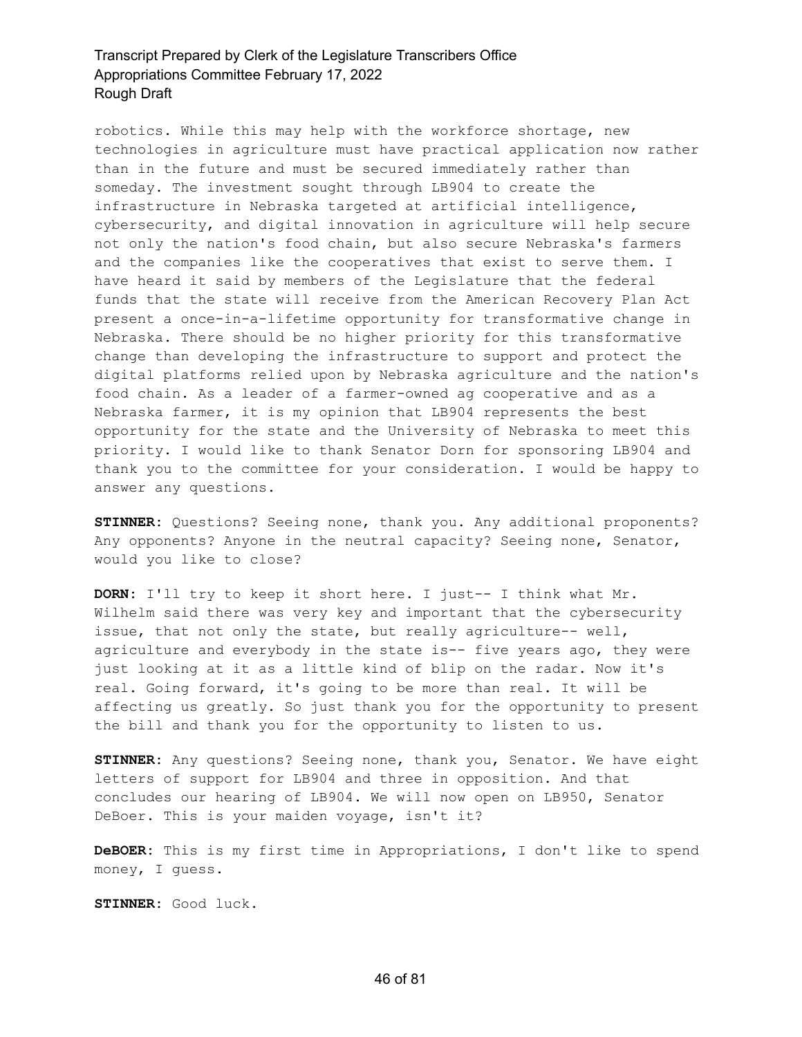robotics. While this may help with the workforce shortage, new technologies in agriculture must have practical application now rather than in the future and must be secured immediately rather than someday. The investment sought through LB904 to create the infrastructure in Nebraska targeted at artificial intelligence, cybersecurity, and digital innovation in agriculture will help secure not only the nation's food chain, but also secure Nebraska's farmers and the companies like the cooperatives that exist to serve them. I have heard it said by members of the Legislature that the federal funds that the state will receive from the American Recovery Plan Act present a once-in-a-lifetime opportunity for transformative change in Nebraska. There should be no higher priority for this transformative change than developing the infrastructure to support and protect the digital platforms relied upon by Nebraska agriculture and the nation's food chain. As a leader of a farmer-owned ag cooperative and as a Nebraska farmer, it is my opinion that LB904 represents the best opportunity for the state and the University of Nebraska to meet this priority. I would like to thank Senator Dorn for sponsoring LB904 and thank you to the committee for your consideration. I would be happy to answer any questions.

**STINNER:** Questions? Seeing none, thank you. Any additional proponents? Any opponents? Anyone in the neutral capacity? Seeing none, Senator, would you like to close?

**DORN:** I'll try to keep it short here. I just-- I think what Mr. Wilhelm said there was very key and important that the cybersecurity issue, that not only the state, but really agriculture-- well, agriculture and everybody in the state is-- five years ago, they were just looking at it as a little kind of blip on the radar. Now it's real. Going forward, it's going to be more than real. It will be affecting us greatly. So just thank you for the opportunity to present the bill and thank you for the opportunity to listen to us.

**STINNER:** Any questions? Seeing none, thank you, Senator. We have eight letters of support for LB904 and three in opposition. And that concludes our hearing of LB904. We will now open on LB950, Senator DeBoer. This is your maiden voyage, isn't it?

**DeBOER:** This is my first time in Appropriations, I don't like to spend money, I guess.

**STINNER:** Good luck.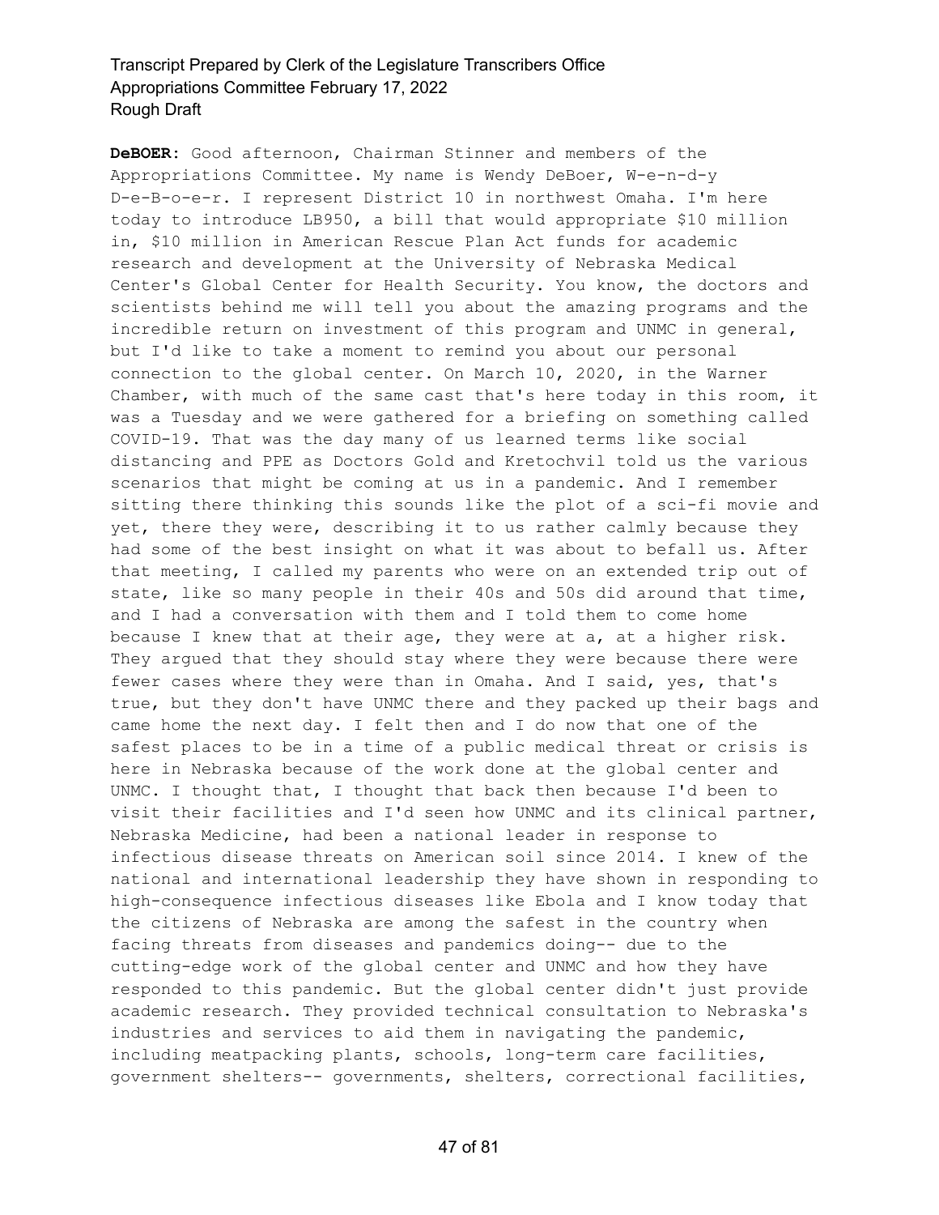**DeBOER:** Good afternoon, Chairman Stinner and members of the Appropriations Committee. My name is Wendy DeBoer, W-e-n-d-y D-e-B-o-e-r. I represent District 10 in northwest Omaha. I'm here today to introduce LB950, a bill that would appropriate $10 million in, $10 million in American Rescue Plan Act funds for academic research and development at the University of Nebraska Medical Center's Global Center for Health Security. You know, the doctors and scientists behind me will tell you about the amazing programs and the incredible return on investment of this program and UNMC in general, but I'd like to take a moment to remind you about our personal connection to the global center. On March 10, 2020, in the Warner Chamber, with much of the same cast that's here today in this room, it was a Tuesday and we were gathered for a briefing on something called COVID-19. That was the day many of us learned terms like social distancing and PPE as Doctors Gold and Kretochvil told us the various scenarios that might be coming at us in a pandemic. And I remember sitting there thinking this sounds like the plot of a sci-fi movie and yet, there they were, describing it to us rather calmly because they had some of the best insight on what it was about to befall us. After that meeting, I called my parents who were on an extended trip out of state, like so many people in their 40s and 50s did around that time, and I had a conversation with them and I told them to come home because I knew that at their age, they were at a, at a higher risk. They argued that they should stay where they were because there were fewer cases where they were than in Omaha. And I said, yes, that's true, but they don't have UNMC there and they packed up their bags and came home the next day. I felt then and I do now that one of the safest places to be in a time of a public medical threat or crisis is here in Nebraska because of the work done at the global center and UNMC. I thought that, I thought that back then because I'd been to visit their facilities and I'd seen how UNMC and its clinical partner, Nebraska Medicine, had been a national leader in response to infectious disease threats on American soil since 2014. I knew of the national and international leadership they have shown in responding to high-consequence infectious diseases like Ebola and I know today that the citizens of Nebraska are among the safest in the country when facing threats from diseases and pandemics doing-- due to the cutting-edge work of the global center and UNMC and how they have responded to this pandemic. But the global center didn't just provide academic research. They provided technical consultation to Nebraska's industries and services to aid them in navigating the pandemic, including meatpacking plants, schools, long-term care facilities, government shelters-- governments, shelters, correctional facilities,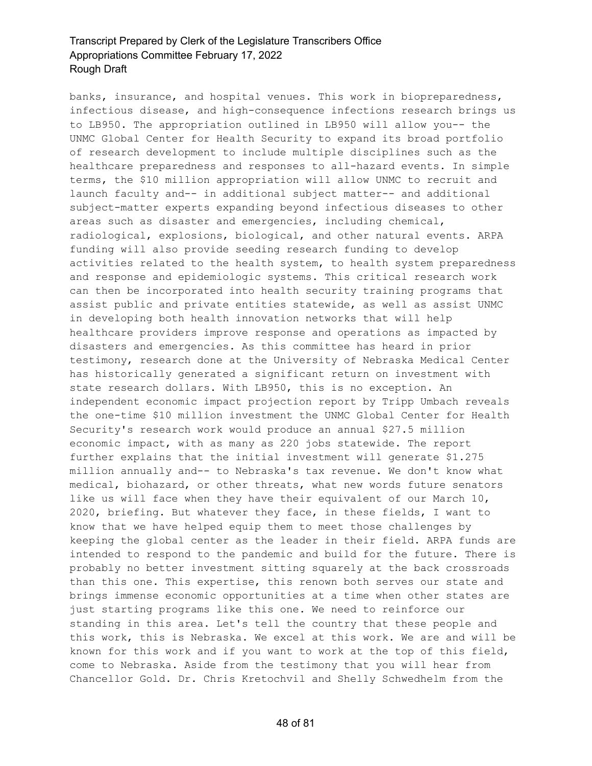banks, insurance, and hospital venues. This work in biopreparedness, infectious disease, and high-consequence infections research brings us to LB950. The appropriation outlined in LB950 will allow you-- the UNMC Global Center for Health Security to expand its broad portfolio of research development to include multiple disciplines such as the healthcare preparedness and responses to all-hazard events. In simple terms, the $10 million appropriation will allow UNMC to recruit and launch faculty and-- in additional subject matter-- and additional subject-matter experts expanding beyond infectious diseases to other areas such as disaster and emergencies, including chemical, radiological, explosions, biological, and other natural events. ARPA funding will also provide seeding research funding to develop activities related to the health system, to health system preparedness and response and epidemiologic systems. This critical research work can then be incorporated into health security training programs that assist public and private entities statewide, as well as assist UNMC in developing both health innovation networks that will help healthcare providers improve response and operations as impacted by disasters and emergencies. As this committee has heard in prior testimony, research done at the University of Nebraska Medical Center has historically generated a significant return on investment with state research dollars. With LB950, this is no exception. An independent economic impact projection report by Tripp Umbach reveals the one-time $10 million investment the UNMC Global Center for Health Security's research work would produce an annual $27.5 million economic impact, with as many as 220 jobs statewide. The report further explains that the initial investment will generate $1.275 million annually and-- to Nebraska's tax revenue. We don't know what medical, biohazard, or other threats, what new words future senators like us will face when they have their equivalent of our March 10, 2020, briefing. But whatever they face, in these fields, I want to know that we have helped equip them to meet those challenges by keeping the global center as the leader in their field. ARPA funds are intended to respond to the pandemic and build for the future. There is probably no better investment sitting squarely at the back crossroads than this one. This expertise, this renown both serves our state and brings immense economic opportunities at a time when other states are just starting programs like this one. We need to reinforce our standing in this area. Let's tell the country that these people and this work, this is Nebraska. We excel at this work. We are and will be known for this work and if you want to work at the top of this field, come to Nebraska. Aside from the testimony that you will hear from Chancellor Gold. Dr. Chris Kretochvil and Shelly Schwedhelm from the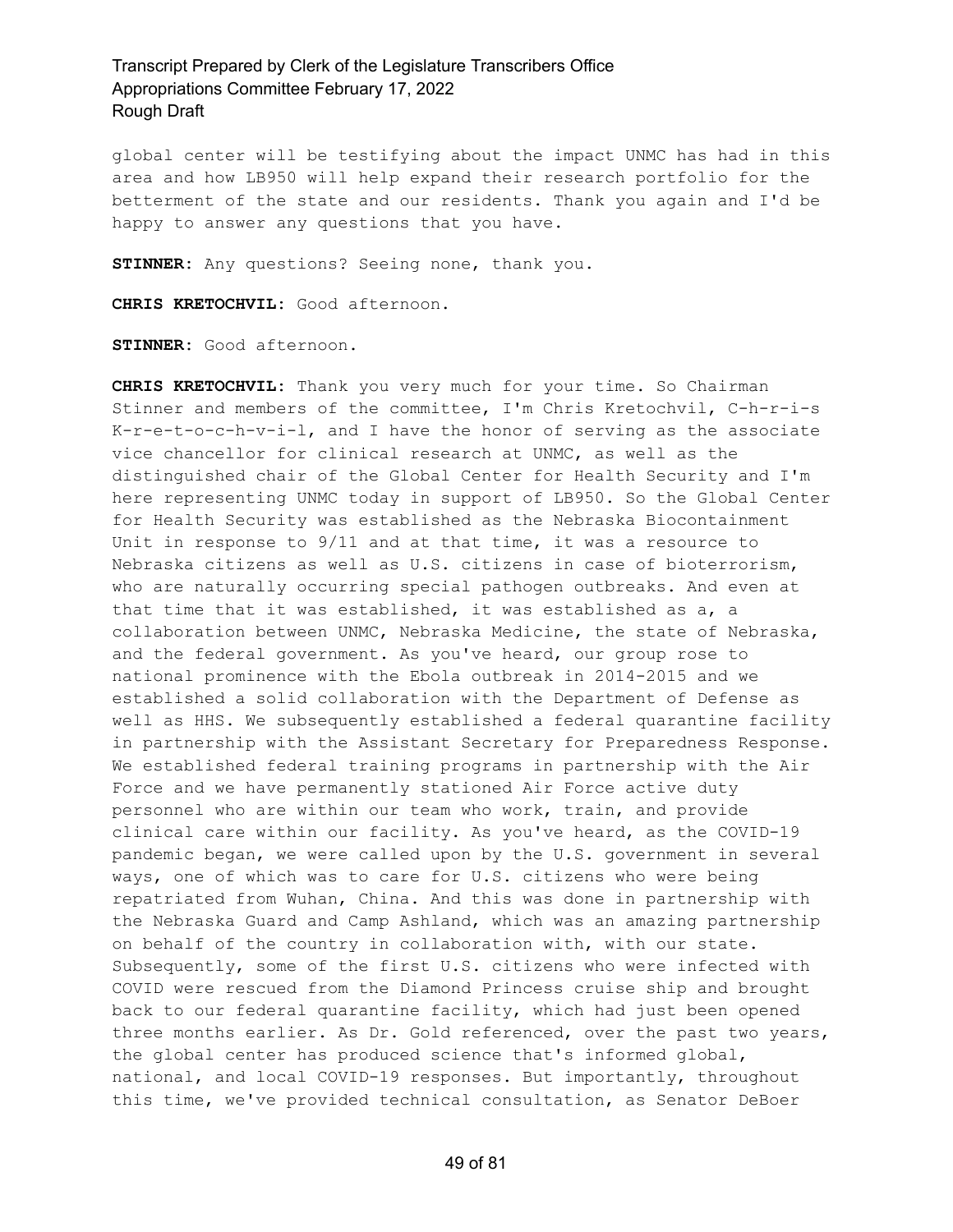global center will be testifying about the impact UNMC has had in this area and how LB950 will help expand their research portfolio for the betterment of the state and our residents. Thank you again and I'd be happy to answer any questions that you have.

**STINNER:** Any questions? Seeing none, thank you.

**CHRIS KRETOCHVIL:** Good afternoon.

**STINNER:** Good afternoon.

**CHRIS KRETOCHVIL:** Thank you very much for your time. So Chairman Stinner and members of the committee, I'm Chris Kretochvil, C-h-r-i-s K-r-e-t-o-c-h-v-i-l, and I have the honor of serving as the associate vice chancellor for clinical research at UNMC, as well as the distinguished chair of the Global Center for Health Security and I'm here representing UNMC today in support of LB950. So the Global Center for Health Security was established as the Nebraska Biocontainment Unit in response to 9/11 and at that time, it was a resource to Nebraska citizens as well as U.S. citizens in case of bioterrorism, who are naturally occurring special pathogen outbreaks. And even at that time that it was established, it was established as a, a collaboration between UNMC, Nebraska Medicine, the state of Nebraska, and the federal government. As you've heard, our group rose to national prominence with the Ebola outbreak in 2014-2015 and we established a solid collaboration with the Department of Defense as well as HHS. We subsequently established a federal quarantine facility in partnership with the Assistant Secretary for Preparedness Response. We established federal training programs in partnership with the Air Force and we have permanently stationed Air Force active duty personnel who are within our team who work, train, and provide clinical care within our facility. As you've heard, as the COVID-19 pandemic began, we were called upon by the U.S. government in several ways, one of which was to care for U.S. citizens who were being repatriated from Wuhan, China. And this was done in partnership with the Nebraska Guard and Camp Ashland, which was an amazing partnership on behalf of the country in collaboration with, with our state. Subsequently, some of the first U.S. citizens who were infected with COVID were rescued from the Diamond Princess cruise ship and brought back to our federal quarantine facility, which had just been opened three months earlier. As Dr. Gold referenced, over the past two years, the global center has produced science that's informed global, national, and local COVID-19 responses. But importantly, throughout this time, we've provided technical consultation, as Senator DeBoer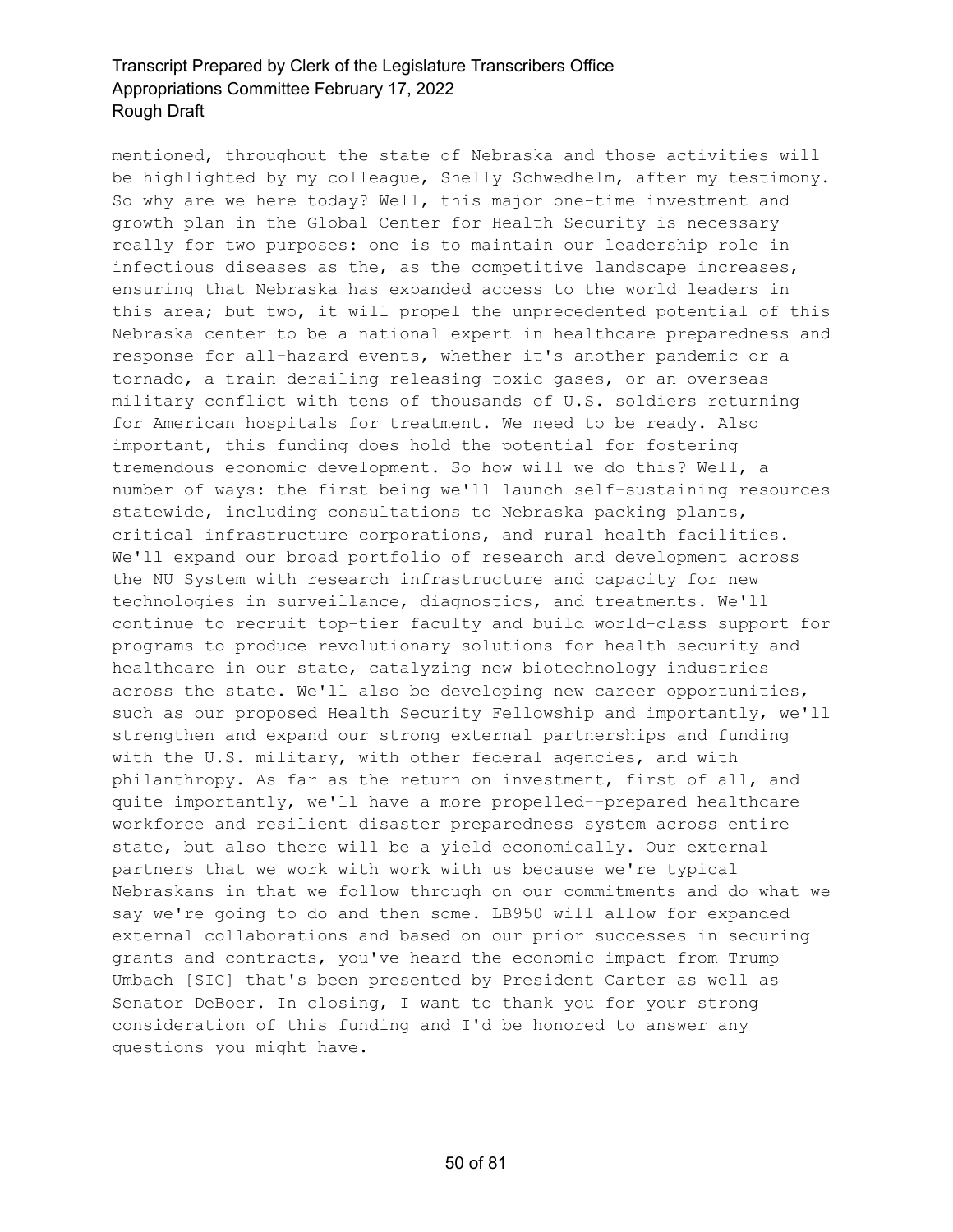mentioned, throughout the state of Nebraska and those activities will be highlighted by my colleague, Shelly Schwedhelm, after my testimony. So why are we here today? Well, this major one-time investment and growth plan in the Global Center for Health Security is necessary really for two purposes: one is to maintain our leadership role in infectious diseases as the, as the competitive landscape increases, ensuring that Nebraska has expanded access to the world leaders in this area; but two, it will propel the unprecedented potential of this Nebraska center to be a national expert in healthcare preparedness and response for all-hazard events, whether it's another pandemic or a tornado, a train derailing releasing toxic gases, or an overseas military conflict with tens of thousands of U.S. soldiers returning for American hospitals for treatment. We need to be ready. Also important, this funding does hold the potential for fostering tremendous economic development. So how will we do this? Well, a number of ways: the first being we'll launch self-sustaining resources statewide, including consultations to Nebraska packing plants, critical infrastructure corporations, and rural health facilities. We'll expand our broad portfolio of research and development across the NU System with research infrastructure and capacity for new technologies in surveillance, diagnostics, and treatments. We'll continue to recruit top-tier faculty and build world-class support for programs to produce revolutionary solutions for health security and healthcare in our state, catalyzing new biotechnology industries across the state. We'll also be developing new career opportunities, such as our proposed Health Security Fellowship and importantly, we'll strengthen and expand our strong external partnerships and funding with the U.S. military, with other federal agencies, and with philanthropy. As far as the return on investment, first of all, and quite importantly, we'll have a more propelled--prepared healthcare workforce and resilient disaster preparedness system across entire state, but also there will be a yield economically. Our external partners that we work with work with us because we're typical Nebraskans in that we follow through on our commitments and do what we say we're going to do and then some. LB950 will allow for expanded external collaborations and based on our prior successes in securing grants and contracts, you've heard the economic impact from Trump Umbach [SIC] that's been presented by President Carter as well as Senator DeBoer. In closing, I want to thank you for your strong consideration of this funding and I'd be honored to answer any questions you might have.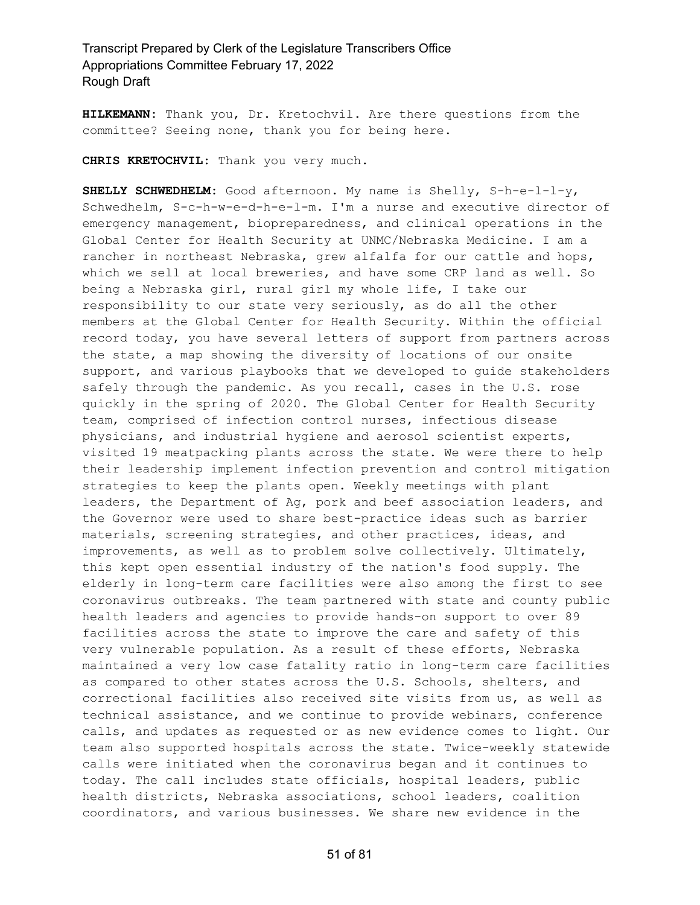**HILKEMANN:** Thank you, Dr. Kretochvil. Are there questions from the committee? Seeing none, thank you for being here.

**CHRIS KRETOCHVIL:** Thank you very much.

**SHELLY SCHWEDHELM:** Good afternoon. My name is Shelly, S-h-e-l-l-y, Schwedhelm, S-c-h-w-e-d-h-e-l-m. I'm a nurse and executive director of emergency management, biopreparedness, and clinical operations in the Global Center for Health Security at UNMC/Nebraska Medicine. I am a rancher in northeast Nebraska, grew alfalfa for our cattle and hops, which we sell at local breweries, and have some CRP land as well. So being a Nebraska girl, rural girl my whole life, I take our responsibility to our state very seriously, as do all the other members at the Global Center for Health Security. Within the official record today, you have several letters of support from partners across the state, a map showing the diversity of locations of our onsite support, and various playbooks that we developed to guide stakeholders safely through the pandemic. As you recall, cases in the U.S. rose quickly in the spring of 2020. The Global Center for Health Security team, comprised of infection control nurses, infectious disease physicians, and industrial hygiene and aerosol scientist experts, visited 19 meatpacking plants across the state. We were there to help their leadership implement infection prevention and control mitigation strategies to keep the plants open. Weekly meetings with plant leaders, the Department of Ag, pork and beef association leaders, and the Governor were used to share best-practice ideas such as barrier materials, screening strategies, and other practices, ideas, and improvements, as well as to problem solve collectively. Ultimately, this kept open essential industry of the nation's food supply. The elderly in long-term care facilities were also among the first to see coronavirus outbreaks. The team partnered with state and county public health leaders and agencies to provide hands-on support to over 89 facilities across the state to improve the care and safety of this very vulnerable population. As a result of these efforts, Nebraska maintained a very low case fatality ratio in long-term care facilities as compared to other states across the U.S. Schools, shelters, and correctional facilities also received site visits from us, as well as technical assistance, and we continue to provide webinars, conference calls, and updates as requested or as new evidence comes to light. Our team also supported hospitals across the state. Twice-weekly statewide calls were initiated when the coronavirus began and it continues to today. The call includes state officials, hospital leaders, public health districts, Nebraska associations, school leaders, coalition coordinators, and various businesses. We share new evidence in the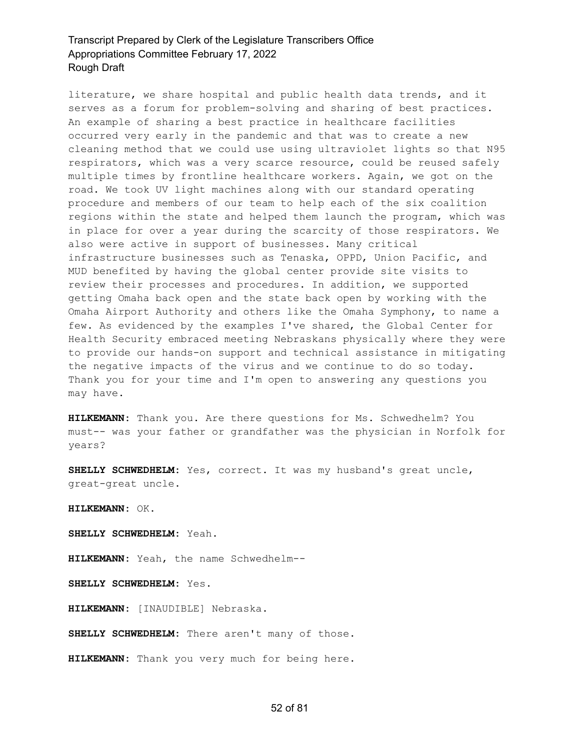literature, we share hospital and public health data trends, and it serves as a forum for problem-solving and sharing of best practices. An example of sharing a best practice in healthcare facilities occurred very early in the pandemic and that was to create a new cleaning method that we could use using ultraviolet lights so that N95 respirators, which was a very scarce resource, could be reused safely multiple times by frontline healthcare workers. Again, we got on the road. We took UV light machines along with our standard operating procedure and members of our team to help each of the six coalition regions within the state and helped them launch the program, which was in place for over a year during the scarcity of those respirators. We also were active in support of businesses. Many critical infrastructure businesses such as Tenaska, OPPD, Union Pacific, and MUD benefited by having the global center provide site visits to review their processes and procedures. In addition, we supported getting Omaha back open and the state back open by working with the Omaha Airport Authority and others like the Omaha Symphony, to name a few. As evidenced by the examples I've shared, the Global Center for Health Security embraced meeting Nebraskans physically where they were to provide our hands-on support and technical assistance in mitigating the negative impacts of the virus and we continue to do so today. Thank you for your time and I'm open to answering any questions you may have.

**HILKEMANN:** Thank you. Are there questions for Ms. Schwedhelm? You must-- was your father or grandfather was the physician in Norfolk for years?

**SHELLY SCHWEDHELM:** Yes, correct. It was my husband's great uncle, great-great uncle.

**HILKEMANN:** OK.

**SHELLY SCHWEDHELM:** Yeah.

**HILKEMANN:** Yeah, the name Schwedhelm--

**SHELLY SCHWEDHELM:** Yes.

**HILKEMANN:** [INAUDIBLE] Nebraska.

**SHELLY SCHWEDHELM:** There aren't many of those.

**HILKEMANN:** Thank you very much for being here.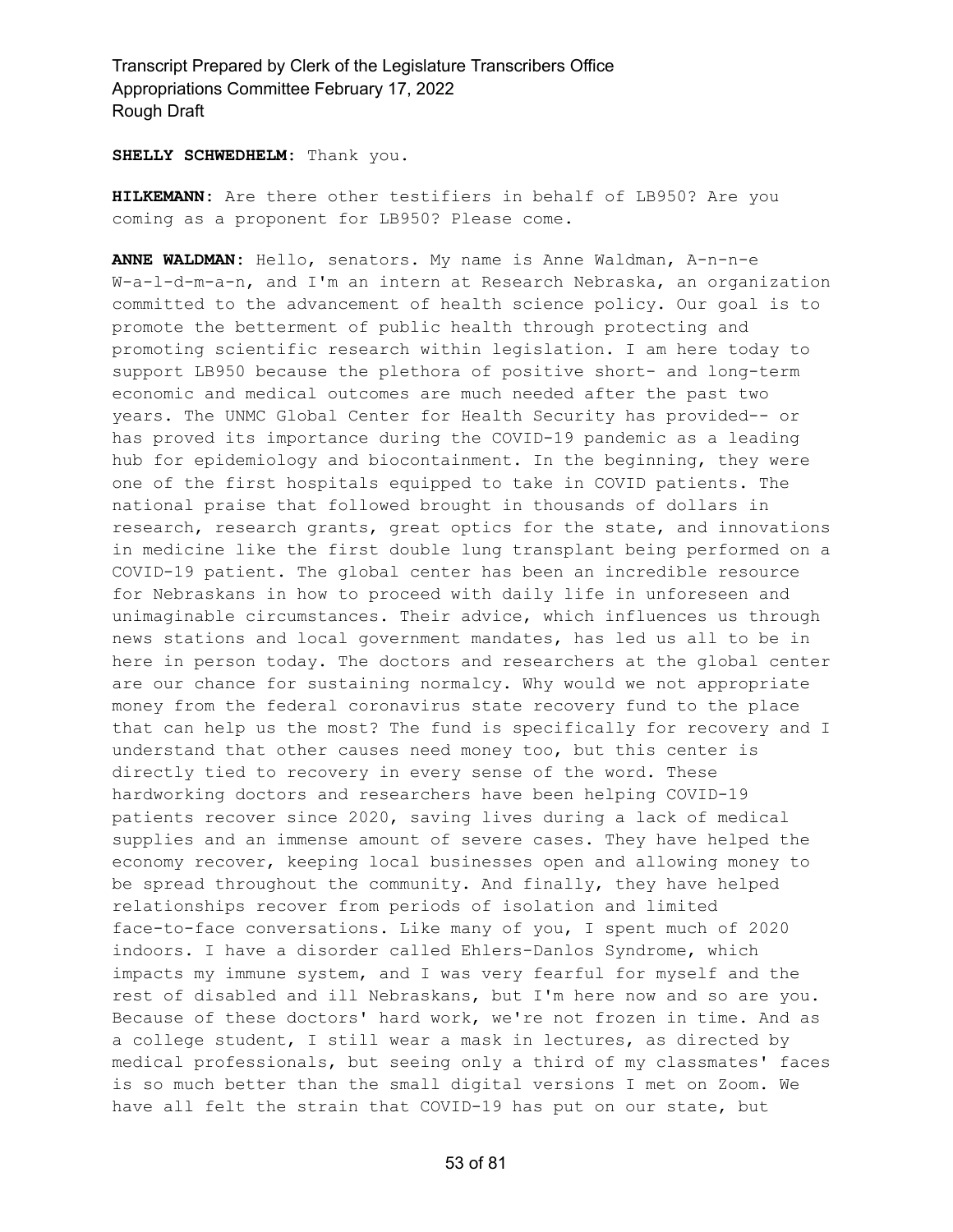**SHELLY SCHWEDHELM:** Thank you.

**HILKEMANN:** Are there other testifiers in behalf of LB950? Are you coming as a proponent for LB950? Please come.

**ANNE WALDMAN:** Hello, senators. My name is Anne Waldman, A-n-n-e W-a-l-d-m-a-n, and I'm an intern at Research Nebraska, an organization committed to the advancement of health science policy. Our goal is to promote the betterment of public health through protecting and promoting scientific research within legislation. I am here today to support LB950 because the plethora of positive short- and long-term economic and medical outcomes are much needed after the past two years. The UNMC Global Center for Health Security has provided-- or has proved its importance during the COVID-19 pandemic as a leading hub for epidemiology and biocontainment. In the beginning, they were one of the first hospitals equipped to take in COVID patients. The national praise that followed brought in thousands of dollars in research, research grants, great optics for the state, and innovations in medicine like the first double lung transplant being performed on a COVID-19 patient. The global center has been an incredible resource for Nebraskans in how to proceed with daily life in unforeseen and unimaginable circumstances. Their advice, which influences us through news stations and local government mandates, has led us all to be in here in person today. The doctors and researchers at the global center are our chance for sustaining normalcy. Why would we not appropriate money from the federal coronavirus state recovery fund to the place that can help us the most? The fund is specifically for recovery and I understand that other causes need money too, but this center is directly tied to recovery in every sense of the word. These hardworking doctors and researchers have been helping COVID-19 patients recover since 2020, saving lives during a lack of medical supplies and an immense amount of severe cases. They have helped the economy recover, keeping local businesses open and allowing money to be spread throughout the community. And finally, they have helped relationships recover from periods of isolation and limited face-to-face conversations. Like many of you, I spent much of 2020 indoors. I have a disorder called Ehlers-Danlos Syndrome, which impacts my immune system, and I was very fearful for myself and the rest of disabled and ill Nebraskans, but I'm here now and so are you. Because of these doctors' hard work, we're not frozen in time. And as a college student, I still wear a mask in lectures, as directed by medical professionals, but seeing only a third of my classmates' faces is so much better than the small digital versions I met on Zoom. We have all felt the strain that COVID-19 has put on our state, but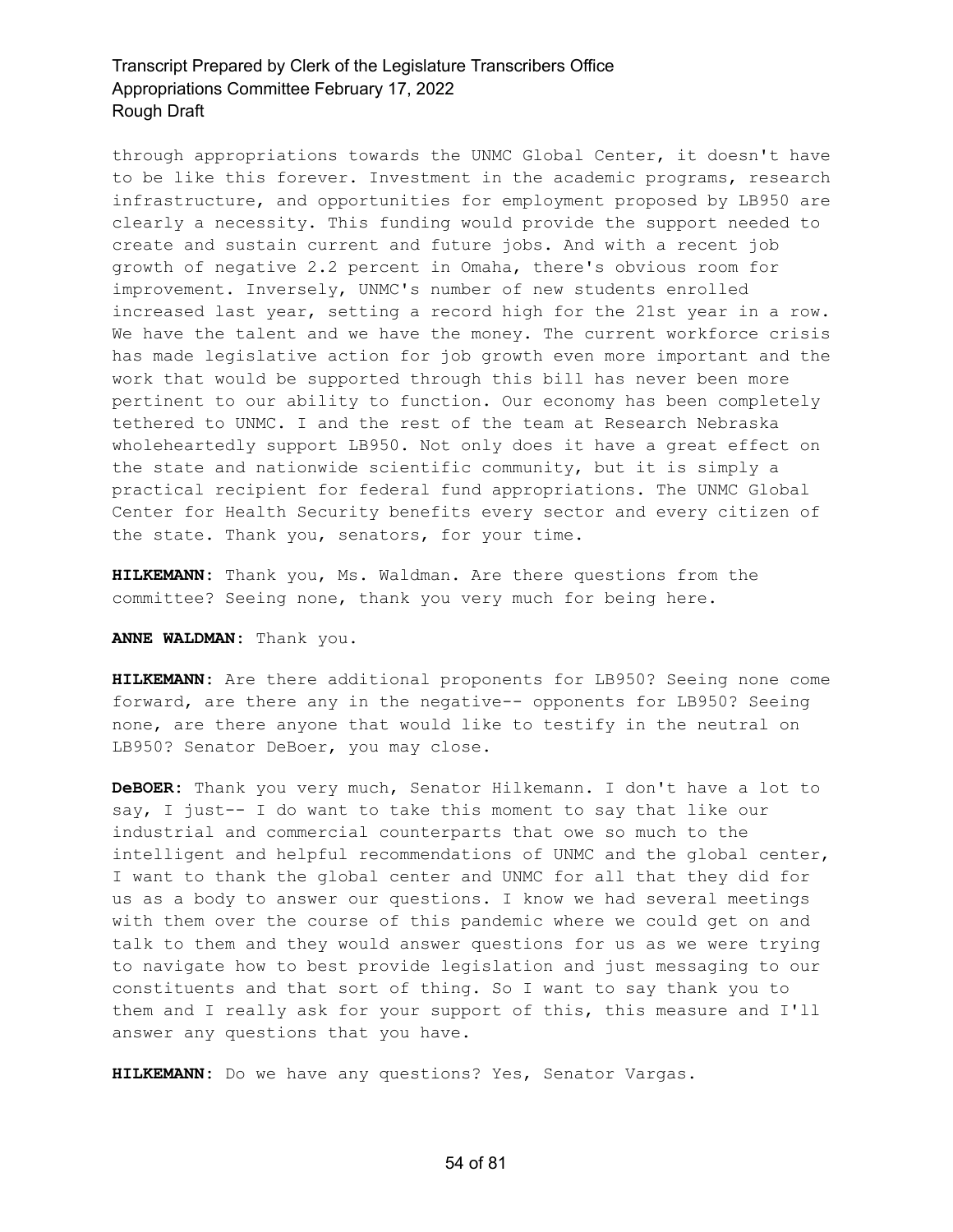through appropriations towards the UNMC Global Center, it doesn't have to be like this forever. Investment in the academic programs, research infrastructure, and opportunities for employment proposed by LB950 are clearly a necessity. This funding would provide the support needed to create and sustain current and future jobs. And with a recent job growth of negative 2.2 percent in Omaha, there's obvious room for improvement. Inversely, UNMC's number of new students enrolled increased last year, setting a record high for the 21st year in a row. We have the talent and we have the money. The current workforce crisis has made legislative action for job growth even more important and the work that would be supported through this bill has never been more pertinent to our ability to function. Our economy has been completely tethered to UNMC. I and the rest of the team at Research Nebraska wholeheartedly support LB950. Not only does it have a great effect on the state and nationwide scientific community, but it is simply a practical recipient for federal fund appropriations. The UNMC Global Center for Health Security benefits every sector and every citizen of the state. Thank you, senators, for your time.

**HILKEMANN:** Thank you, Ms. Waldman. Are there questions from the committee? Seeing none, thank you very much for being here.

**ANNE WALDMAN:** Thank you.

**HILKEMANN:** Are there additional proponents for LB950? Seeing none come forward, are there any in the negative-- opponents for LB950? Seeing none, are there anyone that would like to testify in the neutral on LB950? Senator DeBoer, you may close.

**DeBOER:** Thank you very much, Senator Hilkemann. I don't have a lot to say, I just-- I do want to take this moment to say that like our industrial and commercial counterparts that owe so much to the intelligent and helpful recommendations of UNMC and the global center, I want to thank the global center and UNMC for all that they did for us as a body to answer our questions. I know we had several meetings with them over the course of this pandemic where we could get on and talk to them and they would answer questions for us as we were trying to navigate how to best provide legislation and just messaging to our constituents and that sort of thing. So I want to say thank you to them and I really ask for your support of this, this measure and I'll answer any questions that you have.

**HILKEMANN:** Do we have any questions? Yes, Senator Vargas.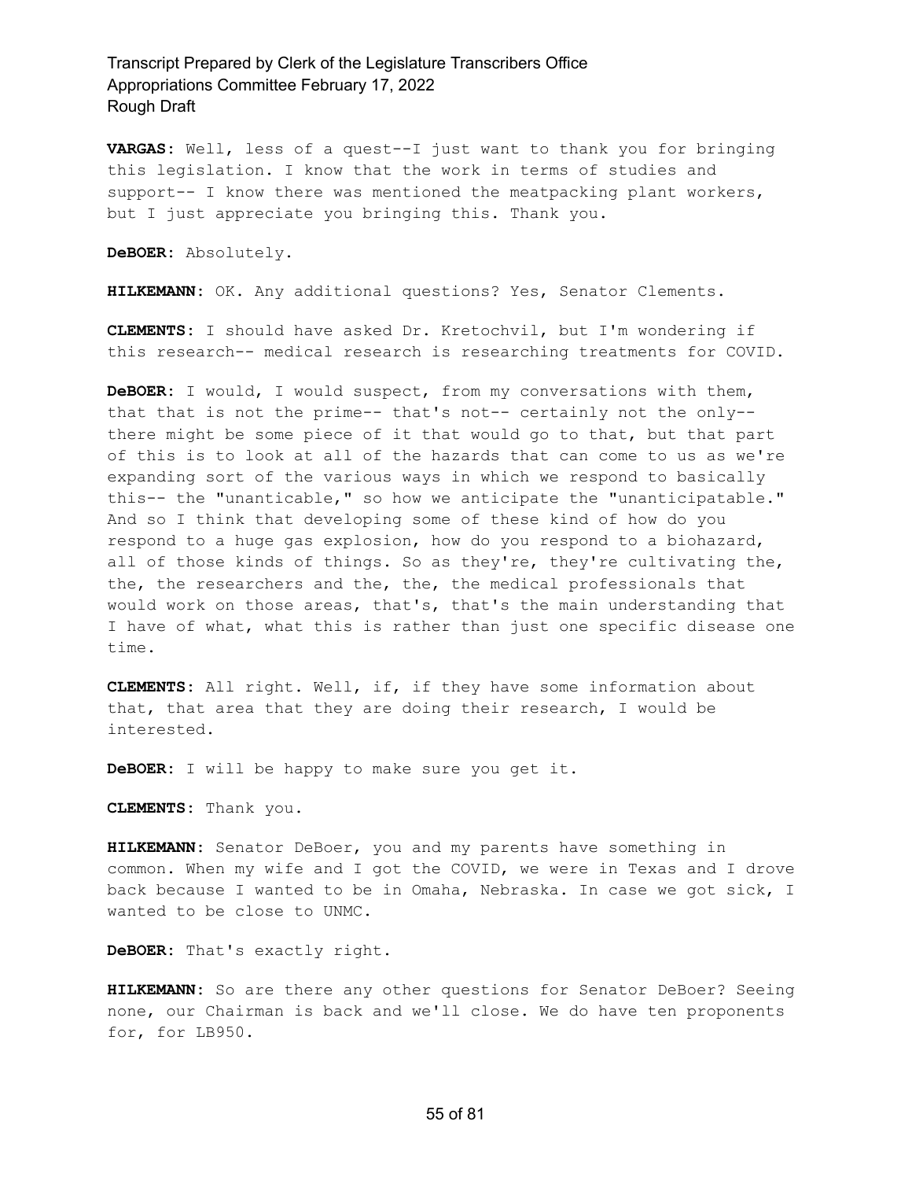**VARGAS:** Well, less of a quest--I just want to thank you for bringing this legislation. I know that the work in terms of studies and support-- I know there was mentioned the meatpacking plant workers, but I just appreciate you bringing this. Thank you.

**DeBOER:** Absolutely.

**HILKEMANN:** OK. Any additional questions? Yes, Senator Clements.

**CLEMENTS:** I should have asked Dr. Kretochvil, but I'm wondering if this research-- medical research is researching treatments for COVID.

**DeBOER:** I would, I would suspect, from my conversations with them, that that is not the prime-- that's not-- certainly not the only-- there might be some piece of it that would go to that, but that part of this is to look at all of the hazards that can come to us as we're expanding sort of the various ways in which we respond to basically this-- the "unanticable," so how we anticipate the "unanticipatable." And so I think that developing some of these kind of how do you respond to a huge gas explosion, how do you respond to a biohazard, all of those kinds of things. So as they're, they're cultivating the, the, the researchers and the, the, the medical professionals that would work on those areas, that's, that's the main understanding that I have of what, what this is rather than just one specific disease one time.

**CLEMENTS:** All right. Well, if, if they have some information about that, that area that they are doing their research, I would be interested.

**DeBOER:** I will be happy to make sure you get it.

**CLEMENTS:** Thank you.

**HILKEMANN:** Senator DeBoer, you and my parents have something in common. When my wife and I got the COVID, we were in Texas and I drove back because I wanted to be in Omaha, Nebraska. In case we got sick, I wanted to be close to UNMC.

**DeBOER:** That's exactly right.

**HILKEMANN:** So are there any other questions for Senator DeBoer? Seeing none, our Chairman is back and we'll close. We do have ten proponents for, for LB950.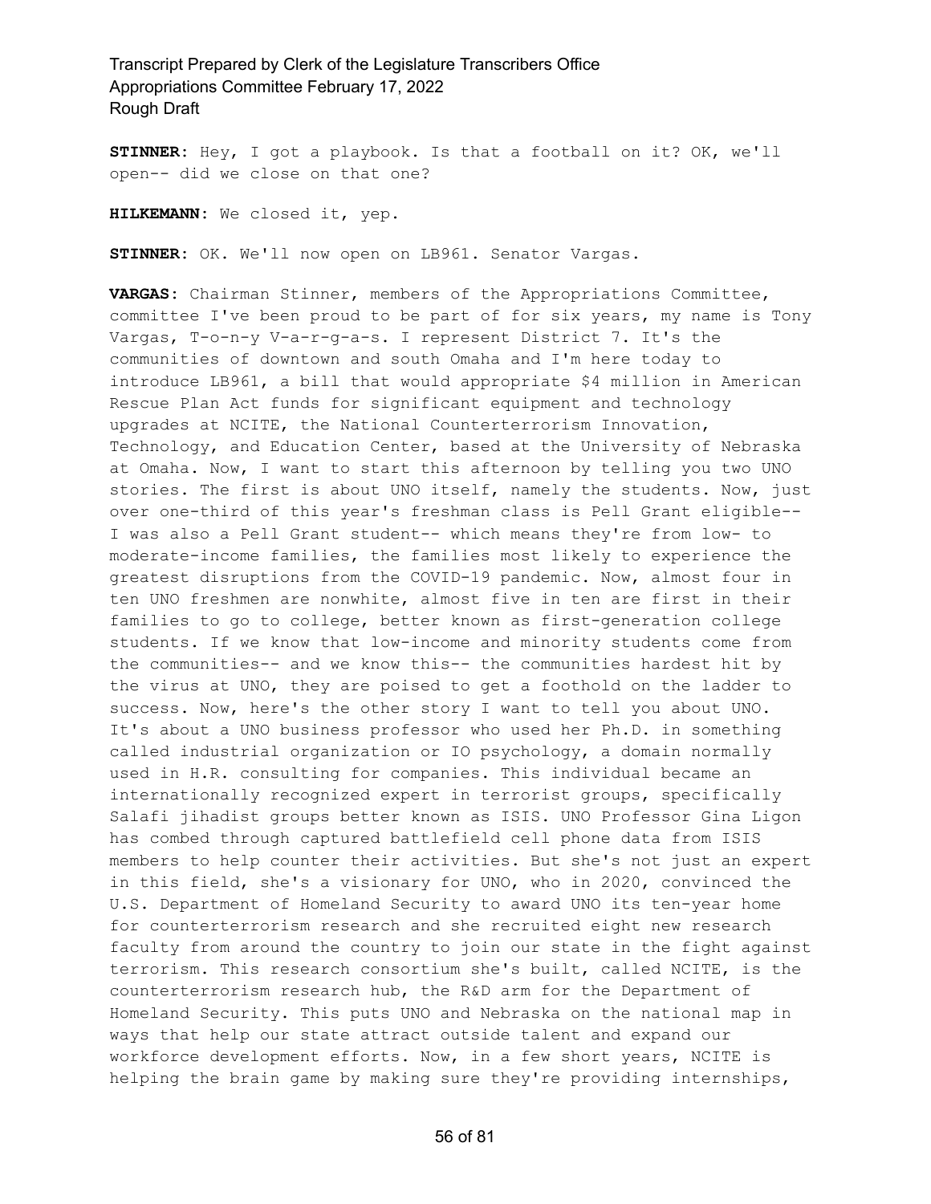**STINNER:** Hey, I got a playbook. Is that a football on it? OK, we'll open-- did we close on that one?

**HILKEMANN:** We closed it, yep.

**STINNER:** OK. We'll now open on LB961. Senator Vargas.

**VARGAS:** Chairman Stinner, members of the Appropriations Committee, committee I've been proud to be part of for six years, my name is Tony Vargas, T-o-n-y V-a-r-g-a-s. I represent District 7. It's the communities of downtown and south Omaha and I'm here today to introduce LB961, a bill that would appropriate $4 million in American Rescue Plan Act funds for significant equipment and technology upgrades at NCITE, the National Counterterrorism Innovation, Technology, and Education Center, based at the University of Nebraska at Omaha. Now, I want to start this afternoon by telling you two UNO stories. The first is about UNO itself, namely the students. Now, just over one-third of this year's freshman class is Pell Grant eligible-- I was also a Pell Grant student-- which means they're from low- to moderate-income families, the families most likely to experience the greatest disruptions from the COVID-19 pandemic. Now, almost four in ten UNO freshmen are nonwhite, almost five in ten are first in their families to go to college, better known as first-generation college students. If we know that low-income and minority students come from the communities-- and we know this-- the communities hardest hit by the virus at UNO, they are poised to get a foothold on the ladder to success. Now, here's the other story I want to tell you about UNO. It's about a UNO business professor who used her Ph.D. in something called industrial organization or IO psychology, a domain normally used in H.R. consulting for companies. This individual became an internationally recognized expert in terrorist groups, specifically Salafi jihadist groups better known as ISIS. UNO Professor Gina Ligon has combed through captured battlefield cell phone data from ISIS members to help counter their activities. But she's not just an expert in this field, she's a visionary for UNO, who in 2020, convinced the U.S. Department of Homeland Security to award UNO its ten-year home for counterterrorism research and she recruited eight new research faculty from around the country to join our state in the fight against terrorism. This research consortium she's built, called NCITE, is the counterterrorism research hub, the R&D arm for the Department of Homeland Security. This puts UNO and Nebraska on the national map in ways that help our state attract outside talent and expand our workforce development efforts. Now, in a few short years, NCITE is helping the brain game by making sure they're providing internships,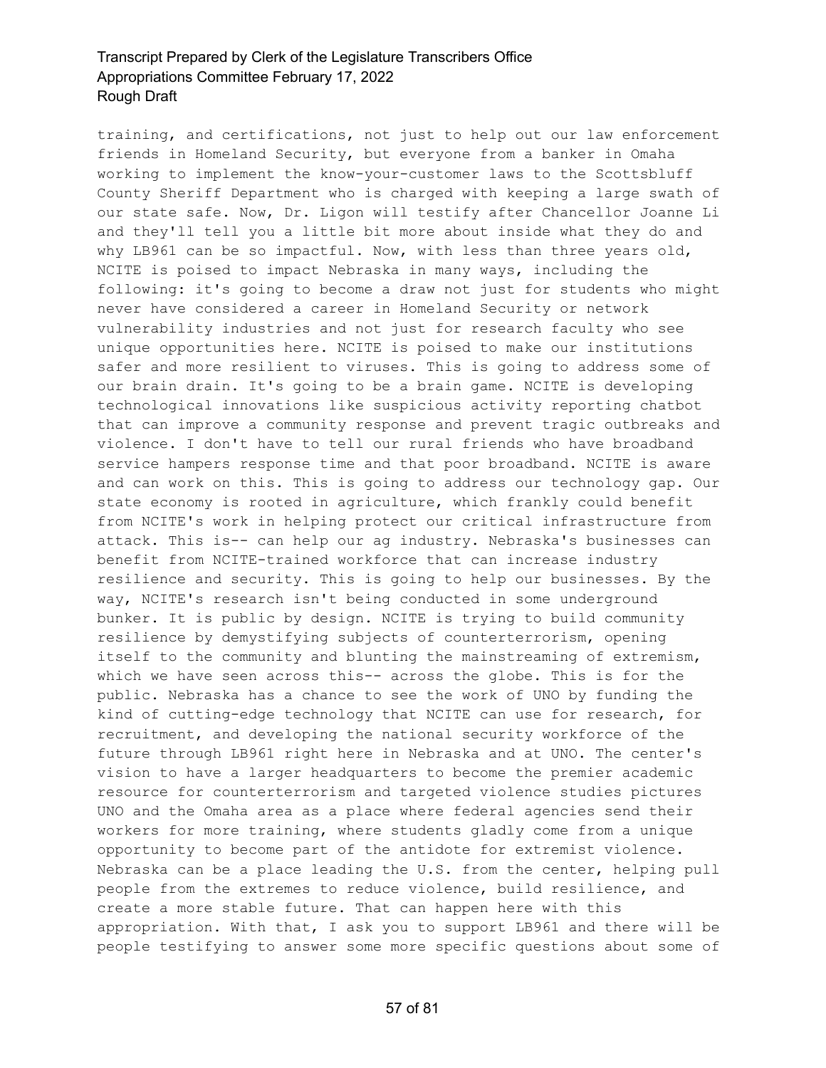training, and certifications, not just to help out our law enforcement friends in Homeland Security, but everyone from a banker in Omaha working to implement the know-your-customer laws to the Scottsbluff County Sheriff Department who is charged with keeping a large swath of our state safe. Now, Dr. Ligon will testify after Chancellor Joanne Li and they'll tell you a little bit more about inside what they do and why LB961 can be so impactful. Now, with less than three years old, NCITE is poised to impact Nebraska in many ways, including the following: it's going to become a draw not just for students who might never have considered a career in Homeland Security or network vulnerability industries and not just for research faculty who see unique opportunities here. NCITE is poised to make our institutions safer and more resilient to viruses. This is going to address some of our brain drain. It's going to be a brain game. NCITE is developing technological innovations like suspicious activity reporting chatbot that can improve a community response and prevent tragic outbreaks and violence. I don't have to tell our rural friends who have broadband service hampers response time and that poor broadband. NCITE is aware and can work on this. This is going to address our technology gap. Our state economy is rooted in agriculture, which frankly could benefit from NCITE's work in helping protect our critical infrastructure from attack. This is-- can help our ag industry. Nebraska's businesses can benefit from NCITE-trained workforce that can increase industry resilience and security. This is going to help our businesses. By the way, NCITE's research isn't being conducted in some underground bunker. It is public by design. NCITE is trying to build community resilience by demystifying subjects of counterterrorism, opening itself to the community and blunting the mainstreaming of extremism, which we have seen across this-- across the globe. This is for the public. Nebraska has a chance to see the work of UNO by funding the kind of cutting-edge technology that NCITE can use for research, for recruitment, and developing the national security workforce of the future through LB961 right here in Nebraska and at UNO. The center's vision to have a larger headquarters to become the premier academic resource for counterterrorism and targeted violence studies pictures UNO and the Omaha area as a place where federal agencies send their workers for more training, where students gladly come from a unique opportunity to become part of the antidote for extremist violence. Nebraska can be a place leading the U.S. from the center, helping pull people from the extremes to reduce violence, build resilience, and create a more stable future. That can happen here with this appropriation. With that, I ask you to support LB961 and there will be people testifying to answer some more specific questions about some of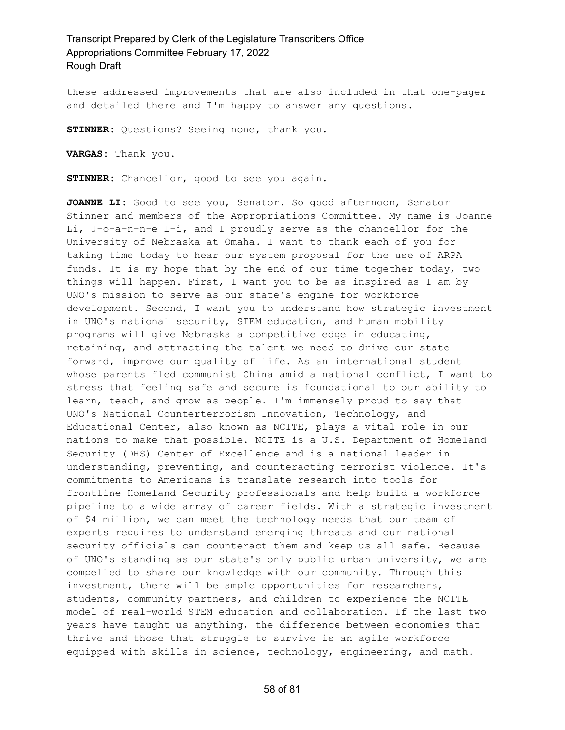these addressed improvements that are also included in that one-pager and detailed there and I'm happy to answer any questions.

**STINNER:** Questions? Seeing none, thank you.

**VARGAS:** Thank you.

**STINNER:** Chancellor, good to see you again.

**JOANNE LI:** Good to see you, Senator. So good afternoon, Senator Stinner and members of the Appropriations Committee. My name is Joanne Li, J-o-a-n-n-e L-i, and I proudly serve as the chancellor for the University of Nebraska at Omaha. I want to thank each of you for taking time today to hear our system proposal for the use of ARPA funds. It is my hope that by the end of our time together today, two things will happen. First, I want you to be as inspired as I am by UNO's mission to serve as our state's engine for workforce development. Second, I want you to understand how strategic investment in UNO's national security, STEM education, and human mobility programs will give Nebraska a competitive edge in educating, retaining, and attracting the talent we need to drive our state forward, improve our quality of life. As an international student whose parents fled communist China amid a national conflict, I want to stress that feeling safe and secure is foundational to our ability to learn, teach, and grow as people. I'm immensely proud to say that UNO's National Counterterrorism Innovation, Technology, and Educational Center, also known as NCITE, plays a vital role in our nations to make that possible. NCITE is a U.S. Department of Homeland Security (DHS) Center of Excellence and is a national leader in understanding, preventing, and counteracting terrorist violence. It's commitments to Americans is translate research into tools for frontline Homeland Security professionals and help build a workforce pipeline to a wide array of career fields. With a strategic investment of $4 million, we can meet the technology needs that our team of experts requires to understand emerging threats and our national security officials can counteract them and keep us all safe. Because of UNO's standing as our state's only public urban university, we are compelled to share our knowledge with our community. Through this investment, there will be ample opportunities for researchers, students, community partners, and children to experience the NCITE model of real-world STEM education and collaboration. If the last two years have taught us anything, the difference between economies that thrive and those that struggle to survive is an agile workforce equipped with skills in science, technology, engineering, and math.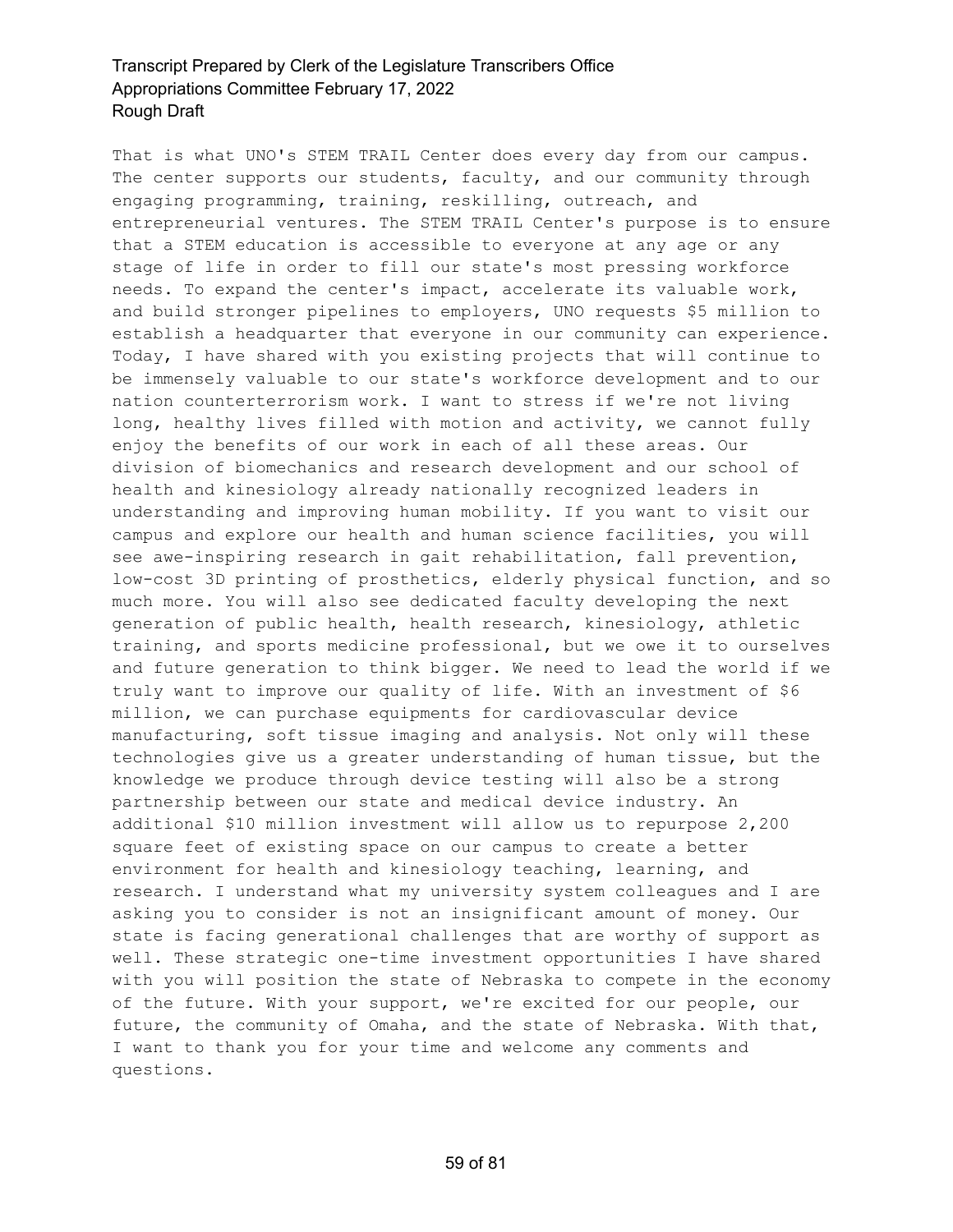That is what UNO's STEM TRAIL Center does every day from our campus. The center supports our students, faculty, and our community through engaging programming, training, reskilling, outreach, and entrepreneurial ventures. The STEM TRAIL Center's purpose is to ensure that a STEM education is accessible to everyone at any age or any stage of life in order to fill our state's most pressing workforce needs. To expand the center's impact, accelerate its valuable work, and build stronger pipelines to employers, UNO requests $5 million to establish a headquarter that everyone in our community can experience. Today, I have shared with you existing projects that will continue to be immensely valuable to our state's workforce development and to our nation counterterrorism work. I want to stress if we're not living long, healthy lives filled with motion and activity, we cannot fully enjoy the benefits of our work in each of all these areas. Our division of biomechanics and research development and our school of health and kinesiology already nationally recognized leaders in understanding and improving human mobility. If you want to visit our campus and explore our health and human science facilities, you will see awe-inspiring research in gait rehabilitation, fall prevention, low-cost 3D printing of prosthetics, elderly physical function, and so much more. You will also see dedicated faculty developing the next generation of public health, health research, kinesiology, athletic training, and sports medicine professional, but we owe it to ourselves and future generation to think bigger. We need to lead the world if we truly want to improve our quality of life. With an investment of $6 million, we can purchase equipments for cardiovascular device manufacturing, soft tissue imaging and analysis. Not only will these technologies give us a greater understanding of human tissue, but the knowledge we produce through device testing will also be a strong partnership between our state and medical device industry. An additional $10 million investment will allow us to repurpose 2,200 square feet of existing space on our campus to create a better environment for health and kinesiology teaching, learning, and research. I understand what my university system colleagues and I are asking you to consider is not an insignificant amount of money. Our state is facing generational challenges that are worthy of support as well. These strategic one-time investment opportunities I have shared with you will position the state of Nebraska to compete in the economy of the future. With your support, we're excited for our people, our future, the community of Omaha, and the state of Nebraska. With that, I want to thank you for your time and welcome any comments and questions.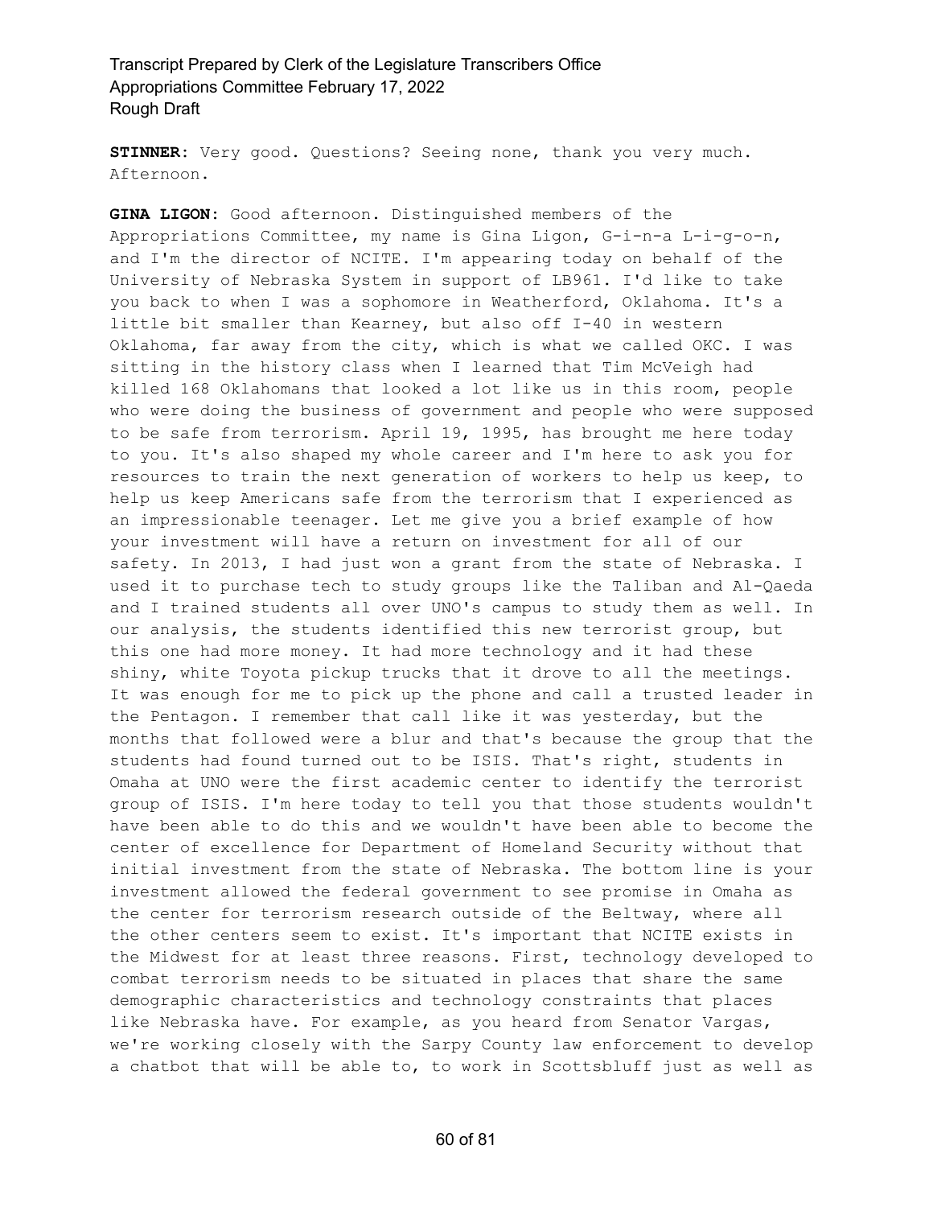**STINNER:** Very good. Questions? Seeing none, thank you very much. Afternoon.

**GINA LIGON:** Good afternoon. Distinguished members of the Appropriations Committee, my name is Gina Ligon, G-i-n-a L-i-g-o-n, and I'm the director of NCITE. I'm appearing today on behalf of the University of Nebraska System in support of LB961. I'd like to take you back to when I was a sophomore in Weatherford, Oklahoma. It's a little bit smaller than Kearney, but also off I-40 in western Oklahoma, far away from the city, which is what we called OKC. I was sitting in the history class when I learned that Tim McVeigh had killed 168 Oklahomans that looked a lot like us in this room, people who were doing the business of government and people who were supposed to be safe from terrorism. April 19, 1995, has brought me here today to you. It's also shaped my whole career and I'm here to ask you for resources to train the next generation of workers to help us keep, to help us keep Americans safe from the terrorism that I experienced as an impressionable teenager. Let me give you a brief example of how your investment will have a return on investment for all of our safety. In 2013, I had just won a grant from the state of Nebraska. I used it to purchase tech to study groups like the Taliban and Al-Qaeda and I trained students all over UNO's campus to study them as well. In our analysis, the students identified this new terrorist group, but this one had more money. It had more technology and it had these shiny, white Toyota pickup trucks that it drove to all the meetings. It was enough for me to pick up the phone and call a trusted leader in the Pentagon. I remember that call like it was yesterday, but the months that followed were a blur and that's because the group that the students had found turned out to be ISIS. That's right, students in Omaha at UNO were the first academic center to identify the terrorist group of ISIS. I'm here today to tell you that those students wouldn't have been able to do this and we wouldn't have been able to become the center of excellence for Department of Homeland Security without that initial investment from the state of Nebraska. The bottom line is your investment allowed the federal government to see promise in Omaha as the center for terrorism research outside of the Beltway, where all the other centers seem to exist. It's important that NCITE exists in the Midwest for at least three reasons. First, technology developed to combat terrorism needs to be situated in places that share the same demographic characteristics and technology constraints that places like Nebraska have. For example, as you heard from Senator Vargas, we're working closely with the Sarpy County law enforcement to develop a chatbot that will be able to, to work in Scottsbluff just as well as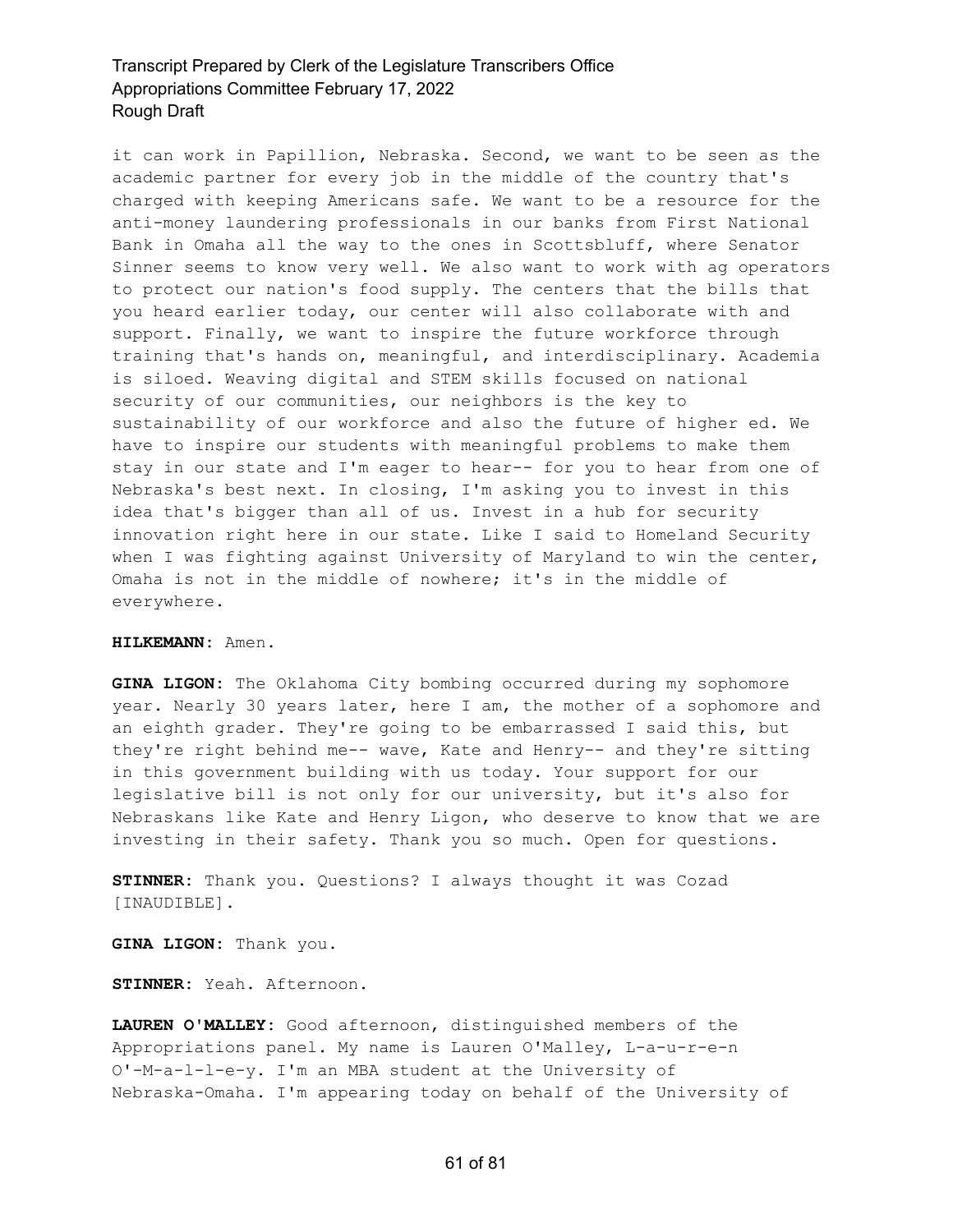it can work in Papillion, Nebraska. Second, we want to be seen as the academic partner for every job in the middle of the country that's charged with keeping Americans safe. We want to be a resource for the anti-money laundering professionals in our banks from First National Bank in Omaha all the way to the ones in Scottsbluff, where Senator Sinner seems to know very well. We also want to work with ag operators to protect our nation's food supply. The centers that the bills that you heard earlier today, our center will also collaborate with and support. Finally, we want to inspire the future workforce through training that's hands on, meaningful, and interdisciplinary. Academia is siloed. Weaving digital and STEM skills focused on national security of our communities, our neighbors is the key to sustainability of our workforce and also the future of higher ed. We have to inspire our students with meaningful problems to make them stay in our state and I'm eager to hear-- for you to hear from one of Nebraska's best next. In closing, I'm asking you to invest in this idea that's bigger than all of us. Invest in a hub for security innovation right here in our state. Like I said to Homeland Security when I was fighting against University of Maryland to win the center, Omaha is not in the middle of nowhere; it's in the middle of everywhere.

**HILKEMANN:** Amen.

**GINA LIGON:** The Oklahoma City bombing occurred during my sophomore year. Nearly 30 years later, here I am, the mother of a sophomore and an eighth grader. They're going to be embarrassed I said this, but they're right behind me-- wave, Kate and Henry-- and they're sitting in this government building with us today. Your support for our legislative bill is not only for our university, but it's also for Nebraskans like Kate and Henry Ligon, who deserve to know that we are investing in their safety. Thank you so much. Open for questions.

**STINNER:** Thank you. Questions? I always thought it was Cozad [INAUDIBLE].

**GINA LIGON:** Thank you.

**STINNER:** Yeah. Afternoon.

**LAUREN O'MALLEY:** Good afternoon, distinguished members of the Appropriations panel. My name is Lauren O'Malley, L-a-u-r-e-n O'-M-a-l-l-e-y. I'm an MBA student at the University of Nebraska-Omaha. I'm appearing today on behalf of the University of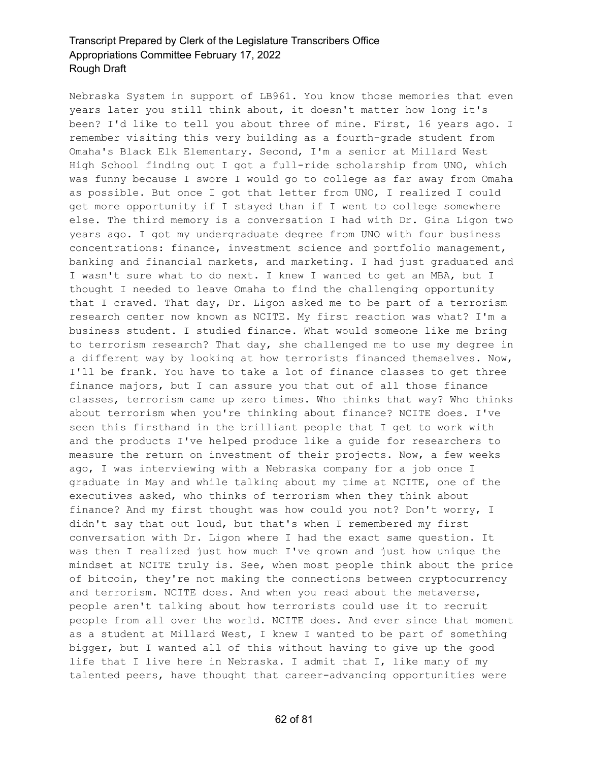Nebraska System in support of LB961. You know those memories that even years later you still think about, it doesn't matter how long it's been? I'd like to tell you about three of mine. First, 16 years ago. I remember visiting this very building as a fourth-grade student from Omaha's Black Elk Elementary. Second, I'm a senior at Millard West High School finding out I got a full-ride scholarship from UNO, which was funny because I swore I would go to college as far away from Omaha as possible. But once I got that letter from UNO, I realized I could get more opportunity if I stayed than if I went to college somewhere else. The third memory is a conversation I had with Dr. Gina Ligon two years ago. I got my undergraduate degree from UNO with four business concentrations: finance, investment science and portfolio management, banking and financial markets, and marketing. I had just graduated and I wasn't sure what to do next. I knew I wanted to get an MBA, but I thought I needed to leave Omaha to find the challenging opportunity that I craved. That day, Dr. Ligon asked me to be part of a terrorism research center now known as NCITE. My first reaction was what? I'm a business student. I studied finance. What would someone like me bring to terrorism research? That day, she challenged me to use my degree in a different way by looking at how terrorists financed themselves. Now, I'll be frank. You have to take a lot of finance classes to get three finance majors, but I can assure you that out of all those finance classes, terrorism came up zero times. Who thinks that way? Who thinks about terrorism when you're thinking about finance? NCITE does. I've seen this firsthand in the brilliant people that I get to work with and the products I've helped produce like a guide for researchers to measure the return on investment of their projects. Now, a few weeks ago, I was interviewing with a Nebraska company for a job once I graduate in May and while talking about my time at NCITE, one of the executives asked, who thinks of terrorism when they think about finance? And my first thought was how could you not? Don't worry, I didn't say that out loud, but that's when I remembered my first conversation with Dr. Ligon where I had the exact same question. It was then I realized just how much I've grown and just how unique the mindset at NCITE truly is. See, when most people think about the price of bitcoin, they're not making the connections between cryptocurrency and terrorism. NCITE does. And when you read about the metaverse, people aren't talking about how terrorists could use it to recruit people from all over the world. NCITE does. And ever since that moment as a student at Millard West, I knew I wanted to be part of something bigger, but I wanted all of this without having to give up the good life that I live here in Nebraska. I admit that I, like many of my talented peers, have thought that career-advancing opportunities were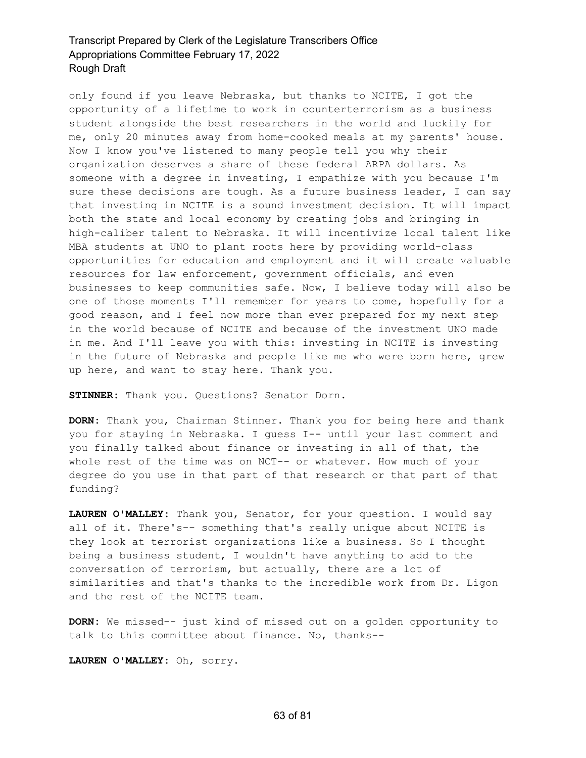only found if you leave Nebraska, but thanks to NCITE, I got the opportunity of a lifetime to work in counterterrorism as a business student alongside the best researchers in the world and luckily for me, only 20 minutes away from home-cooked meals at my parents' house. Now I know you've listened to many people tell you why their organization deserves a share of these federal ARPA dollars. As someone with a degree in investing, I empathize with you because I'm sure these decisions are tough. As a future business leader, I can say that investing in NCITE is a sound investment decision. It will impact both the state and local economy by creating jobs and bringing in high-caliber talent to Nebraska. It will incentivize local talent like MBA students at UNO to plant roots here by providing world-class opportunities for education and employment and it will create valuable resources for law enforcement, government officials, and even businesses to keep communities safe. Now, I believe today will also be one of those moments I'll remember for years to come, hopefully for a good reason, and I feel now more than ever prepared for my next step in the world because of NCITE and because of the investment UNO made in me. And I'll leave you with this: investing in NCITE is investing in the future of Nebraska and people like me who were born here, grew up here, and want to stay here. Thank you.

**STINNER:** Thank you. Questions? Senator Dorn.

**DORN:** Thank you, Chairman Stinner. Thank you for being here and thank you for staying in Nebraska. I guess I-- until your last comment and you finally talked about finance or investing in all of that, the whole rest of the time was on NCT-- or whatever. How much of your degree do you use in that part of that research or that part of that funding?

**LAUREN O'MALLEY:** Thank you, Senator, for your question. I would say all of it. There's-- something that's really unique about NCITE is they look at terrorist organizations like a business. So I thought being a business student, I wouldn't have anything to add to the conversation of terrorism, but actually, there are a lot of similarities and that's thanks to the incredible work from Dr. Ligon and the rest of the NCITE team.

**DORN:** We missed-- just kind of missed out on a golden opportunity to talk to this committee about finance. No, thanks--

**LAUREN O'MALLEY:** Oh, sorry.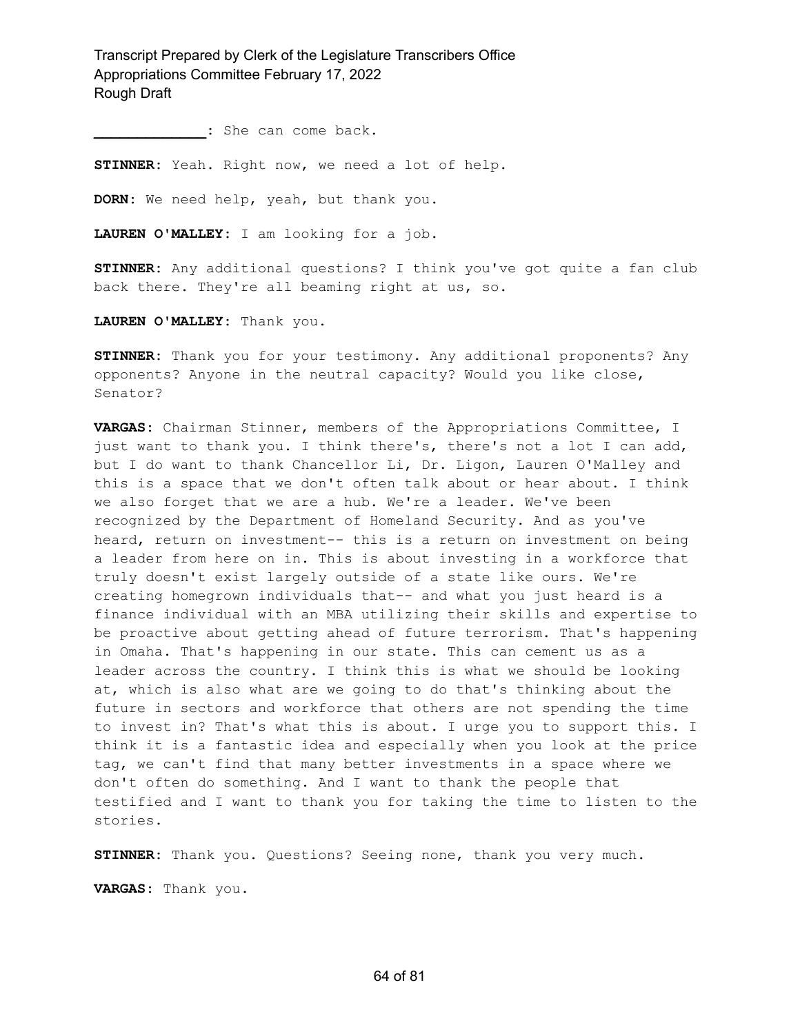**_____________**: She can come back.

**STINNER**: Yeah. Right now, we need a lot of help.

**DORN**: We need help, yeah, but thank you.

**LAUREN O'MALLEY**: I am looking for a job.

**STINNER**: Any additional questions? I think you've got quite a fan club back there. They're all beaming right at us, so.

**LAUREN O'MALLEY**: Thank you.

**STINNER**: Thank you for your testimony. Any additional proponents? Any opponents? Anyone in the neutral capacity? Would you like close, Senator?

**VARGAS**: Chairman Stinner, members of the Appropriations Committee, I just want to thank you. I think there's, there's not a lot I can add, but I do want to thank Chancellor Li, Dr. Ligon, Lauren O'Malley and this is a space that we don't often talk about or hear about. I think we also forget that we are a hub. We're a leader. We've been recognized by the Department of Homeland Security. And as you've heard, return on investment-- this is a return on investment on being a leader from here on in. This is about investing in a workforce that truly doesn't exist largely outside of a state like ours. We're creating homegrown individuals that-- and what you just heard is a finance individual with an MBA utilizing their skills and expertise to be proactive about getting ahead of future terrorism. That's happening in Omaha. That's happening in our state. This can cement us as a leader across the country. I think this is what we should be looking at, which is also what are we going to do that's thinking about the future in sectors and workforce that others are not spending the time to invest in? That's what this is about. I urge you to support this. I think it is a fantastic idea and especially when you look at the price tag, we can't find that many better investments in a space where we don't often do something. And I want to thank the people that testified and I want to thank you for taking the time to listen to the stories.

**STINNER**: Thank you. Questions? Seeing none, thank you very much.

**VARGAS**: Thank you.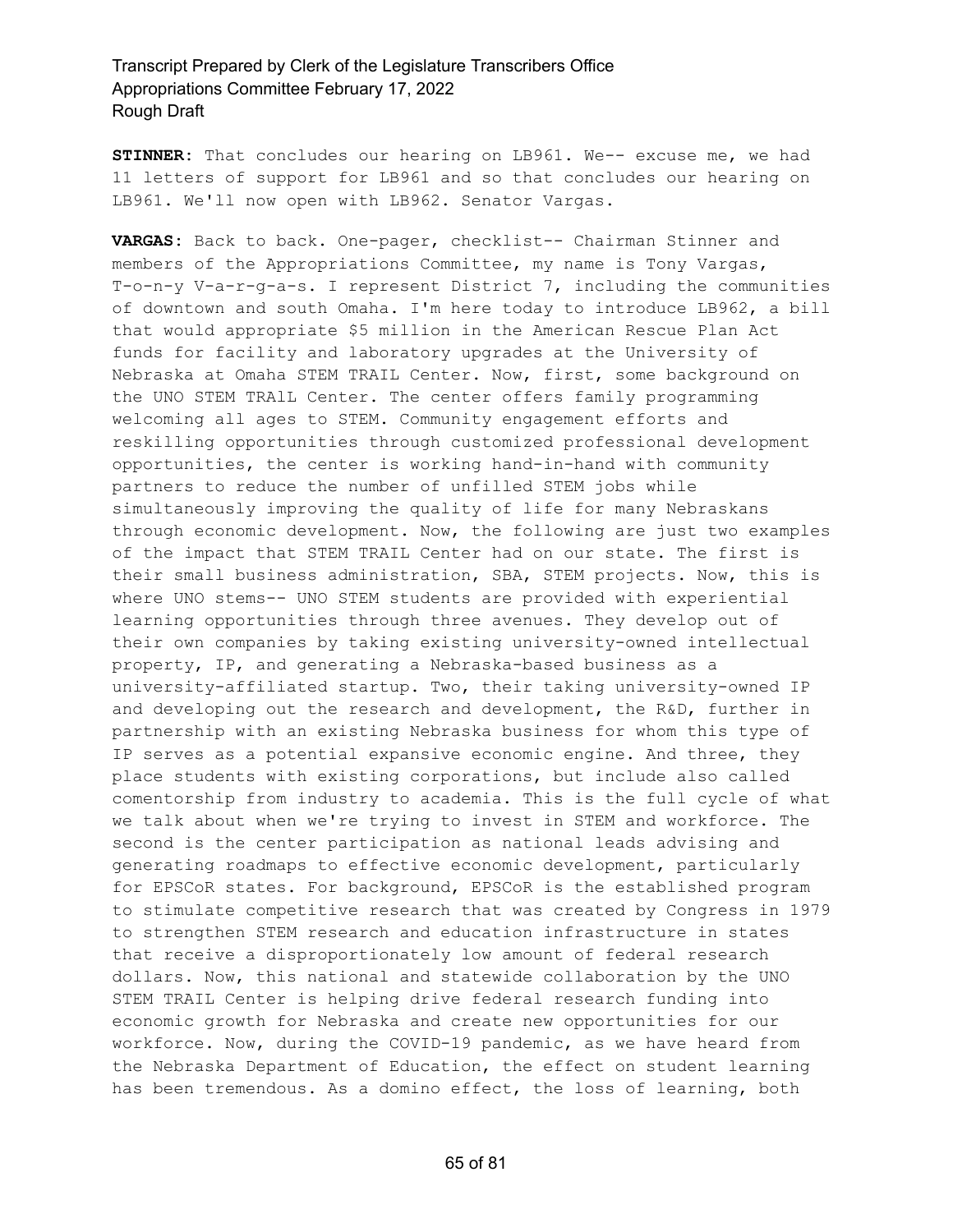**STINNER:** That concludes our hearing on LB961. We-- excuse me, we had 11 letters of support for LB961 and so that concludes our hearing on LB961. We'll now open with LB962. Senator Vargas.

**VARGAS:** Back to back. One-pager, checklist-- Chairman Stinner and members of the Appropriations Committee, my name is Tony Vargas, T-o-n-y V-a-r-g-a-s. I represent District 7, including the communities of downtown and south Omaha. I'm here today to introduce LB962, a bill that would appropriate $5 million in the American Rescue Plan Act funds for facility and laboratory upgrades at the University of Nebraska at Omaha STEM TRAIL Center. Now, first, some background on the UNO STEM TRAIL Center. The center offers family programming welcoming all ages to STEM. Community engagement efforts and reskilling opportunities through customized professional development opportunities, the center is working hand-in-hand with community partners to reduce the number of unfilled STEM jobs while simultaneously improving the quality of life for many Nebraskans through economic development. Now, the following are just two examples of the impact that STEM TRAIL Center had on our state. The first is their small business administration, SBA, STEM projects. Now, this is where UNO stems-- UNO STEM students are provided with experiential learning opportunities through three avenues. They develop out of their own companies by taking existing university-owned intellectual property, IP, and generating a Nebraska-based business as a university-affiliated startup. Two, their taking university-owned IP and developing out the research and development, the R&D, further in partnership with an existing Nebraska business for whom this type of IP serves as a potential expansive economic engine. And three, they place students with existing corporations, but include also called comentorship from industry to academia. This is the full cycle of what we talk about when we're trying to invest in STEM and workforce. The second is the center participation as national leads advising and generating roadmaps to effective economic development, particularly for EPSCoR states. For background, EPSCoR is the established program to stimulate competitive research that was created by Congress in 1979 to strengthen STEM research and education infrastructure in states that receive a disproportionately low amount of federal research dollars. Now, this national and statewide collaboration by the UNO STEM TRAIL Center is helping drive federal research funding into economic growth for Nebraska and create new opportunities for our workforce. Now, during the COVID-19 pandemic, as we have heard from the Nebraska Department of Education, the effect on student learning has been tremendous. As a domino effect, the loss of learning, both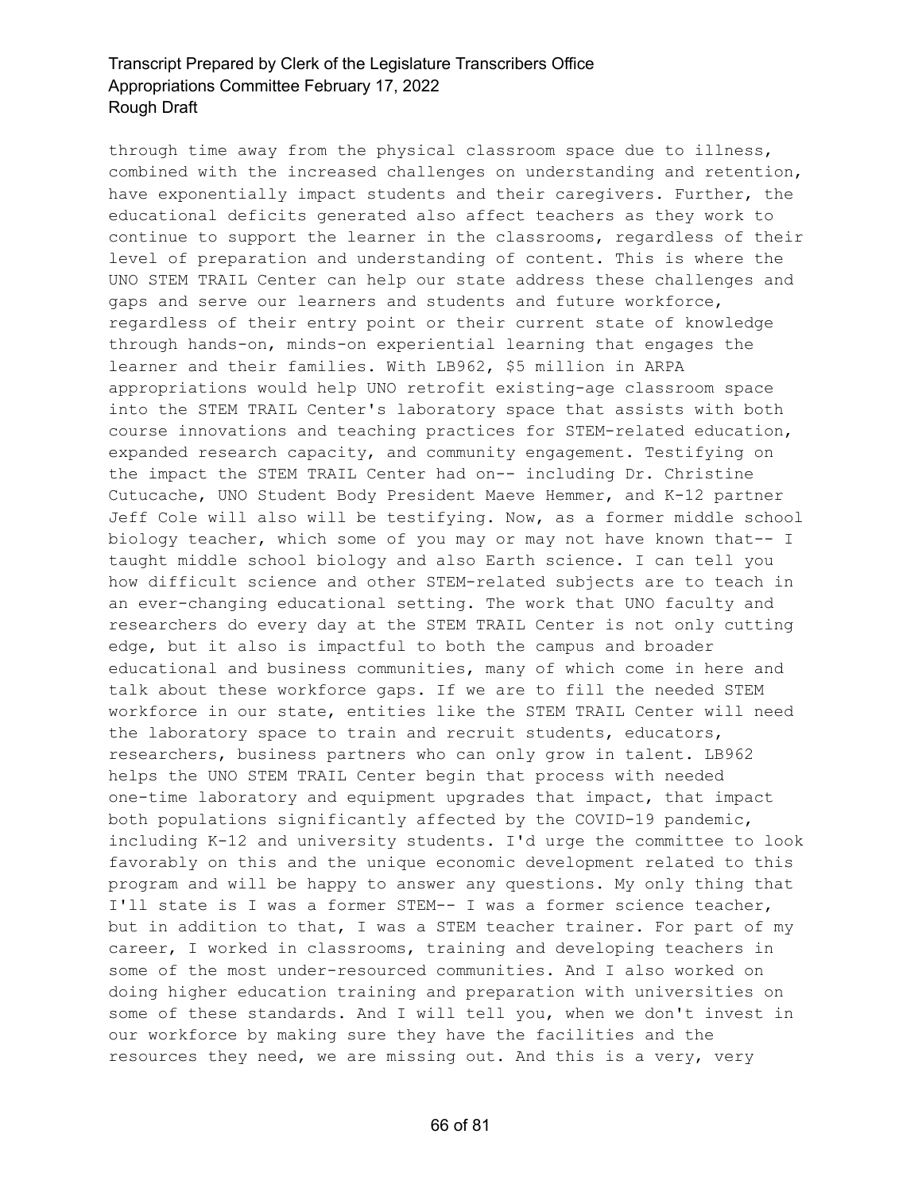through time away from the physical classroom space due to illness, combined with the increased challenges on understanding and retention, have exponentially impact students and their caregivers. Further, the educational deficits generated also affect teachers as they work to continue to support the learner in the classrooms, regardless of their level of preparation and understanding of content. This is where the UNO STEM TRAIL Center can help our state address these challenges and gaps and serve our learners and students and future workforce, regardless of their entry point or their current state of knowledge through hands-on, minds-on experiential learning that engages the learner and their families. With LB962, $5 million in ARPA appropriations would help UNO retrofit existing-age classroom space into the STEM TRAIL Center's laboratory space that assists with both course innovations and teaching practices for STEM-related education, expanded research capacity, and community engagement. Testifying on the impact the STEM TRAIL Center had on-- including Dr. Christine Cutucache, UNO Student Body President Maeve Hemmer, and K-12 partner Jeff Cole will also will be testifying. Now, as a former middle school biology teacher, which some of you may or may not have known that-- I taught middle school biology and also Earth science. I can tell you how difficult science and other STEM-related subjects are to teach in an ever-changing educational setting. The work that UNO faculty and researchers do every day at the STEM TRAIL Center is not only cutting edge, but it also is impactful to both the campus and broader educational and business communities, many of which come in here and talk about these workforce gaps. If we are to fill the needed STEM workforce in our state, entities like the STEM TRAIL Center will need the laboratory space to train and recruit students, educators, researchers, business partners who can only grow in talent. LB962 helps the UNO STEM TRAIL Center begin that process with needed one-time laboratory and equipment upgrades that impact, that impact both populations significantly affected by the COVID-19 pandemic, including K-12 and university students. I'd urge the committee to look favorably on this and the unique economic development related to this program and will be happy to answer any questions. My only thing that I'll state is I was a former STEM-- I was a former science teacher, but in addition to that, I was a STEM teacher trainer. For part of my career, I worked in classrooms, training and developing teachers in some of the most under-resourced communities. And I also worked on doing higher education training and preparation with universities on some of these standards. And I will tell you, when we don't invest in our workforce by making sure they have the facilities and the resources they need, we are missing out. And this is a very, very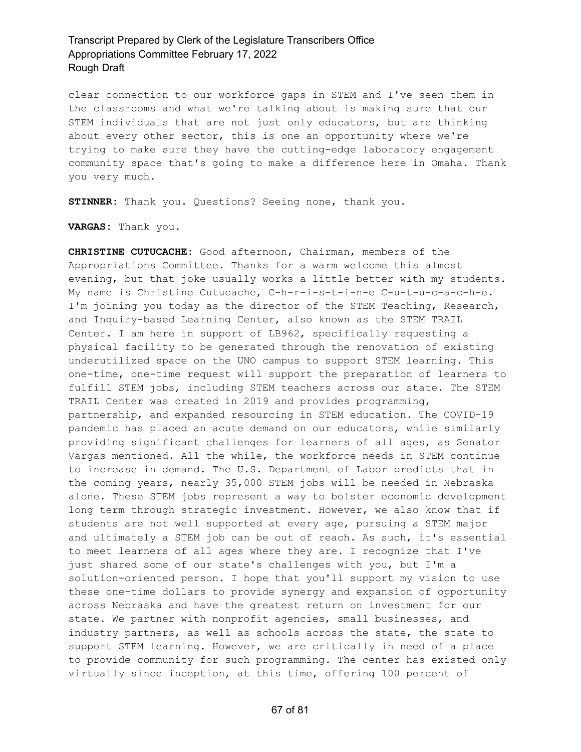clear connection to our workforce gaps in STEM and I've seen them in the classrooms and what we're talking about is making sure that our STEM individuals that are not just only educators, but are thinking about every other sector, this is one an opportunity where we're trying to make sure they have the cutting-edge laboratory engagement community space that's going to make a difference here in Omaha. Thank you very much.

**STINNER:** Thank you. Questions? Seeing none, thank you.

**VARGAS:** Thank you.

**CHRISTINE CUTUCACHE:** Good afternoon, Chairman, members of the Appropriations Committee. Thanks for a warm welcome this almost evening, but that joke usually works a little better with my students. My name is Christine Cutucache, C-h-r-i-s-t-i-n-e C-u-t-u-c-a-c-h-e. I'm joining you today as the director of the STEM Teaching, Research, and Inquiry-based Learning Center, also known as the STEM TRAIL Center. I am here in support of LB962, specifically requesting a physical facility to be generated through the renovation of existing underutilized space on the UNO campus to support STEM learning. This one-time, one-time request will support the preparation of learners to fulfill STEM jobs, including STEM teachers across our state. The STEM TRAIL Center was created in 2019 and provides programming, partnership, and expanded resourcing in STEM education. The COVID-19 pandemic has placed an acute demand on our educators, while similarly providing significant challenges for learners of all ages, as Senator Vargas mentioned. All the while, the workforce needs in STEM continue to increase in demand. The U.S. Department of Labor predicts that in the coming years, nearly 35,000 STEM jobs will be needed in Nebraska alone. These STEM jobs represent a way to bolster economic development long term through strategic investment. However, we also know that if students are not well supported at every age, pursuing a STEM major and ultimately a STEM job can be out of reach. As such, it's essential to meet learners of all ages where they are. I recognize that I've just shared some of our state's challenges with you, but I'm a solution-oriented person. I hope that you'll support my vision to use these one-time dollars to provide synergy and expansion of opportunity across Nebraska and have the greatest return on investment for our state. We partner with nonprofit agencies, small businesses, and industry partners, as well as schools across the state, the state to support STEM learning. However, we are critically in need of a place to provide community for such programming. The center has existed only virtually since inception, at this time, offering 100 percent of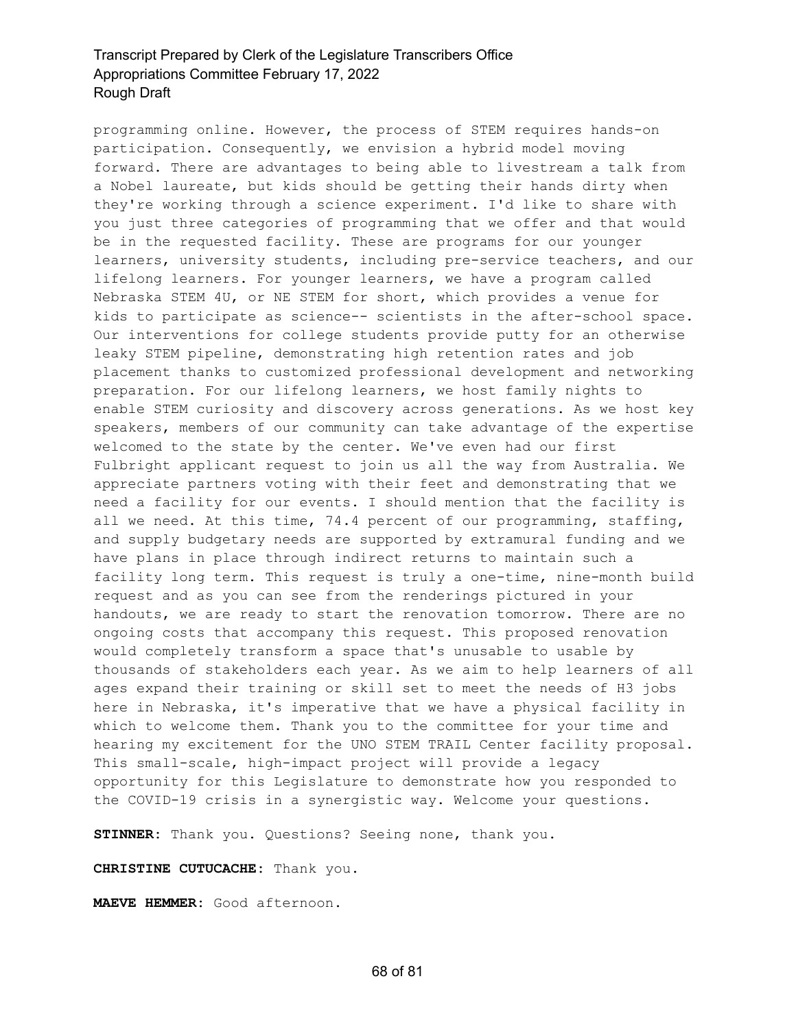programming online. However, the process of STEM requires hands-on participation. Consequently, we envision a hybrid model moving forward. There are advantages to being able to livestream a talk from a Nobel laureate, but kids should be getting their hands dirty when they're working through a science experiment. I'd like to share with you just three categories of programming that we offer and that would be in the requested facility. These are programs for our younger learners, university students, including pre-service teachers, and our lifelong learners. For younger learners, we have a program called Nebraska STEM 4U, or NE STEM for short, which provides a venue for kids to participate as science-- scientists in the after-school space. Our interventions for college students provide putty for an otherwise leaky STEM pipeline, demonstrating high retention rates and job placement thanks to customized professional development and networking preparation. For our lifelong learners, we host family nights to enable STEM curiosity and discovery across generations. As we host key speakers, members of our community can take advantage of the expertise welcomed to the state by the center. We've even had our first Fulbright applicant request to join us all the way from Australia. We appreciate partners voting with their feet and demonstrating that we need a facility for our events. I should mention that the facility is all we need. At this time, 74.4 percent of our programming, staffing, and supply budgetary needs are supported by extramural funding and we have plans in place through indirect returns to maintain such a facility long term. This request is truly a one-time, nine-month build request and as you can see from the renderings pictured in your handouts, we are ready to start the renovation tomorrow. There are no ongoing costs that accompany this request. This proposed renovation would completely transform a space that's unusable to usable by thousands of stakeholders each year. As we aim to help learners of all ages expand their training or skill set to meet the needs of H3 jobs here in Nebraska, it's imperative that we have a physical facility in which to welcome them. Thank you to the committee for your time and hearing my excitement for the UNO STEM TRAIL Center facility proposal. This small-scale, high-impact project will provide a legacy opportunity for this Legislature to demonstrate how you responded to the COVID-19 crisis in a synergistic way. Welcome your questions.

**STINNER:** Thank you. Questions? Seeing none, thank you.

**CHRISTINE CUTUCACHE:** Thank you.

**MAEVE HEMMER:** Good afternoon.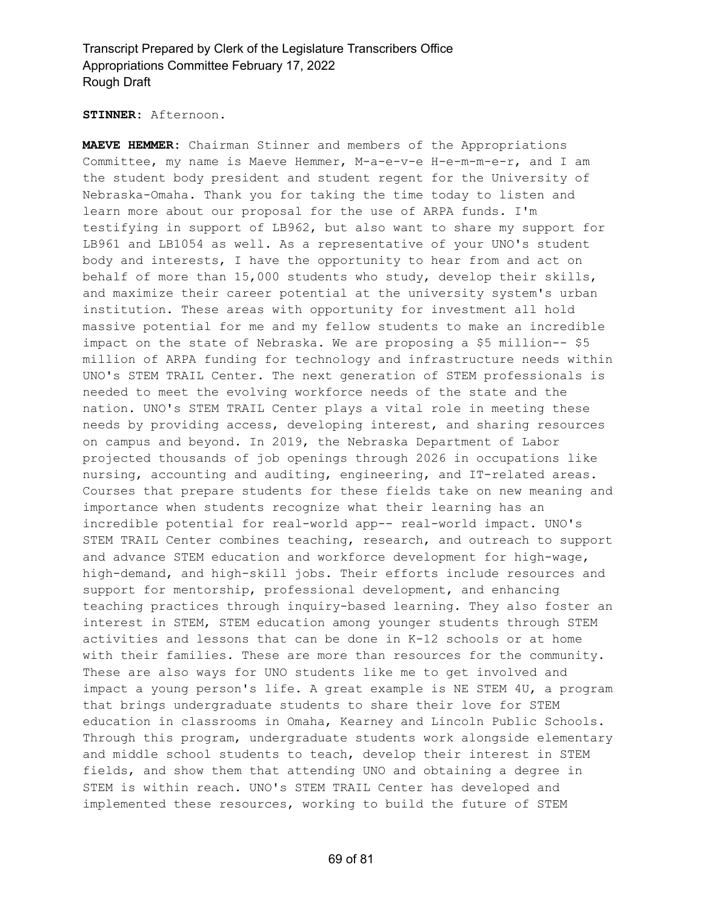**STINNER:** Afternoon.

**MAEVE HEMMER:** Chairman Stinner and members of the Appropriations Committee, my name is Maeve Hemmer, M-a-e-v-e H-e-m-m-e-r, and I am the student body president and student regent for the University of Nebraska-Omaha. Thank you for taking the time today to listen and learn more about our proposal for the use of ARPA funds. I'm testifying in support of LB962, but also want to share my support for LB961 and LB1054 as well. As a representative of your UNO's student body and interests, I have the opportunity to hear from and act on behalf of more than 15,000 students who study, develop their skills, and maximize their career potential at the university system's urban institution. These areas with opportunity for investment all hold massive potential for me and my fellow students to make an incredible impact on the state of Nebraska. We are proposing a $5 million-- $5 million of ARPA funding for technology and infrastructure needs within UNO's STEM TRAIL Center. The next generation of STEM professionals is needed to meet the evolving workforce needs of the state and the nation. UNO's STEM TRAIL Center plays a vital role in meeting these needs by providing access, developing interest, and sharing resources on campus and beyond. In 2019, the Nebraska Department of Labor projected thousands of job openings through 2026 in occupations like nursing, accounting and auditing, engineering, and IT-related areas. Courses that prepare students for these fields take on new meaning and importance when students recognize what their learning has an incredible potential for real-world app-- real-world impact. UNO's STEM TRAIL Center combines teaching, research, and outreach to support and advance STEM education and workforce development for high-wage, high-demand, and high-skill jobs. Their efforts include resources and support for mentorship, professional development, and enhancing teaching practices through inquiry-based learning. They also foster an interest in STEM, STEM education among younger students through STEM activities and lessons that can be done in K-12 schools or at home with their families. These are more than resources for the community. These are also ways for UNO students like me to get involved and impact a young person's life. A great example is NE STEM 4U, a program that brings undergraduate students to share their love for STEM education in classrooms in Omaha, Kearney and Lincoln Public Schools. Through this program, undergraduate students work alongside elementary and middle school students to teach, develop their interest in STEM fields, and show them that attending UNO and obtaining a degree in STEM is within reach. UNO's STEM TRAIL Center has developed and implemented these resources, working to build the future of STEM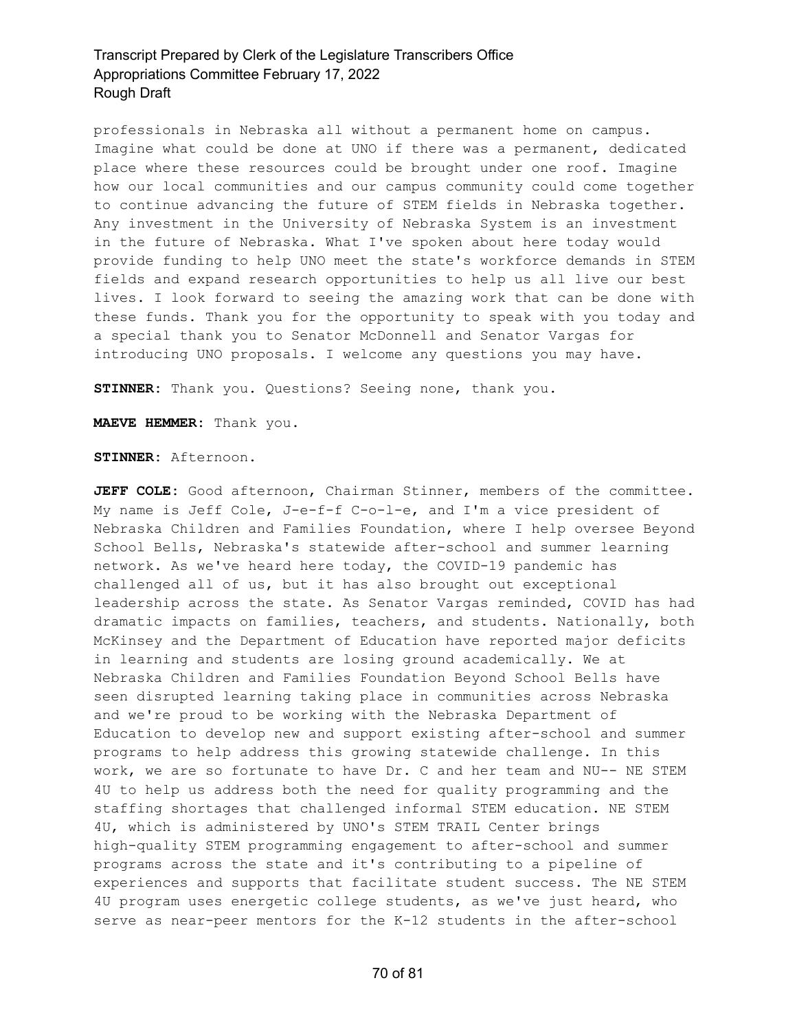professionals in Nebraska all without a permanent home on campus. Imagine what could be done at UNO if there was a permanent, dedicated place where these resources could be brought under one roof. Imagine how our local communities and our campus community could come together to continue advancing the future of STEM fields in Nebraska together. Any investment in the University of Nebraska System is an investment in the future of Nebraska. What I've spoken about here today would provide funding to help UNO meet the state's workforce demands in STEM fields and expand research opportunities to help us all live our best lives. I look forward to seeing the amazing work that can be done with these funds. Thank you for the opportunity to speak with you today and a special thank you to Senator McDonnell and Senator Vargas for introducing UNO proposals. I welcome any questions you may have.

**STINNER:** Thank you. Questions? Seeing none, thank you.

**MAEVE HEMMER:** Thank you.

**STINNER:** Afternoon.

**JEFF COLE:** Good afternoon, Chairman Stinner, members of the committee. My name is Jeff Cole, J-e-f-f C-o-l-e, and I'm a vice president of Nebraska Children and Families Foundation, where I help oversee Beyond School Bells, Nebraska's statewide after-school and summer learning network. As we've heard here today, the COVID-19 pandemic has challenged all of us, but it has also brought out exceptional leadership across the state. As Senator Vargas reminded, COVID has had dramatic impacts on families, teachers, and students. Nationally, both McKinsey and the Department of Education have reported major deficits in learning and students are losing ground academically. We at Nebraska Children and Families Foundation Beyond School Bells have seen disrupted learning taking place in communities across Nebraska and we're proud to be working with the Nebraska Department of Education to develop new and support existing after-school and summer programs to help address this growing statewide challenge. In this work, we are so fortunate to have Dr. C and her team and NU-- NE STEM 4U to help us address both the need for quality programming and the staffing shortages that challenged informal STEM education. NE STEM 4U, which is administered by UNO's STEM TRAIL Center brings high-quality STEM programming engagement to after-school and summer programs across the state and it's contributing to a pipeline of experiences and supports that facilitate student success. The NE STEM 4U program uses energetic college students, as we've just heard, who serve as near-peer mentors for the K-12 students in the after-school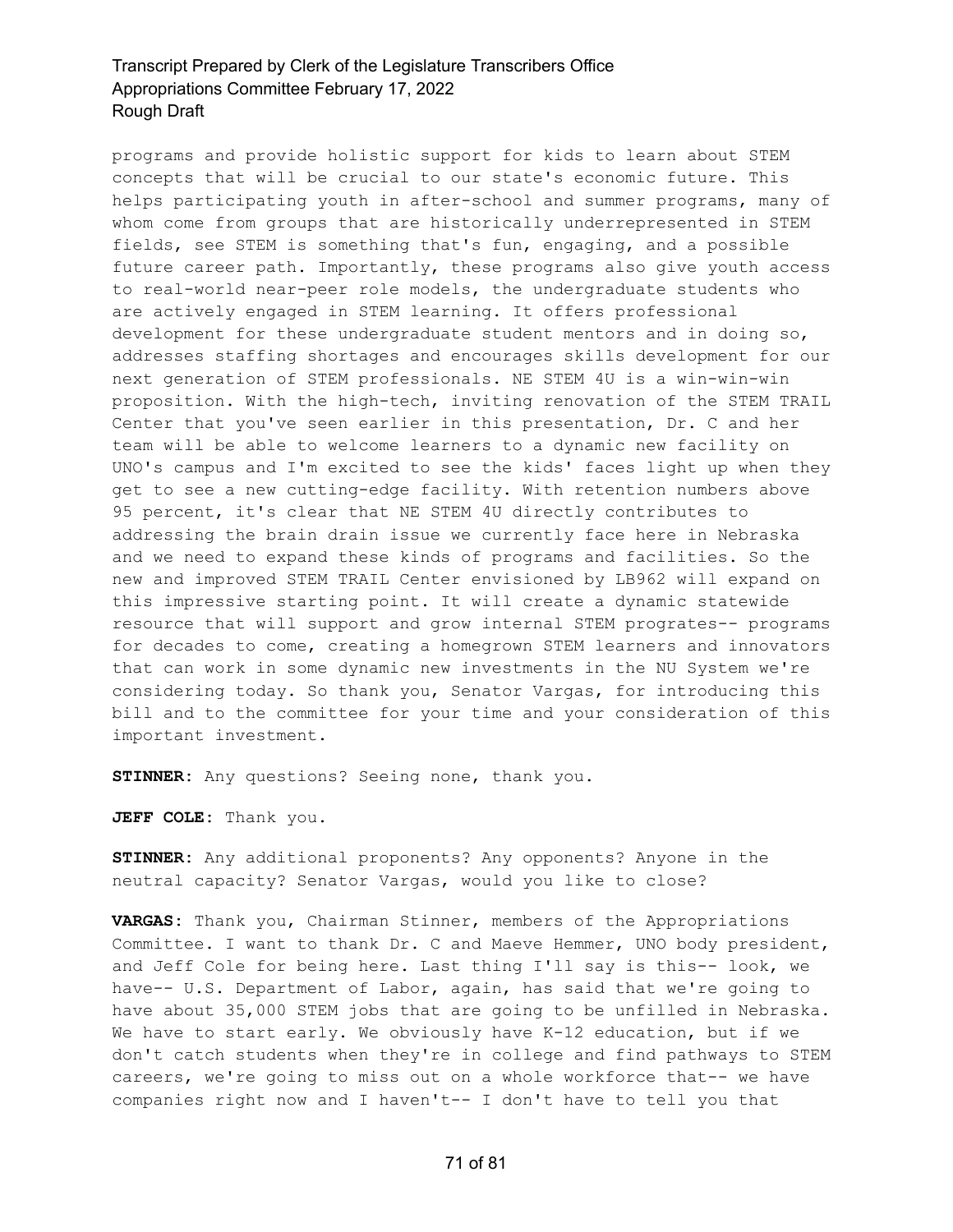programs and provide holistic support for kids to learn about STEM concepts that will be crucial to our state's economic future. This helps participating youth in after-school and summer programs, many of whom come from groups that are historically underrepresented in STEM fields, see STEM is something that's fun, engaging, and a possible future career path. Importantly, these programs also give youth access to real-world near-peer role models, the undergraduate students who are actively engaged in STEM learning. It offers professional development for these undergraduate student mentors and in doing so, addresses staffing shortages and encourages skills development for our next generation of STEM professionals. NE STEM 4U is a win-win-win proposition. With the high-tech, inviting renovation of the STEM TRAIL Center that you've seen earlier in this presentation, Dr. C and her team will be able to welcome learners to a dynamic new facility on UNO's campus and I'm excited to see the kids' faces light up when they get to see a new cutting-edge facility. With retention numbers above 95 percent, it's clear that NE STEM 4U directly contributes to addressing the brain drain issue we currently face here in Nebraska and we need to expand these kinds of programs and facilities. So the new and improved STEM TRAIL Center envisioned by LB962 will expand on this impressive starting point. It will create a dynamic statewide resource that will support and grow internal STEM progrates-- programs for decades to come, creating a homegrown STEM learners and innovators that can work in some dynamic new investments in the NU System we're considering today. So thank you, Senator Vargas, for introducing this bill and to the committee for your time and your consideration of this important investment.

**STINNER:** Any questions? Seeing none, thank you.

**JEFF COLE:** Thank you.

**STINNER:** Any additional proponents? Any opponents? Anyone in the neutral capacity? Senator Vargas, would you like to close?

**VARGAS:** Thank you, Chairman Stinner, members of the Appropriations Committee. I want to thank Dr. C and Maeve Hemmer, UNO body president, and Jeff Cole for being here. Last thing I'll say is this-- look, we have-- U.S. Department of Labor, again, has said that we're going to have about 35,000 STEM jobs that are going to be unfilled in Nebraska. We have to start early. We obviously have K-12 education, but if we don't catch students when they're in college and find pathways to STEM careers, we're going to miss out on a whole workforce that-- we have companies right now and I haven't-- I don't have to tell you that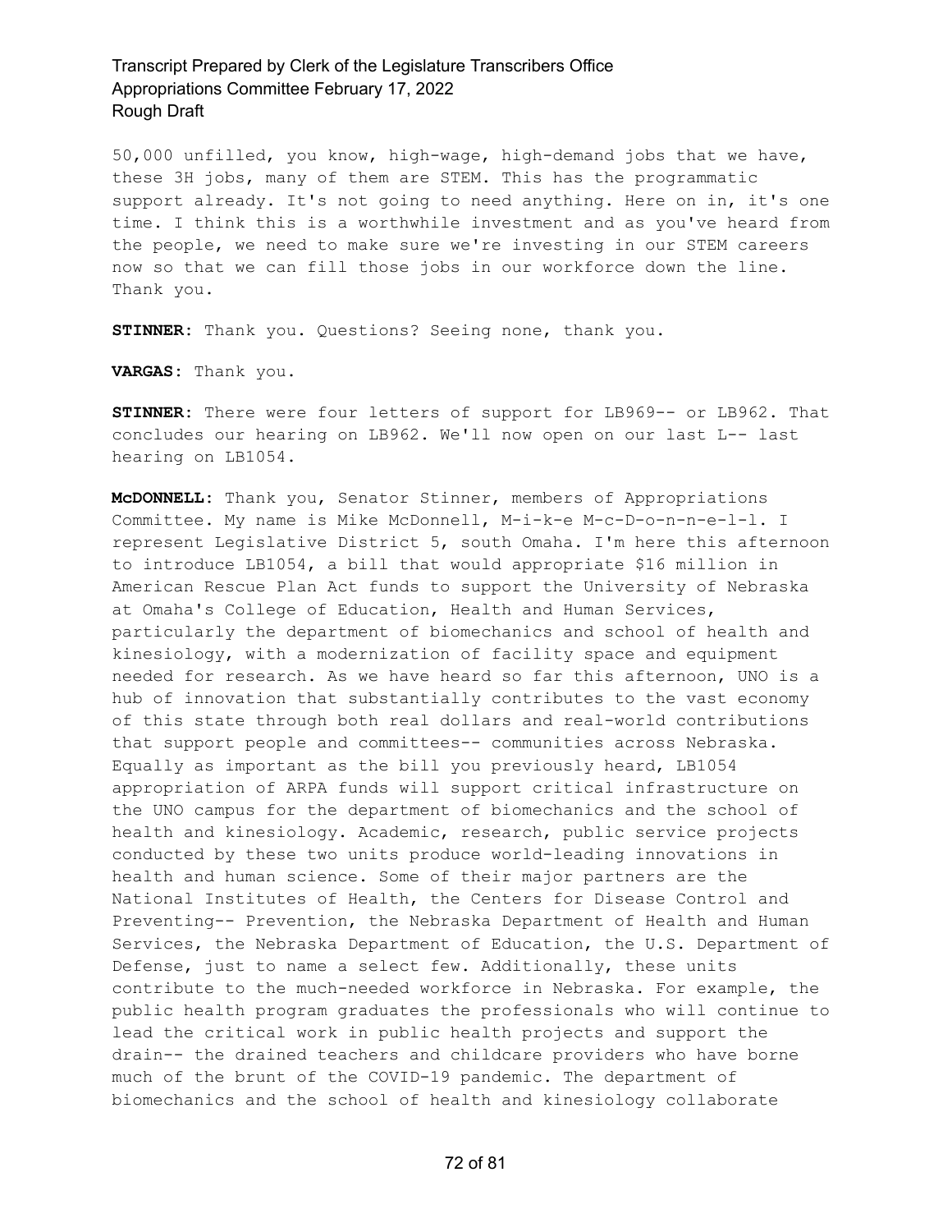50,000 unfilled, you know, high-wage, high-demand jobs that we have, these 3H jobs, many of them are STEM. This has the programmatic support already. It's not going to need anything. Here on in, it's one time. I think this is a worthwhile investment and as you've heard from the people, we need to make sure we're investing in our STEM careers now so that we can fill those jobs in our workforce down the line. Thank you.

**STINNER:** Thank you. Questions? Seeing none, thank you.

**VARGAS:** Thank you.

**STINNER:** There were four letters of support for LB969-- or LB962. That concludes our hearing on LB962. We'll now open on our last L-- last hearing on LB1054.

**McDONNELL:** Thank you, Senator Stinner, members of Appropriations Committee. My name is Mike McDonnell, M-i-k-e M-c-D-o-n-n-e-l-l. I represent Legislative District 5, south Omaha. I'm here this afternoon to introduce LB1054, a bill that would appropriate $16 million in American Rescue Plan Act funds to support the University of Nebraska at Omaha's College of Education, Health and Human Services, particularly the department of biomechanics and school of health and kinesiology, with a modernization of facility space and equipment needed for research. As we have heard so far this afternoon, UNO is a hub of innovation that substantially contributes to the vast economy of this state through both real dollars and real-world contributions that support people and committees-- communities across Nebraska. Equally as important as the bill you previously heard, LB1054 appropriation of ARPA funds will support critical infrastructure on the UNO campus for the department of biomechanics and the school of health and kinesiology. Academic, research, public service projects conducted by these two units produce world-leading innovations in health and human science. Some of their major partners are the National Institutes of Health, the Centers for Disease Control and Preventing-- Prevention, the Nebraska Department of Health and Human Services, the Nebraska Department of Education, the U.S. Department of Defense, just to name a select few. Additionally, these units contribute to the much-needed workforce in Nebraska. For example, the public health program graduates the professionals who will continue to lead the critical work in public health projects and support the drain-- the drained teachers and childcare providers who have borne much of the brunt of the COVID-19 pandemic. The department of biomechanics and the school of health and kinesiology collaborate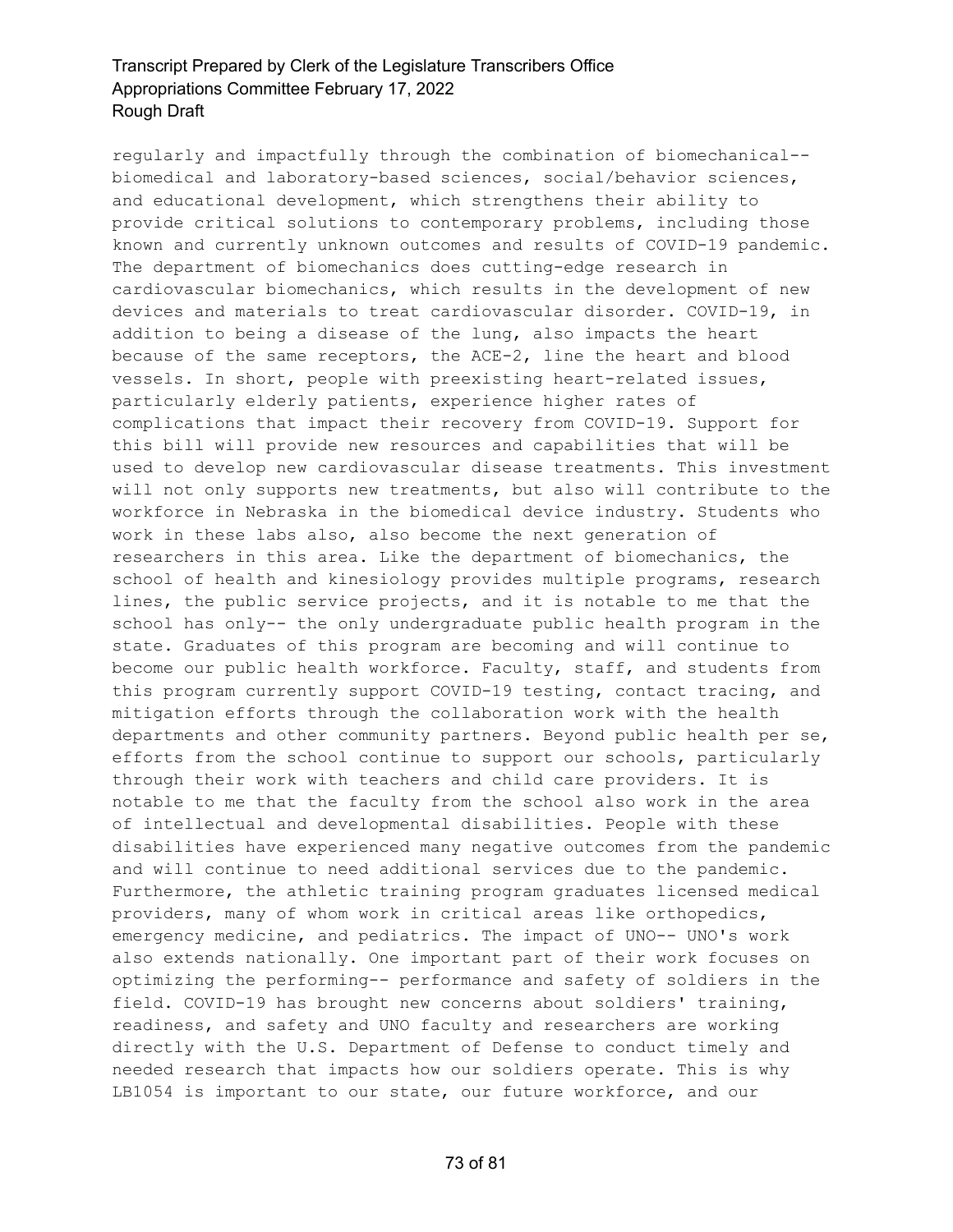regularly and impactfully through the combination of biomechanical-- biomedical and laboratory-based sciences, social/behavior sciences, and educational development, which strengthens their ability to provide critical solutions to contemporary problems, including those known and currently unknown outcomes and results of COVID-19 pandemic. The department of biomechanics does cutting-edge research in cardiovascular biomechanics, which results in the development of new devices and materials to treat cardiovascular disorder. COVID-19, in addition to being a disease of the lung, also impacts the heart because of the same receptors, the ACE-2, line the heart and blood vessels. In short, people with preexisting heart-related issues, particularly elderly patients, experience higher rates of complications that impact their recovery from COVID-19. Support for this bill will provide new resources and capabilities that will be used to develop new cardiovascular disease treatments. This investment will not only supports new treatments, but also will contribute to the workforce in Nebraska in the biomedical device industry. Students who work in these labs also, also become the next generation of researchers in this area. Like the department of biomechanics, the school of health and kinesiology provides multiple programs, research lines, the public service projects, and it is notable to me that the school has only-- the only undergraduate public health program in the state. Graduates of this program are becoming and will continue to become our public health workforce. Faculty, staff, and students from this program currently support COVID-19 testing, contact tracing, and mitigation efforts through the collaboration work with the health departments and other community partners. Beyond public health per se, efforts from the school continue to support our schools, particularly through their work with teachers and child care providers. It is notable to me that the faculty from the school also work in the area of intellectual and developmental disabilities. People with these disabilities have experienced many negative outcomes from the pandemic and will continue to need additional services due to the pandemic. Furthermore, the athletic training program graduates licensed medical providers, many of whom work in critical areas like orthopedics, emergency medicine, and pediatrics. The impact of UNO-- UNO's work also extends nationally. One important part of their work focuses on optimizing the performing-- performance and safety of soldiers in the field. COVID-19 has brought new concerns about soldiers' training, readiness, and safety and UNO faculty and researchers are working directly with the U.S. Department of Defense to conduct timely and needed research that impacts how our soldiers operate. This is why LB1054 is important to our state, our future workforce, and our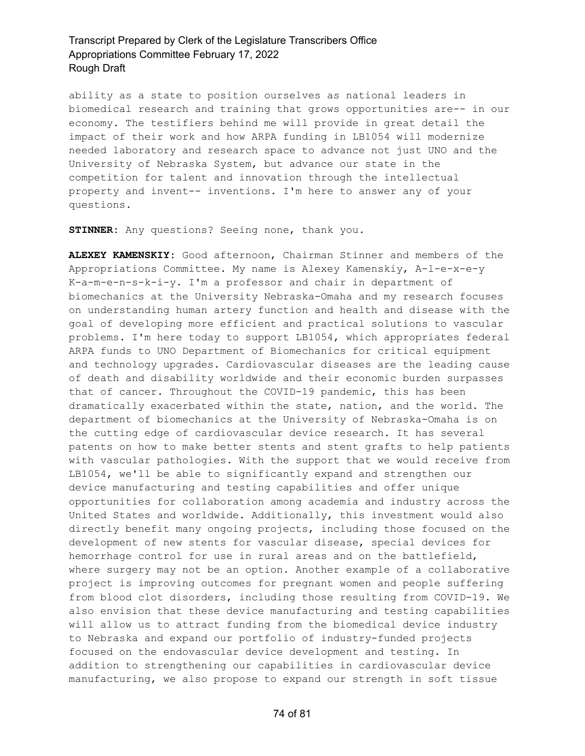ability as a state to position ourselves as national leaders in biomedical research and training that grows opportunities are-- in our economy. The testifiers behind me will provide in great detail the impact of their work and how ARPA funding in LB1054 will modernize needed laboratory and research space to advance not just UNO and the University of Nebraska System, but advance our state in the competition for talent and innovation through the intellectual property and invent-- inventions. I'm here to answer any of your questions.

**STINNER:** Any questions? Seeing none, thank you.

**ALEXEY KAMENSKIY:** Good afternoon, Chairman Stinner and members of the Appropriations Committee. My name is Alexey Kamenskiy, A-l-e-x-e-y K-a-m-e-n-s-k-i-y. I'm a professor and chair in department of biomechanics at the University Nebraska-Omaha and my research focuses on understanding human artery function and health and disease with the goal of developing more efficient and practical solutions to vascular problems. I'm here today to support LB1054, which appropriates federal ARPA funds to UNO Department of Biomechanics for critical equipment and technology upgrades. Cardiovascular diseases are the leading cause of death and disability worldwide and their economic burden surpasses that of cancer. Throughout the COVID-19 pandemic, this has been dramatically exacerbated within the state, nation, and the world. The department of biomechanics at the University of Nebraska-Omaha is on the cutting edge of cardiovascular device research. It has several patents on how to make better stents and stent grafts to help patients with vascular pathologies. With the support that we would receive from LB1054, we'll be able to significantly expand and strengthen our device manufacturing and testing capabilities and offer unique opportunities for collaboration among academia and industry across the United States and worldwide. Additionally, this investment would also directly benefit many ongoing projects, including those focused on the development of new stents for vascular disease, special devices for hemorrhage control for use in rural areas and on the battlefield, where surgery may not be an option. Another example of a collaborative project is improving outcomes for pregnant women and people suffering from blood clot disorders, including those resulting from COVID-19. We also envision that these device manufacturing and testing capabilities will allow us to attract funding from the biomedical device industry to Nebraska and expand our portfolio of industry-funded projects focused on the endovascular device development and testing. In addition to strengthening our capabilities in cardiovascular device manufacturing, we also propose to expand our strength in soft tissue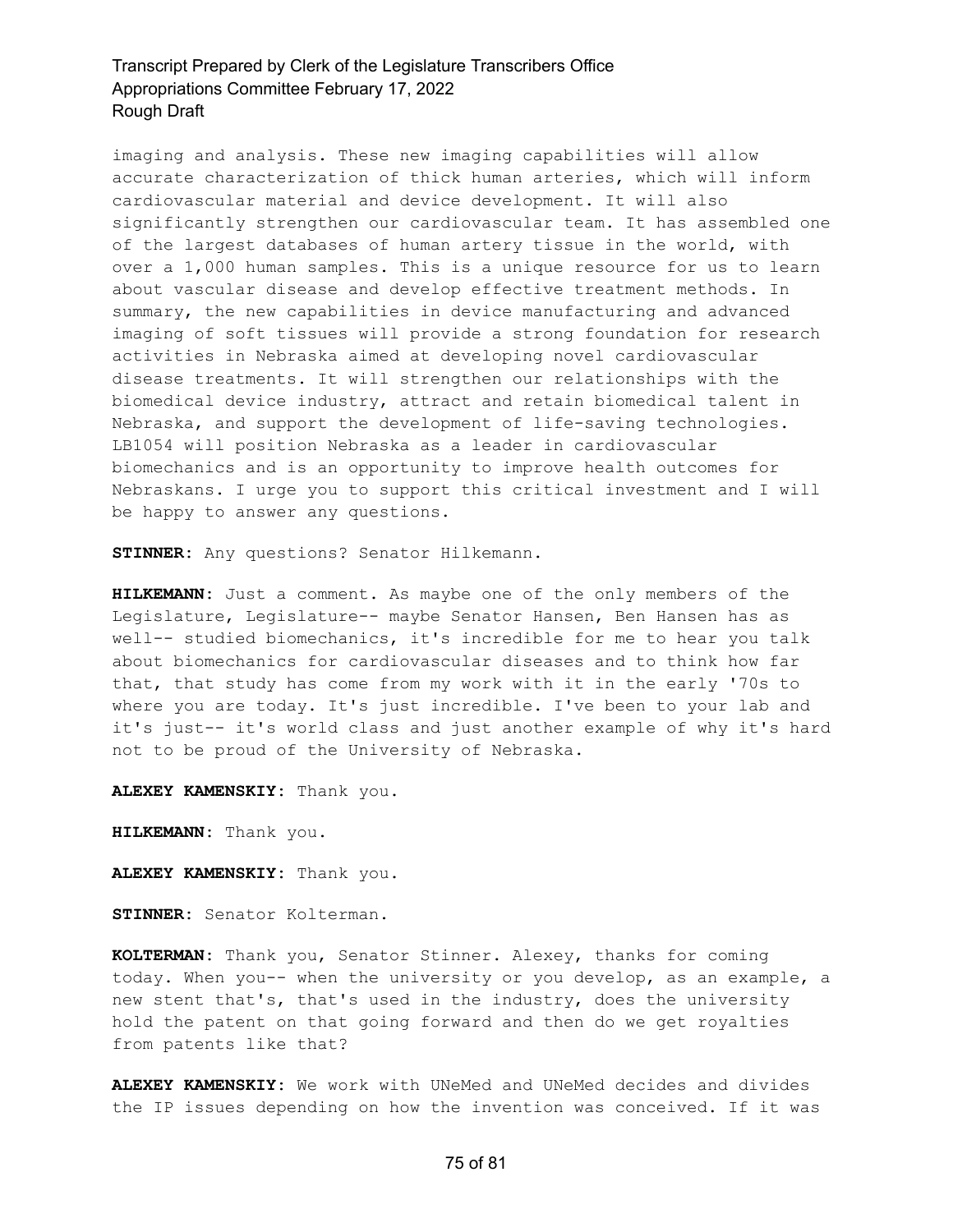imaging and analysis. These new imaging capabilities will allow accurate characterization of thick human arteries, which will inform cardiovascular material and device development. It will also significantly strengthen our cardiovascular team. It has assembled one of the largest databases of human artery tissue in the world, with over a 1,000 human samples. This is a unique resource for us to learn about vascular disease and develop effective treatment methods. In summary, the new capabilities in device manufacturing and advanced imaging of soft tissues will provide a strong foundation for research activities in Nebraska aimed at developing novel cardiovascular disease treatments. It will strengthen our relationships with the biomedical device industry, attract and retain biomedical talent in Nebraska, and support the development of life-saving technologies. LB1054 will position Nebraska as a leader in cardiovascular biomechanics and is an opportunity to improve health outcomes for Nebraskans. I urge you to support this critical investment and I will be happy to answer any questions.

**STINNER:** Any questions? Senator Hilkemann.

**HILKEMANN:** Just a comment. As maybe one of the only members of the Legislature, Legislature-- maybe Senator Hansen, Ben Hansen has as well-- studied biomechanics, it's incredible for me to hear you talk about biomechanics for cardiovascular diseases and to think how far that, that study has come from my work with it in the early '70s to where you are today. It's just incredible. I've been to your lab and it's just-- it's world class and just another example of why it's hard not to be proud of the University of Nebraska.

**ALEXEY KAMENSKIY:** Thank you.

**HILKEMANN:** Thank you.

**ALEXEY KAMENSKIY:** Thank you.

**STINNER:** Senator Kolterman.

**KOLTERMAN:** Thank you, Senator Stinner. Alexey, thanks for coming today. When you-- when the university or you develop, as an example, a new stent that's, that's used in the industry, does the university hold the patent on that going forward and then do we get royalties from patents like that?

**ALEXEY KAMENSKIY:** We work with UNeMed and UNeMed decides and divides the IP issues depending on how the invention was conceived. If it was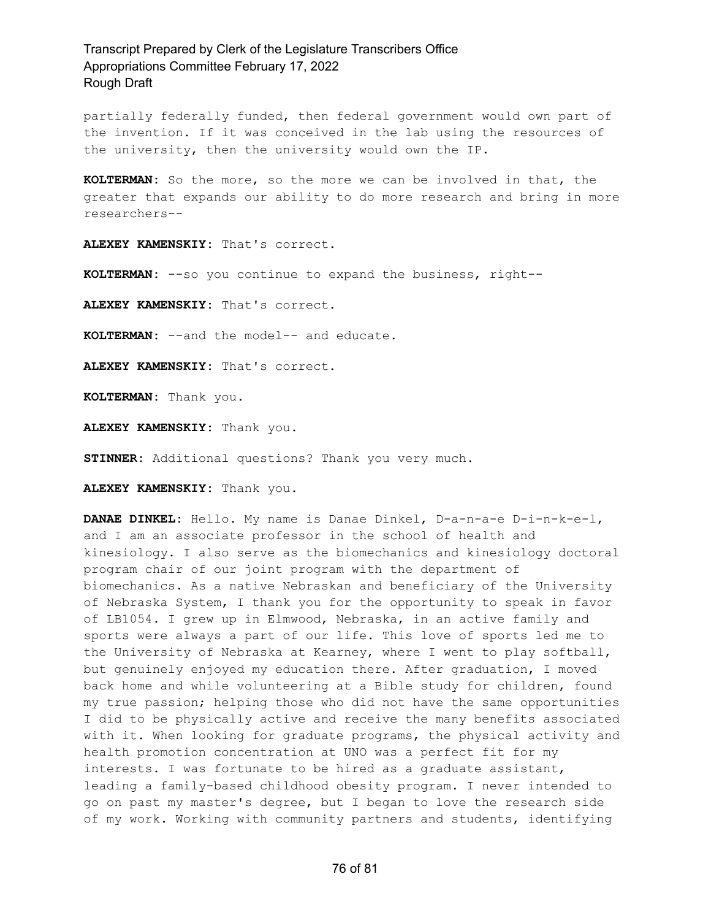partially federally funded, then federal government would own part of the invention. If it was conceived in the lab using the resources of the university, then the university would own the IP.

**KOLTERMAN:** So the more, so the more we can be involved in that, the greater that expands our ability to do more research and bring in more researchers--

**ALEXEY KAMENSKIY:** That's correct.

**KOLTERMAN:** --so you continue to expand the business, right--

**ALEXEY KAMENSKIY:** That's correct.

**KOLTERMAN:** --and the model-- and educate.

**ALEXEY KAMENSKIY:** That's correct.

**KOLTERMAN:** Thank you.

**ALEXEY KAMENSKIY:** Thank you.

**STINNER:** Additional questions? Thank you very much.

**ALEXEY KAMENSKIY:** Thank you.

**DANAE DINKEL:** Hello. My name is Danae Dinkel, D-a-n-a-e D-i-n-k-e-l, and I am an associate professor in the school of health and kinesiology. I also serve as the biomechanics and kinesiology doctoral program chair of our joint program with the department of biomechanics. As a native Nebraskan and beneficiary of the University of Nebraska System, I thank you for the opportunity to speak in favor of LB1054. I grew up in Elmwood, Nebraska, in an active family and sports were always a part of our life. This love of sports led me to the University of Nebraska at Kearney, where I went to play softball, but genuinely enjoyed my education there. After graduation, I moved back home and while volunteering at a Bible study for children, found my true passion; helping those who did not have the same opportunities I did to be physically active and receive the many benefits associated with it. When looking for graduate programs, the physical activity and health promotion concentration at UNO was a perfect fit for my interests. I was fortunate to be hired as a graduate assistant, leading a family-based childhood obesity program. I never intended to go on past my master's degree, but I began to love the research side of my work. Working with community partners and students, identifying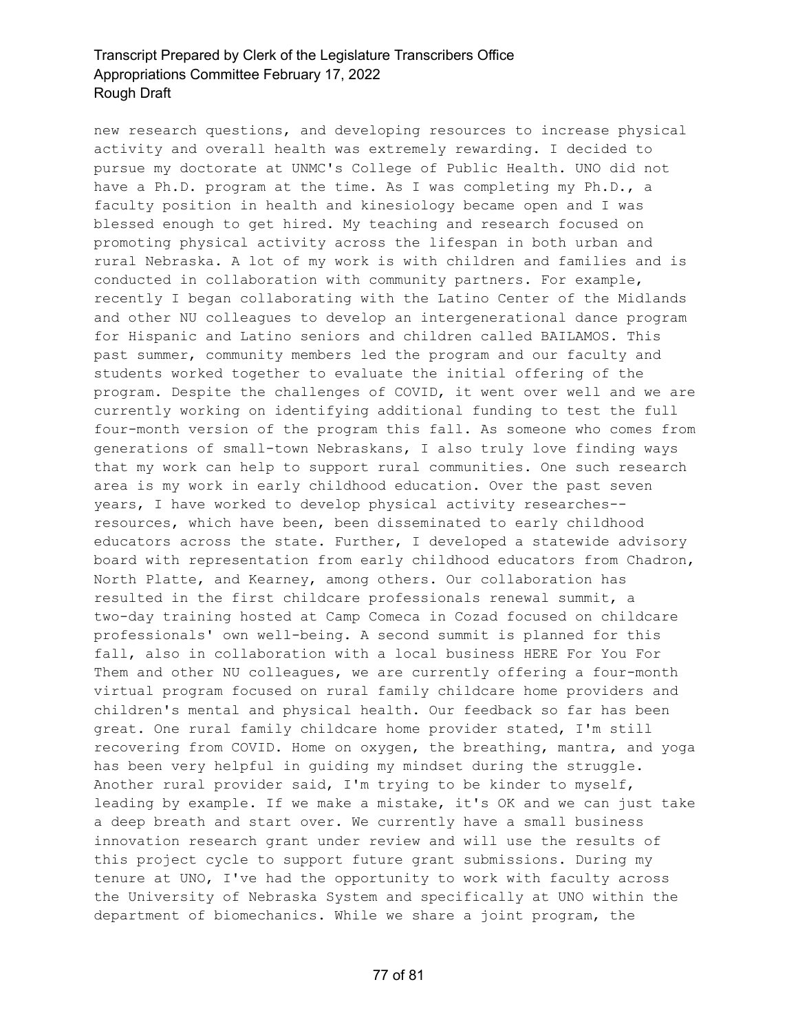new research questions, and developing resources to increase physical activity and overall health was extremely rewarding. I decided to pursue my doctorate at UNMC's College of Public Health. UNO did not have a Ph.D. program at the time. As I was completing my Ph.D., a faculty position in health and kinesiology became open and I was blessed enough to get hired. My teaching and research focused on promoting physical activity across the lifespan in both urban and rural Nebraska. A lot of my work is with children and families and is conducted in collaboration with community partners. For example, recently I began collaborating with the Latino Center of the Midlands and other NU colleagues to develop an intergenerational dance program for Hispanic and Latino seniors and children called BAILAMOS. This past summer, community members led the program and our faculty and students worked together to evaluate the initial offering of the program. Despite the challenges of COVID, it went over well and we are currently working on identifying additional funding to test the full four-month version of the program this fall. As someone who comes from generations of small-town Nebraskans, I also truly love finding ways that my work can help to support rural communities. One such research area is my work in early childhood education. Over the past seven years, I have worked to develop physical activity researches-- resources, which have been, been disseminated to early childhood educators across the state. Further, I developed a statewide advisory board with representation from early childhood educators from Chadron, North Platte, and Kearney, among others. Our collaboration has resulted in the first childcare professionals renewal summit, a two-day training hosted at Camp Comeca in Cozad focused on childcare professionals' own well-being. A second summit is planned for this fall, also in collaboration with a local business HERE For You For Them and other NU colleagues, we are currently offering a four-month virtual program focused on rural family childcare home providers and children's mental and physical health. Our feedback so far has been great. One rural family childcare home provider stated, I'm still recovering from COVID. Home on oxygen, the breathing, mantra, and yoga has been very helpful in guiding my mindset during the struggle. Another rural provider said, I'm trying to be kinder to myself, leading by example. If we make a mistake, it's OK and we can just take a deep breath and start over. We currently have a small business innovation research grant under review and will use the results of this project cycle to support future grant submissions. During my tenure at UNO, I've had the opportunity to work with faculty across the University of Nebraska System and specifically at UNO within the department of biomechanics. While we share a joint program, the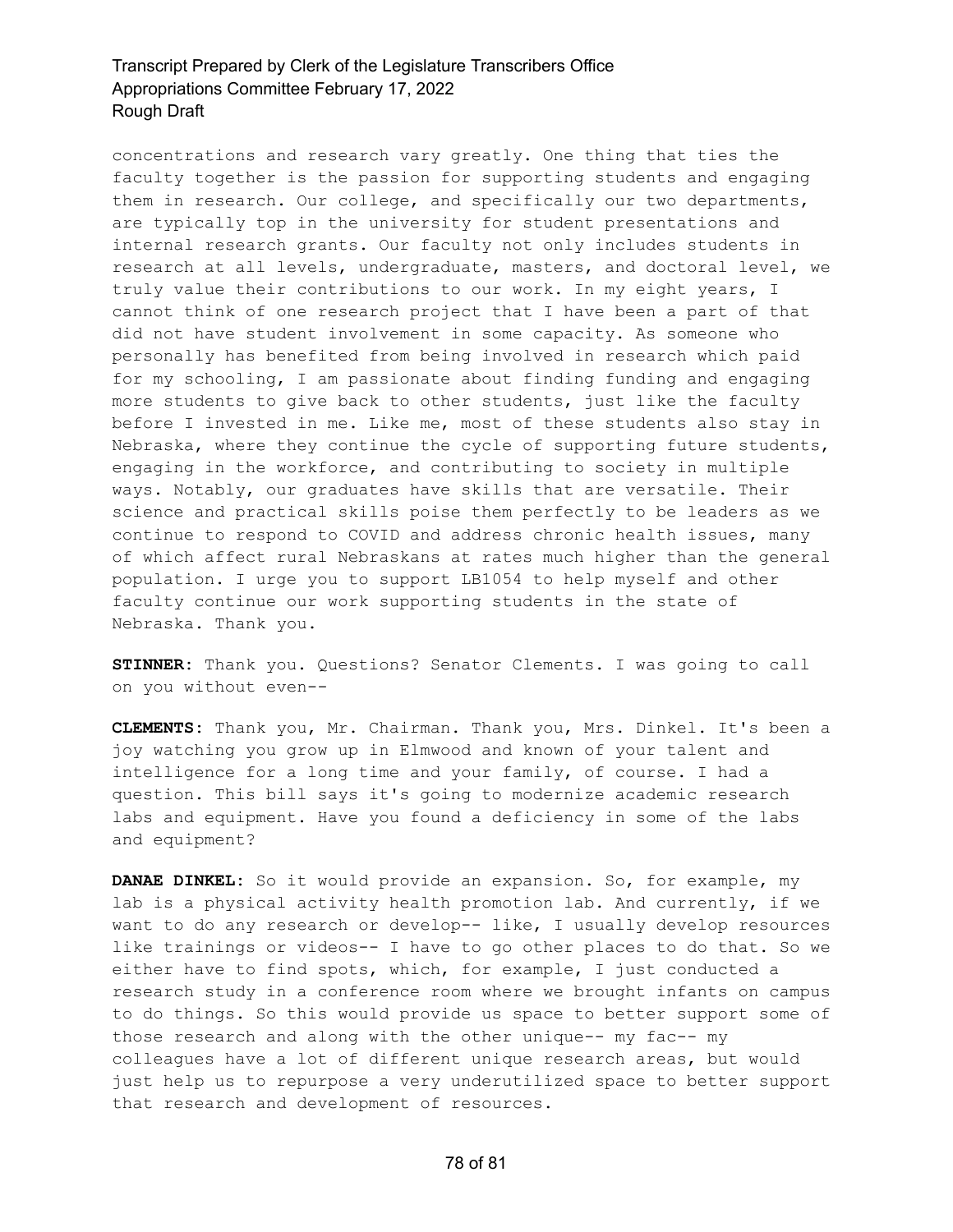concentrations and research vary greatly. One thing that ties the faculty together is the passion for supporting students and engaging them in research. Our college, and specifically our two departments, are typically top in the university for student presentations and internal research grants. Our faculty not only includes students in research at all levels, undergraduate, masters, and doctoral level, we truly value their contributions to our work. In my eight years, I cannot think of one research project that I have been a part of that did not have student involvement in some capacity. As someone who personally has benefited from being involved in research which paid for my schooling, I am passionate about finding funding and engaging more students to give back to other students, just like the faculty before I invested in me. Like me, most of these students also stay in Nebraska, where they continue the cycle of supporting future students, engaging in the workforce, and contributing to society in multiple ways. Notably, our graduates have skills that are versatile. Their science and practical skills poise them perfectly to be leaders as we continue to respond to COVID and address chronic health issues, many of which affect rural Nebraskans at rates much higher than the general population. I urge you to support LB1054 to help myself and other faculty continue our work supporting students in the state of Nebraska. Thank you.

**STINNER:** Thank you. Questions? Senator Clements. I was going to call on you without even--

**CLEMENTS:** Thank you, Mr. Chairman. Thank you, Mrs. Dinkel. It's been a joy watching you grow up in Elmwood and known of your talent and intelligence for a long time and your family, of course. I had a question. This bill says it's going to modernize academic research labs and equipment. Have you found a deficiency in some of the labs and equipment?

**DANAE DINKEL:** So it would provide an expansion. So, for example, my lab is a physical activity health promotion lab. And currently, if we want to do any research or develop-- like, I usually develop resources like trainings or videos-- I have to go other places to do that. So we either have to find spots, which, for example, I just conducted a research study in a conference room where we brought infants on campus to do things. So this would provide us space to better support some of those research and along with the other unique-- my fac-- my colleagues have a lot of different unique research areas, but would just help us to repurpose a very underutilized space to better support that research and development of resources.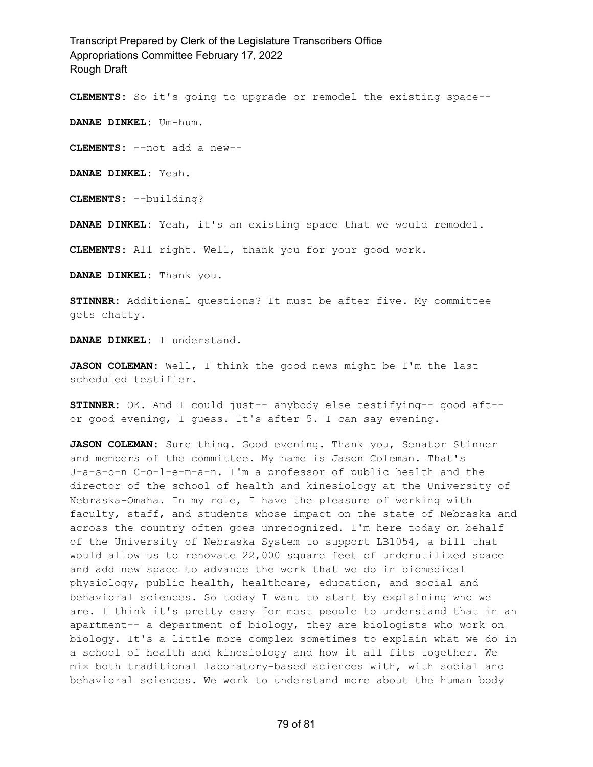**CLEMENTS:** So it's going to upgrade or remodel the existing space--

**DANAE DINKEL:** Um-hum.

**CLEMENTS:** --not add a new--

**DANAE DINKEL:** Yeah.

**CLEMENTS:** --building?

**DANAE DINKEL:** Yeah, it's an existing space that we would remodel.

**CLEMENTS:** All right. Well, thank you for your good work.

**DANAE DINKEL:** Thank you.

**STINNER:** Additional questions? It must be after five. My committee gets chatty.

**DANAE DINKEL:** I understand.

**JASON COLEMAN:** Well, I think the good news might be I'm the last scheduled testifier.

**STINNER:** OK. And I could just-- anybody else testifying-- good aft-- or good evening, I guess. It's after 5. I can say evening.

**JASON COLEMAN:** Sure thing. Good evening. Thank you, Senator Stinner and members of the committee. My name is Jason Coleman. That's J-a-s-o-n C-o-l-e-m-a-n. I'm a professor of public health and the director of the school of health and kinesiology at the University of Nebraska-Omaha. In my role, I have the pleasure of working with faculty, staff, and students whose impact on the state of Nebraska and across the country often goes unrecognized. I'm here today on behalf of the University of Nebraska System to support LB1054, a bill that would allow us to renovate 22,000 square feet of underutilized space and add new space to advance the work that we do in biomedical physiology, public health, healthcare, education, and social and behavioral sciences. So today I want to start by explaining who we are. I think it's pretty easy for most people to understand that in an apartment-- a department of biology, they are biologists who work on biology. It's a little more complex sometimes to explain what we do in a school of health and kinesiology and how it all fits together. We mix both traditional laboratory-based sciences with, with social and behavioral sciences. We work to understand more about the human body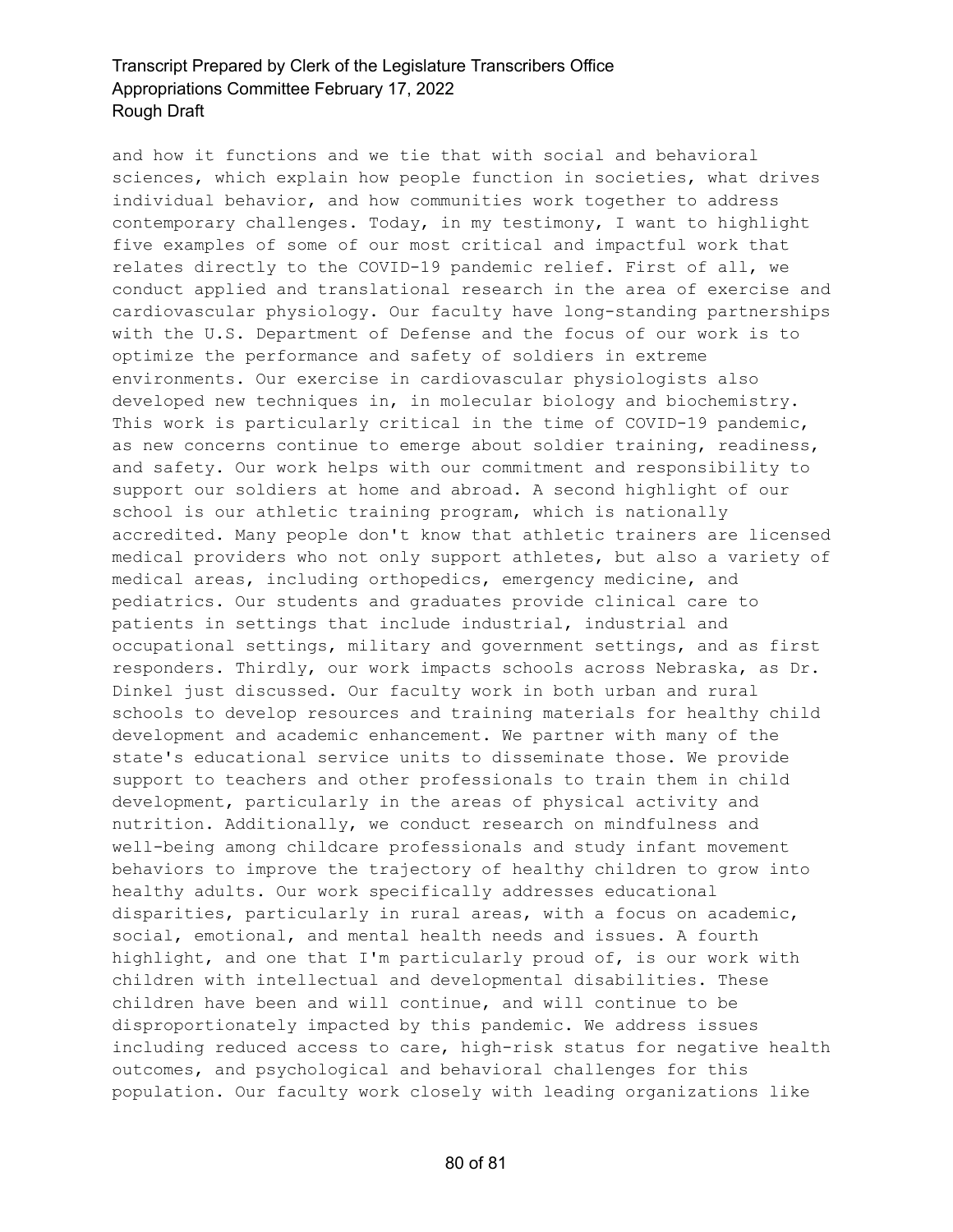and how it functions and we tie that with social and behavioral sciences, which explain how people function in societies, what drives individual behavior, and how communities work together to address contemporary challenges. Today, in my testimony, I want to highlight five examples of some of our most critical and impactful work that relates directly to the COVID-19 pandemic relief. First of all, we conduct applied and translational research in the area of exercise and cardiovascular physiology. Our faculty have long-standing partnerships with the U.S. Department of Defense and the focus of our work is to optimize the performance and safety of soldiers in extreme environments. Our exercise in cardiovascular physiologists also developed new techniques in, in molecular biology and biochemistry. This work is particularly critical in the time of COVID-19 pandemic, as new concerns continue to emerge about soldier training, readiness, and safety. Our work helps with our commitment and responsibility to support our soldiers at home and abroad. A second highlight of our school is our athletic training program, which is nationally accredited. Many people don't know that athletic trainers are licensed medical providers who not only support athletes, but also a variety of medical areas, including orthopedics, emergency medicine, and pediatrics. Our students and graduates provide clinical care to patients in settings that include industrial, industrial and occupational settings, military and government settings, and as first responders. Thirdly, our work impacts schools across Nebraska, as Dr. Dinkel just discussed. Our faculty work in both urban and rural schools to develop resources and training materials for healthy child development and academic enhancement. We partner with many of the state's educational service units to disseminate those. We provide support to teachers and other professionals to train them in child development, particularly in the areas of physical activity and nutrition. Additionally, we conduct research on mindfulness and well-being among childcare professionals and study infant movement behaviors to improve the trajectory of healthy children to grow into healthy adults. Our work specifically addresses educational disparities, particularly in rural areas, with a focus on academic, social, emotional, and mental health needs and issues. A fourth highlight, and one that I'm particularly proud of, is our work with children with intellectual and developmental disabilities. These children have been and will continue, and will continue to be disproportionately impacted by this pandemic. We address issues including reduced access to care, high-risk status for negative health outcomes, and psychological and behavioral challenges for this population. Our faculty work closely with leading organizations like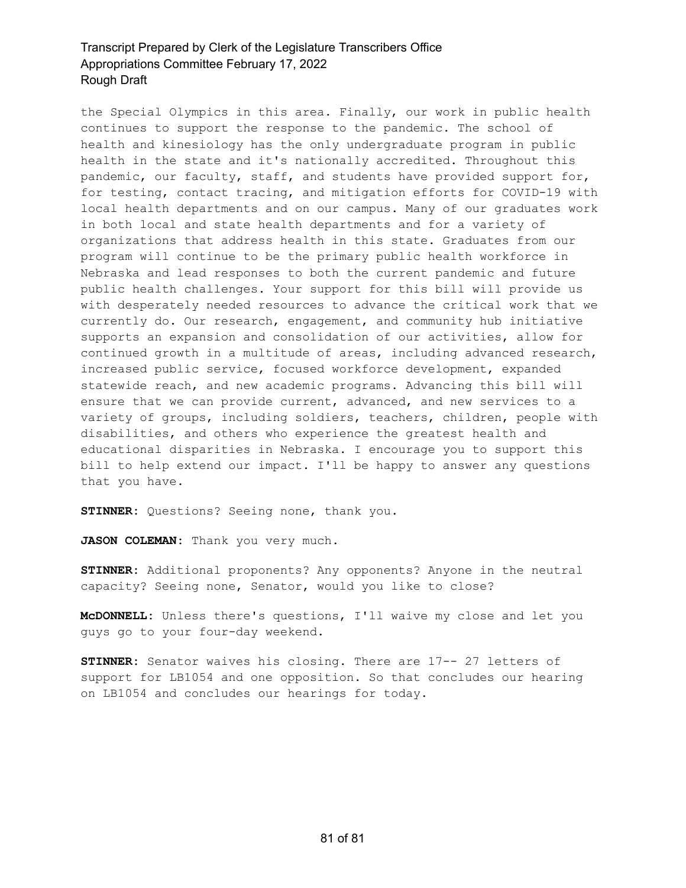the Special Olympics in this area. Finally, our work in public health continues to support the response to the pandemic. The school of health and kinesiology has the only undergraduate program in public health in the state and it's nationally accredited. Throughout this pandemic, our faculty, staff, and students have provided support for, for testing, contact tracing, and mitigation efforts for COVID-19 with local health departments and on our campus. Many of our graduates work in both local and state health departments and for a variety of organizations that address health in this state. Graduates from our program will continue to be the primary public health workforce in Nebraska and lead responses to both the current pandemic and future public health challenges. Your support for this bill will provide us with desperately needed resources to advance the critical work that we currently do. Our research, engagement, and community hub initiative supports an expansion and consolidation of our activities, allow for continued growth in a multitude of areas, including advanced research, increased public service, focused workforce development, expanded statewide reach, and new academic programs. Advancing this bill will ensure that we can provide current, advanced, and new services to a variety of groups, including soldiers, teachers, children, people with disabilities, and others who experience the greatest health and educational disparities in Nebraska. I encourage you to support this bill to help extend our impact. I'll be happy to answer any questions that you have.

**STINNER:** Questions? Seeing none, thank you.

**JASON COLEMAN:** Thank you very much.

**STINNER:** Additional proponents? Any opponents? Anyone in the neutral capacity? Seeing none, Senator, would you like to close?

**McDONNELL:** Unless there's questions, I'll waive my close and let you guys go to your four-day weekend.

**STINNER:** Senator waives his closing. There are 17-- 27 letters of support for LB1054 and one opposition. So that concludes our hearing on LB1054 and concludes our hearings for today.